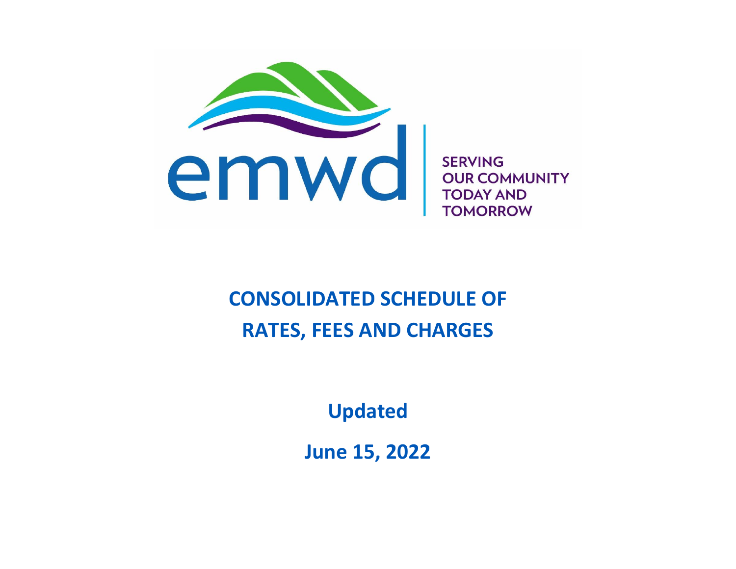emwd

SERVING OUR COMMUNITY TODAY AND TOMORROW

# CONSOLIDATED SCHEDULE OF RATES, FEES AND CHARGES

**Updated**

**June 15, 2022**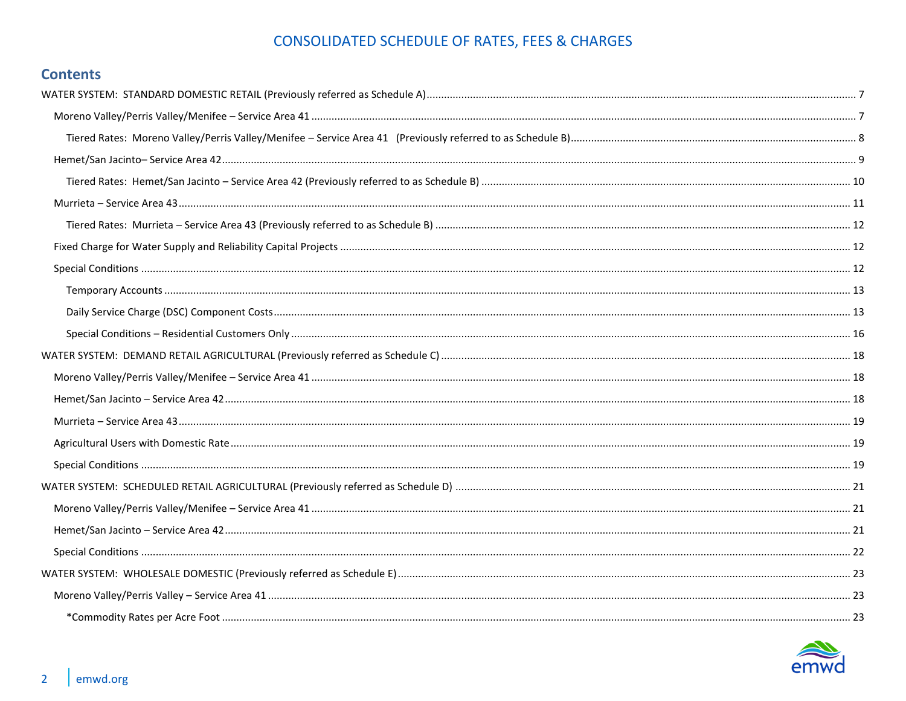# CONSOLIDATED SCHEDULE OF RATES, FEES & CHARGES

## Contents

WATER SYSTEM: STANDARD DOMESTIC RETAIL (Previously referred as Schedule A) ........ 7

- Moreno Valley/Perris Valley/Menifee – Service Area 41 ........ 7
  - Tiered Rates: Moreno Valley/Perris Valley/Menifee – Service Area 41 (Previously referred to as Schedule B) ........ 8
- Hemet/San Jacinto– Service Area 42 ........ 9
  - Tiered Rates: Hemet/San Jacinto – Service Area 42 (Previously referred to as Schedule B) ........ 10
- Murrieta – Service Area 43 ........ 11
  - Tiered Rates: Murrieta – Service Area 43 (Previously referred to as Schedule B) ........ 12
- Fixed Charge for Water Supply and Reliability Capital Projects ........ 12
- Special Conditions ........ 12
  - Temporary Accounts ........ 13
  - Daily Service Charge (DSC) Component Costs ........ 13
  - Special Conditions – Residential Customers Only ........ 16

WATER SYSTEM: DEMAND RETAIL AGRICULTURAL (Previously referred as Schedule C) ........ 18

- Moreno Valley/Perris Valley/Menifee – Service Area 41 ........ 18
- Hemet/San Jacinto – Service Area 42 ........ 18
- Murrieta – Service Area 43 ........ 19
- Agricultural Users with Domestic Rate ........ 19
- Special Conditions ........ 19

WATER SYSTEM: SCHEDULED RETAIL AGRICULTURAL (Previously referred as Schedule D) ........ 21

- Moreno Valley/Perris Valley/Menifee – Service Area 41 ........ 21
- Hemet/San Jacinto – Service Area 42 ........ 21
- Special Conditions ........ 22

WATER SYSTEM: WHOLESALE DOMESTIC (Previously referred as Schedule E) ........ 23

- Moreno Valley/Perris Valley – Service Area 41 ........ 23
  - *Commodity Rates per Acre Foot ........ 23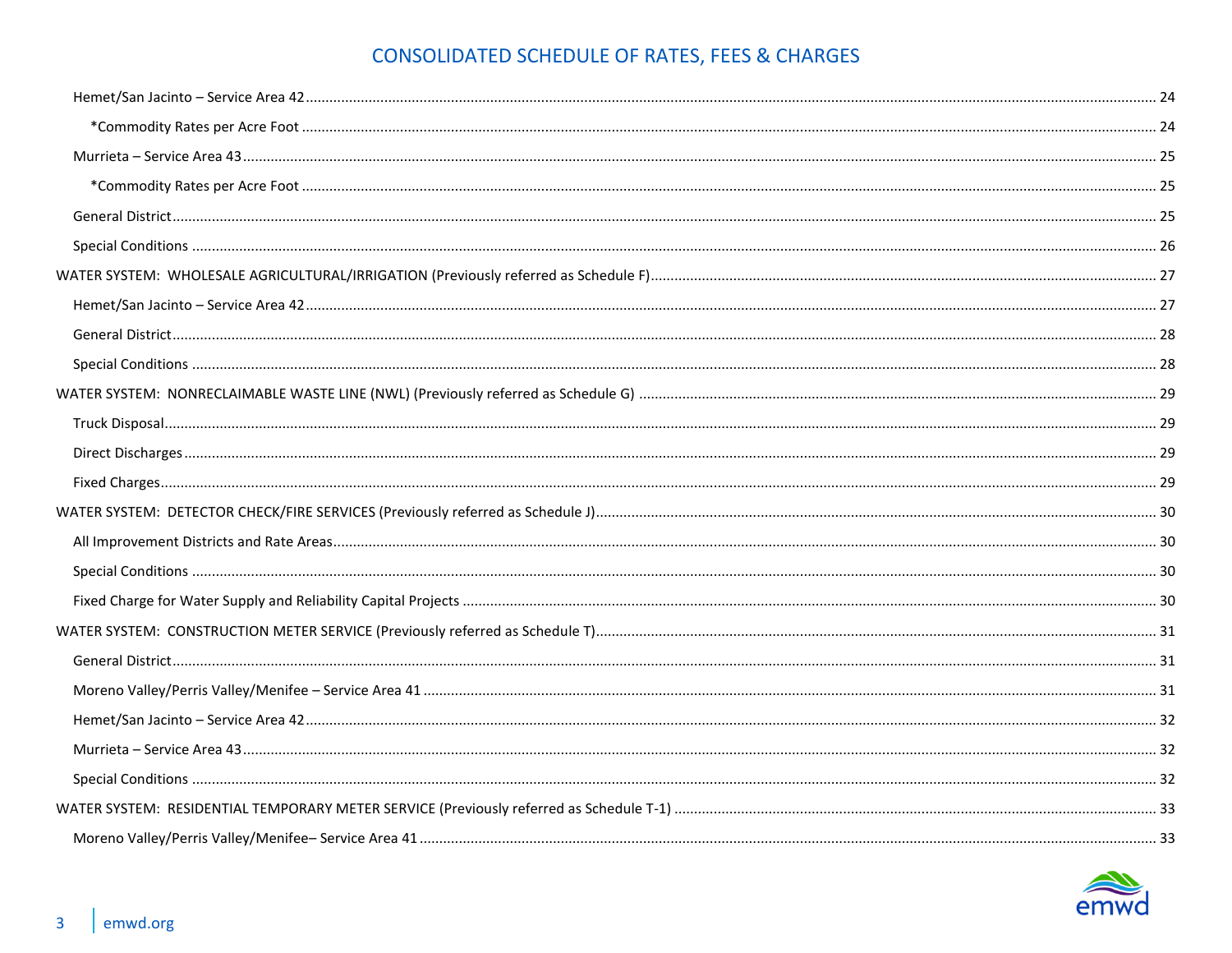# CONSOLIDATED SCHEDULE OF RATES, FEES & CHARGES

- Hemet/San Jacinto – Service Area 42 ........ 24
  - *Commodity Rates per Acre Foot ........ 24
- Murrieta – Service Area 43 ........ 25
  - *Commodity Rates per Acre Foot ........ 25
- General District ........ 25
- Special Conditions ........ 26

WATER SYSTEM: WHOLESALE AGRICULTURAL/IRRIGATION (Previously referred as Schedule F) ........ 27

- Hemet/San Jacinto – Service Area 42 ........ 27
- General District ........ 28
- Special Conditions ........ 28

WATER SYSTEM: NONRECLAIMABLE WASTE LINE (NWL) (Previously referred as Schedule G) ........ 29

- Truck Disposal ........ 29
- Direct Discharges ........ 29
- Fixed Charges ........ 29

WATER SYSTEM: DETECTOR CHECK/FIRE SERVICES (Previously referred as Schedule J) ........ 30

- All Improvement Districts and Rate Areas ........ 30
- Special Conditions ........ 30
- Fixed Charge for Water Supply and Reliability Capital Projects ........ 30

WATER SYSTEM: CONSTRUCTION METER SERVICE (Previously referred as Schedule T) ........ 31

- General District ........ 31
- Moreno Valley/Perris Valley/Menifee – Service Area 41 ........ 31
- Hemet/San Jacinto – Service Area 42 ........ 32
- Murrieta – Service Area 43 ........ 32
- Special Conditions ........ 32

WATER SYSTEM: RESIDENTIAL TEMPORARY METER SERVICE (Previously referred as Schedule T-1) ........ 33

- Moreno Valley/Perris Valley/Menifee– Service Area 41 ........ 33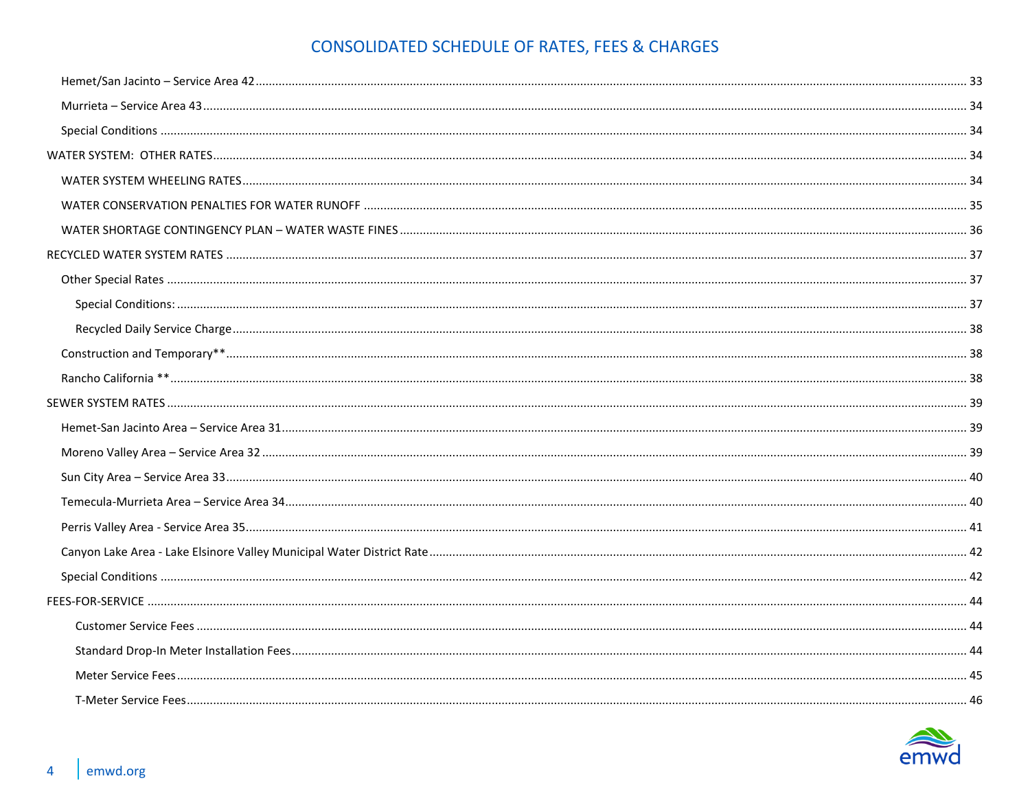# CONSOLIDATED SCHEDULE OF RATES, FEES & CHARGES

- Hemet/San Jacinto – Service Area 42 ........ 33
- Murrieta – Service Area 43 ........ 34
- Special Conditions ........ 34

WATER SYSTEM: OTHER RATES ........ 34

- WATER SYSTEM WHEELING RATES ........ 34
- WATER CONSERVATION PENALTIES FOR WATER RUNOFF ........ 35
- WATER SHORTAGE CONTINGENCY PLAN – WATER WASTE FINES ........ 36

RECYCLED WATER SYSTEM RATES ........ 37

- Other Special Rates ........ 37
  - Special Conditions: ........ 37
  - Recycled Daily Service Charge ........ 38
- Construction and Temporary** ........ 38
- Rancho California ** ........ 38

SEWER SYSTEM RATES ........ 39

- Hemet-San Jacinto Area – Service Area 31 ........ 39
- Moreno Valley Area – Service Area 32 ........ 39
- Sun City Area – Service Area 33 ........ 40
- Temecula-Murrieta Area – Service Area 34 ........ 40
- Perris Valley Area - Service Area 35 ........ 41
- Canyon Lake Area - Lake Elsinore Valley Municipal Water District Rate ........ 42
- Special Conditions ........ 42

FEES-FOR-SERVICE ........ 44

- Customer Service Fees ........ 44
- Standard Drop-In Meter Installation Fees ........ 44
- Meter Service Fees ........ 45
- T-Meter Service Fees ........ 46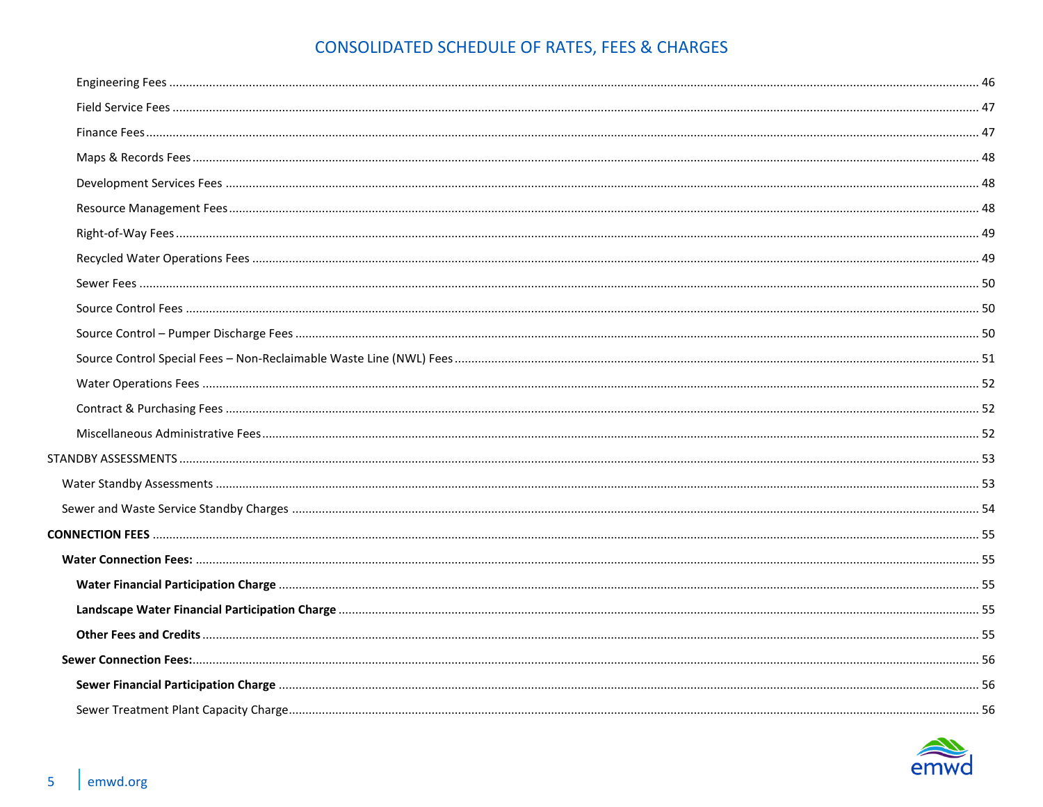## CONSOLIDATED SCHEDULE OF RATES, FEES & CHARGES

- Engineering Fees ..... 46
- Field Service Fees ..... 47
- Finance Fees ..... 47
- Maps & Records Fees ..... 48
- Development Services Fees ..... 48
- Resource Management Fees ..... 48
- Right-of-Way Fees ..... 49
- Recycled Water Operations Fees ..... 49
- Sewer Fees ..... 50
- Source Control Fees ..... 50
- Source Control – Pumper Discharge Fees ..... 50
- Source Control Special Fees – Non-Reclaimable Waste Line (NWL) Fees ..... 51
- Water Operations Fees ..... 52
- Contract & Purchasing Fees ..... 52
- Miscellaneous Administrative Fees ..... 52

STANDBY ASSESSMENTS ..... 53

- Water Standby Assessments ..... 53
- Sewer and Waste Service Standby Charges ..... 54

**CONNECTION FEES** ..... 55

- **Water Connection Fees:** ..... 55
  - **Water Financial Participation Charge** ..... 55
  - **Landscape Water Financial Participation Charge** ..... 55
  - **Other Fees and Credits** ..... 55
- **Sewer Connection Fees:** ..... 56
  - **Sewer Financial Participation Charge** ..... 56
  - Sewer Treatment Plant Capacity Charge ..... 56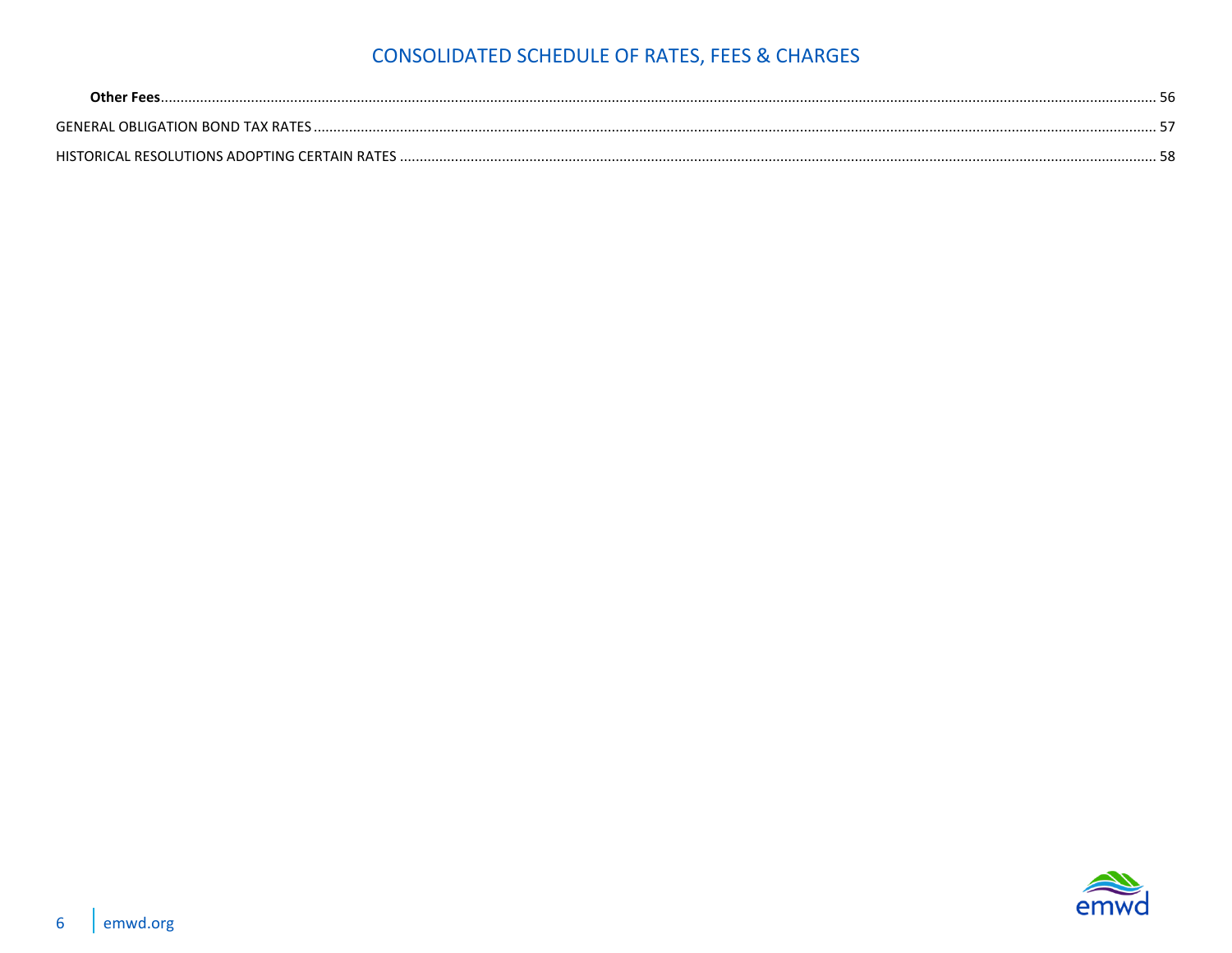**Other Fees** .......... 56

GENERAL OBLIGATION BOND TAX RATES .......... 57

HISTORICAL RESOLUTIONS ADOPTING CERTAIN RATES .......... 58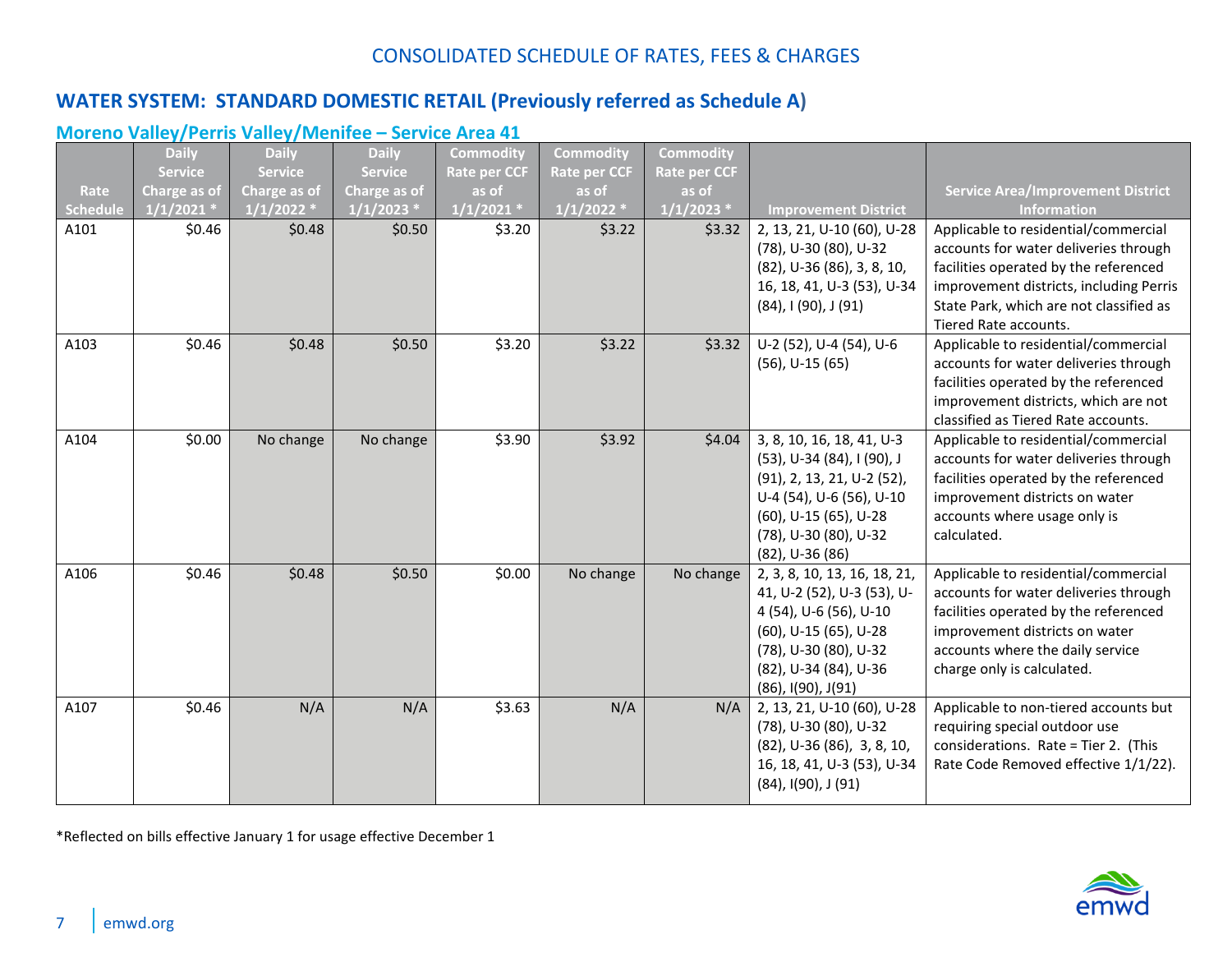CONSOLIDATED SCHEDULE OF RATES, FEES & CHARGES

## WATER SYSTEM: STANDARD DOMESTIC RETAIL (Previously referred as Schedule A)

### Moreno Valley/Perris Valley/Menifee – Service Area 41

| Rate Schedule | Daily Service Charge as of 1/1/2021 * | Daily Service Charge as of 1/1/2022 * | Daily Service Charge as of 1/1/2023 * | Commodity Rate per CCF as of 1/1/2021 * | Commodity Rate per CCF as of 1/1/2022 * | Commodity Rate per CCF as of 1/1/2023 * | Improvement District | Service Area/Improvement District Information |
|---|---|---|---|---|---|---|---|---|
| A101 | $0.46 | $0.48 | $0.50 | $3.20 | $3.22 | $3.32 | 2, 13, 21, U-10 (60), U-28 (78), U-30 (80), U-32 (82), U-36 (86), 3, 8, 10, 16, 18, 41, U-3 (53), U-34 (84), I (90), J (91) | Applicable to residential/commercial accounts for water deliveries through facilities operated by the referenced improvement districts, including Perris State Park, which are not classified as Tiered Rate accounts. |
| A103 | $0.46 | $0.48 | $0.50 | $3.20 | $3.22 | $3.32 | U-2 (52), U-4 (54), U-6 (56), U-15 (65) | Applicable to residential/commercial accounts for water deliveries through facilities operated by the referenced improvement districts, which are not classified as Tiered Rate accounts. |
| A104 | $0.00 | No change | No change | $3.90 | $3.92 | $4.04 | 3, 8, 10, 16, 18, 41, U-3 (53), U-34 (84), I (90), J (91), 2, 13, 21, U-2 (52), U-4 (54), U-6 (56), U-10 (60), U-15 (65), U-28 (78), U-30 (80), U-32 (82), U-36 (86) | Applicable to residential/commercial accounts for water deliveries through facilities operated by the referenced improvement districts on water accounts where usage only is calculated. |
| A106 | $0.46 | $0.48 | $0.50 | $0.00 | No change | No change | 2, 3, 8, 10, 13, 16, 18, 21, 41, U-2 (52), U-3 (53), U-4 (54), U-6 (56), U-10 (60), U-15 (65), U-28 (78), U-30 (80), U-32 (82), U-34 (84), U-36 (86), I(90), J(91) | Applicable to residential/commercial accounts for water deliveries through facilities operated by the referenced improvement districts on water accounts where the daily service charge only is calculated. |
| A107 | $0.46 | N/A | N/A | $3.63 | N/A | N/A | 2, 13, 21, U-10 (60), U-28 (78), U-30 (80), U-32 (82), U-36 (86), 3, 8, 10, 16, 18, 41, U-3 (53), U-34 (84), I(90), J (91) | Applicable to non-tiered accounts but requiring special outdoor use considerations. Rate = Tier 2. (This Rate Code Removed effective 1/1/22). |

*Reflected on bills effective January 1 for usage effective December 1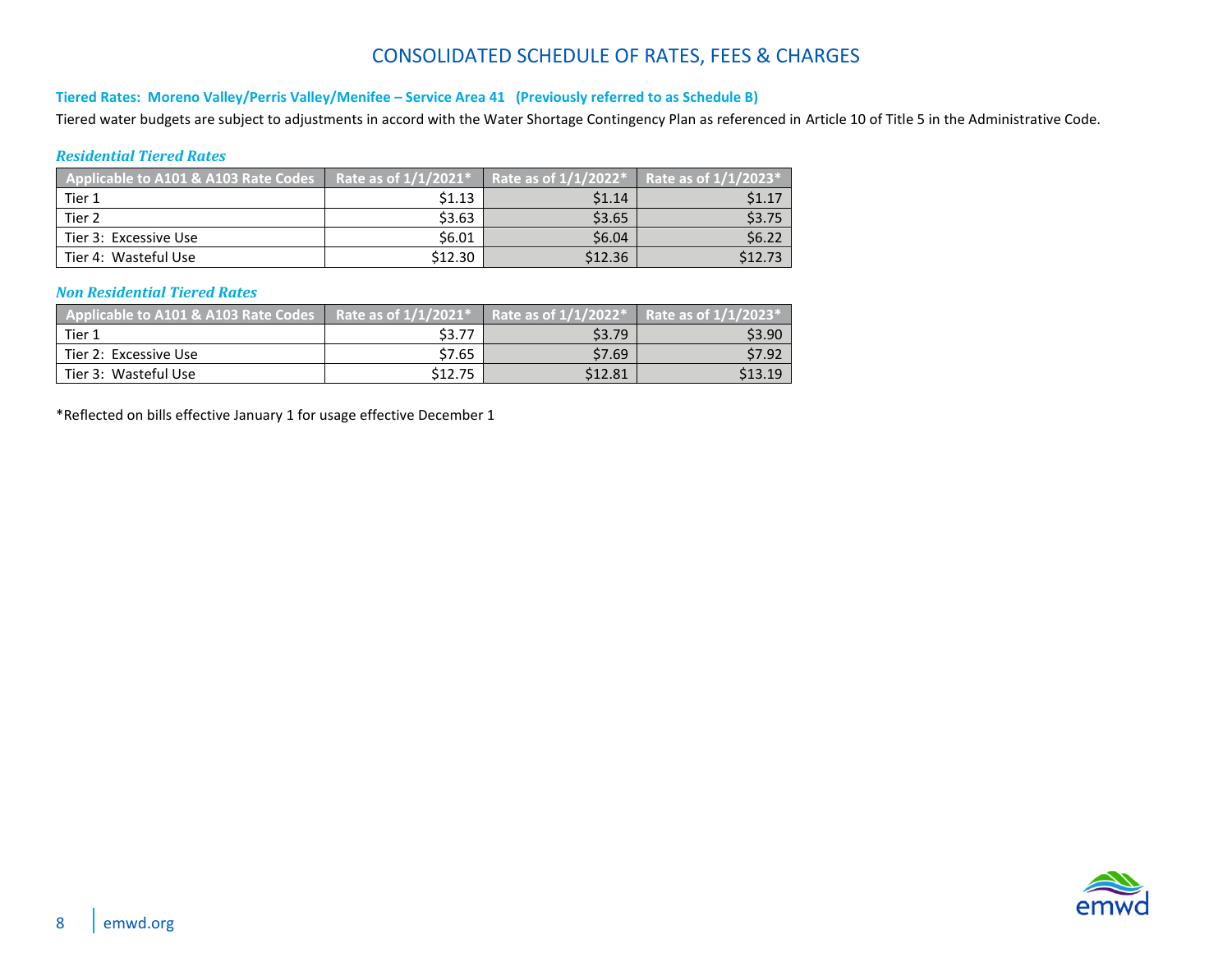# CONSOLIDATED SCHEDULE OF RATES, FEES & CHARGES

**Tiered Rates: Moreno Valley/Perris Valley/Menifee – Service Area 41 (Previously referred to as Schedule B)**

Tiered water budgets are subject to adjustments in accord with the Water Shortage Contingency Plan as referenced in Article 10 of Title 5 in the Administrative Code.

***Residential Tiered Rates***

| Applicable to A101 & A103 Rate Codes | Rate as of 1/1/2021* | Rate as of 1/1/2022* | Rate as of 1/1/2023* |
|---|---:|---:|---:|
| Tier 1 | $1.13 | $1.14 | $1.17 |
| Tier 2 | $3.63 | $3.65 | $3.75 |
| Tier 3: Excessive Use | $6.01 | $6.04 | $6.22 |
| Tier 4: Wasteful Use | $12.30 | $12.36 | $12.73 |

***Non Residential Tiered Rates***

| Applicable to A101 & A103 Rate Codes | Rate as of 1/1/2021* | Rate as of 1/1/2022* | Rate as of 1/1/2023* |
|---|---:|---:|---:|
| Tier 1 | $3.77 | $3.79 | $3.90 |
| Tier 2: Excessive Use | $7.65 | $7.69 | $7.92 |
| Tier 3: Wasteful Use | $12.75 | $12.81 | $13.19 |

*Reflected on bills effective January 1 for usage effective December 1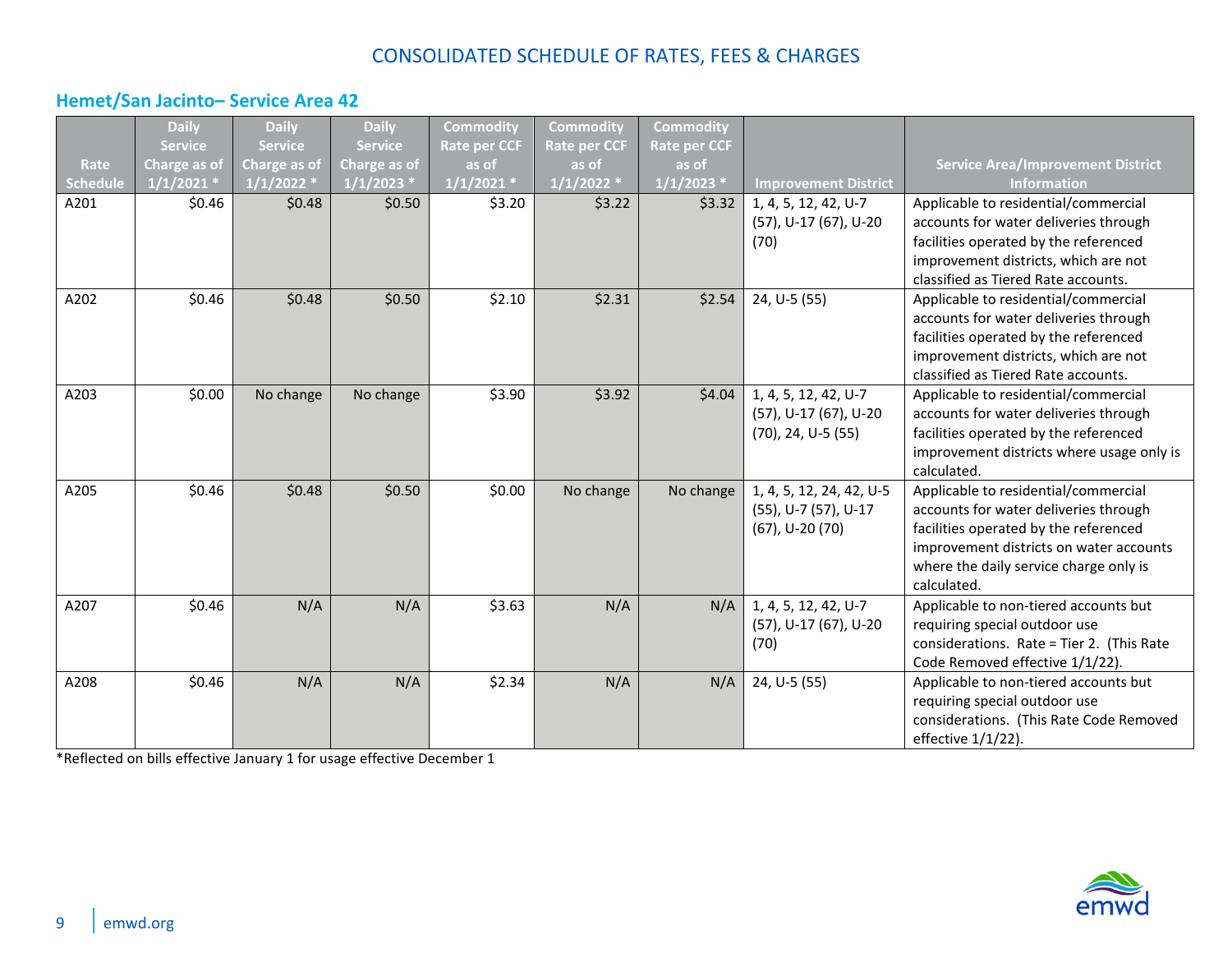# CONSOLIDATED SCHEDULE OF RATES, FEES & CHARGES

## Hemet/San Jacinto– Service Area 42

| Rate Schedule | Daily Service Charge as of 1/1/2021 * | Daily Service Charge as of 1/1/2022 * | Daily Service Charge as of 1/1/2023 * | Commodity Rate per CCF as of 1/1/2021 * | Commodity Rate per CCF as of 1/1/2022 * | Commodity Rate per CCF as of 1/1/2023 * | Improvement District | Service Area/Improvement District Information |
|---|---|---|---|---|---|---|---|---|
| A201 | $0.46 | $0.48 | $0.50 | $3.20 | $3.22 | $3.32 | 1, 4, 5, 12, 42, U-7 (57), U-17 (67), U-20 (70) | Applicable to residential/commercial accounts for water deliveries through facilities operated by the referenced improvement districts, which are not classified as Tiered Rate accounts. |
| A202 | $0.46 | $0.48 | $0.50 | $2.10 | $2.31 | $2.54 | 24, U-5 (55) | Applicable to residential/commercial accounts for water deliveries through facilities operated by the referenced improvement districts, which are not classified as Tiered Rate accounts. |
| A203 | $0.00 | No change | No change | $3.90 | $3.92 | $4.04 | 1, 4, 5, 12, 42, U-7 (57), U-17 (67), U-20 (70), 24, U-5 (55) | Applicable to residential/commercial accounts for water deliveries through facilities operated by the referenced improvement districts where usage only is calculated. |
| A205 | $0.46 | $0.48 | $0.50 | $0.00 | No change | No change | 1, 4, 5, 12, 24, 42, U-5 (55), U-7 (57), U-17 (67), U-20 (70) | Applicable to residential/commercial accounts for water deliveries through facilities operated by the referenced improvement districts on water accounts where the daily service charge only is calculated. |
| A207 | $0.46 | N/A | N/A | $3.63 | N/A | N/A | 1, 4, 5, 12, 42, U-7 (57), U-17 (67), U-20 (70) | Applicable to non-tiered accounts but requiring special outdoor use considerations. Rate = Tier 2. (This Rate Code Removed effective 1/1/22). |
| A208 | $0.46 | N/A | N/A | $2.34 | N/A | N/A | 24, U-5 (55) | Applicable to non-tiered accounts but requiring special outdoor use considerations. (This Rate Code Removed effective 1/1/22). |

*Reflected on bills effective January 1 for usage effective December 1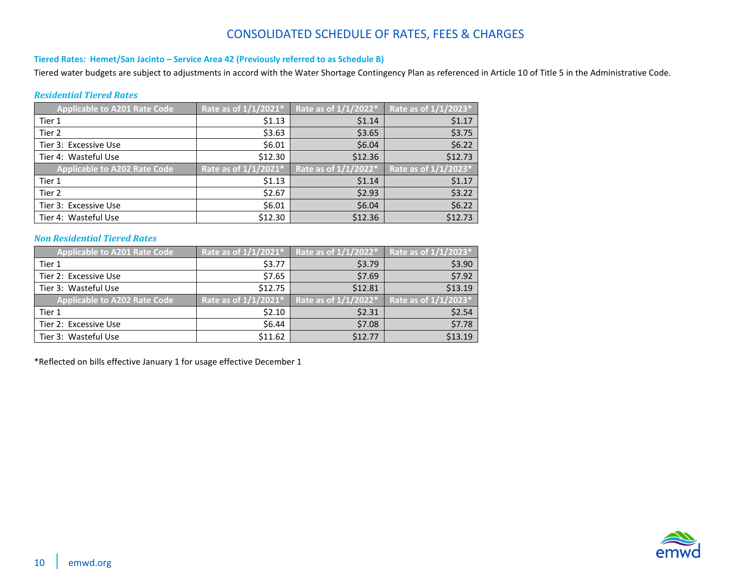# CONSOLIDATED SCHEDULE OF RATES, FEES & CHARGES

### Tiered Rates: Hemet/San Jacinto – Service Area 42 (Previously referred to as Schedule B)

Tiered water budgets are subject to adjustments in accord with the Water Shortage Contingency Plan as referenced in Article 10 of Title 5 in the Administrative Code.

*Residential Tiered Rates*

| Applicable to A201 Rate Code | Rate as of 1/1/2021* | Rate as of 1/1/2022* | Rate as of 1/1/2023* |
|---|---|---|---|
| Tier 1 | $1.13 | $1.14 | $1.17 |
| Tier 2 | $3.63 | $3.65 | $3.75 |
| Tier 3: Excessive Use | $6.01 | $6.04 | $6.22 |
| Tier 4: Wasteful Use | $12.30 | $12.36 | $12.73 |
| **Applicable to A202 Rate Code** | **Rate as of 1/1/2021*** | **Rate as of 1/1/2022*** | **Rate as of 1/1/2023*** |
| Tier 1 | $1.13 | $1.14 | $1.17 |
| Tier 2 | $2.67 | $2.93 | $3.22 |
| Tier 3: Excessive Use | $6.01 | $6.04 | $6.22 |
| Tier 4: Wasteful Use | $12.30 | $12.36 | $12.73 |

*Non Residential Tiered Rates*

| Applicable to A201 Rate Code | Rate as of 1/1/2021* | Rate as of 1/1/2022* | Rate as of 1/1/2023* |
|---|---|---|---|
| Tier 1 | $3.77 | $3.79 | $3.90 |
| Tier 2: Excessive Use | $7.65 | $7.69 | $7.92 |
| Tier 3: Wasteful Use | $12.75 | $12.81 | $13.19 |
| **Applicable to A202 Rate Code** | **Rate as of 1/1/2021*** | **Rate as of 1/1/2022*** | **Rate as of 1/1/2023*** |
| Tier 1 | $2.10 | $2.31 | $2.54 |
| Tier 2: Excessive Use | $6.44 | $7.08 | $7.78 |
| Tier 3: Wasteful Use | $11.62 | $12.77 | $13.19 |

*Reflected on bills effective January 1 for usage effective December 1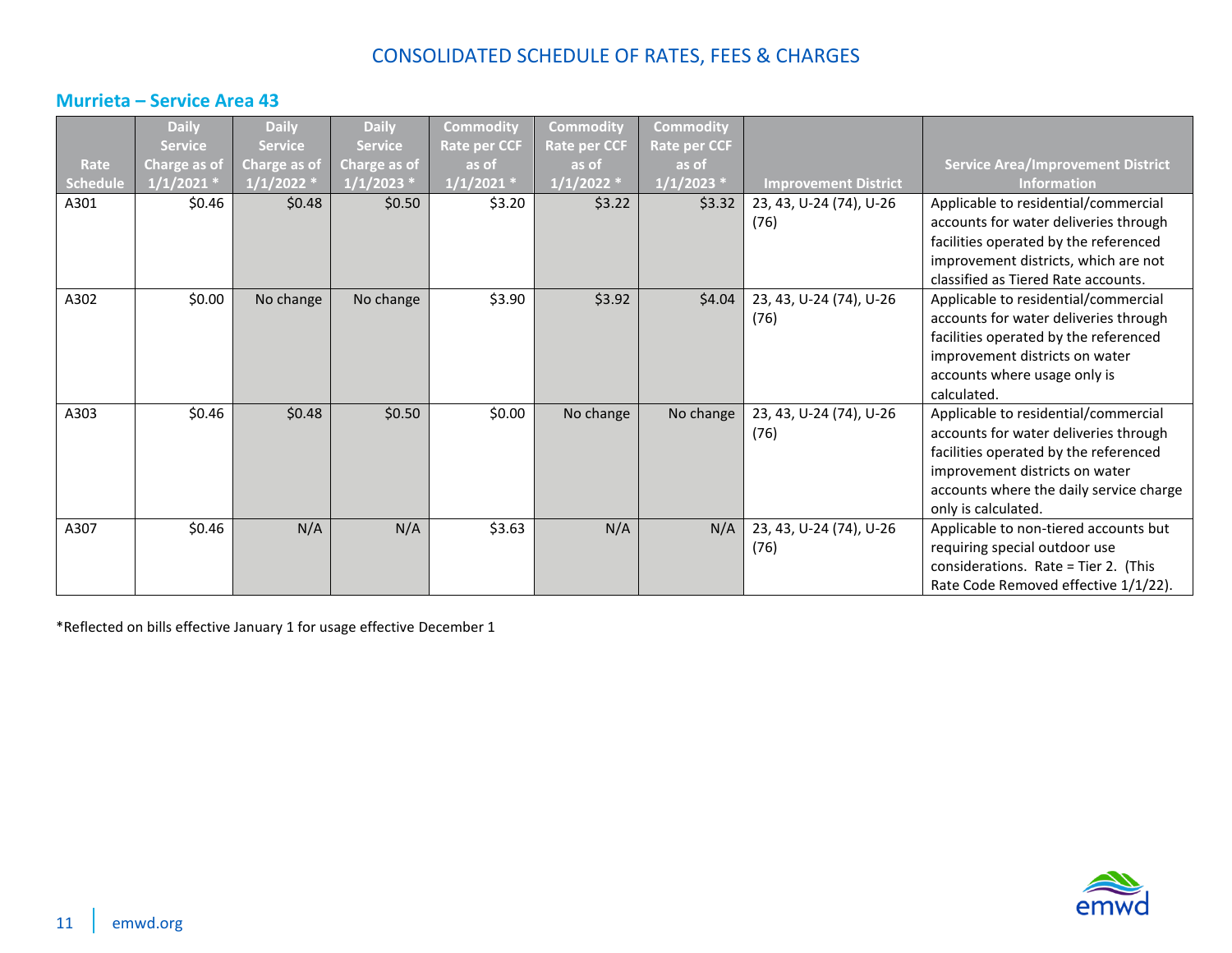# CONSOLIDATED SCHEDULE OF RATES, FEES & CHARGES

## Murrieta – Service Area 43

| Rate Schedule | Daily Service Charge as of 1/1/2021 * | Daily Service Charge as of 1/1/2022 * | Daily Service Charge as of 1/1/2023 * | Commodity Rate per CCF as of 1/1/2021 * | Commodity Rate per CCF as of 1/1/2022 * | Commodity Rate per CCF as of 1/1/2023 * | Improvement District | Service Area/Improvement District Information |
|---|---|---|---|---|---|---|---|---|
| A301 | $0.46 | $0.48 | $0.50 | $3.20 | $3.22 | $3.32 | 23, 43, U-24 (74), U-26 (76) | Applicable to residential/commercial accounts for water deliveries through facilities operated by the referenced improvement districts, which are not classified as Tiered Rate accounts. |
| A302 | $0.00 | No change | No change | $3.90 | $3.92 | $4.04 | 23, 43, U-24 (74), U-26 (76) | Applicable to residential/commercial accounts for water deliveries through facilities operated by the referenced improvement districts on water accounts where usage only is calculated. |
| A303 | $0.46 | $0.48 | $0.50 | $0.00 | No change | No change | 23, 43, U-24 (74), U-26 (76) | Applicable to residential/commercial accounts for water deliveries through facilities operated by the referenced improvement districts on water accounts where the daily service charge only is calculated. |
| A307 | $0.46 | N/A | N/A | $3.63 | N/A | N/A | 23, 43, U-24 (74), U-26 (76) | Applicable to non-tiered accounts but requiring special outdoor use considerations. Rate = Tier 2. (This Rate Code Removed effective 1/1/22). |

*Reflected on bills effective January 1 for usage effective December 1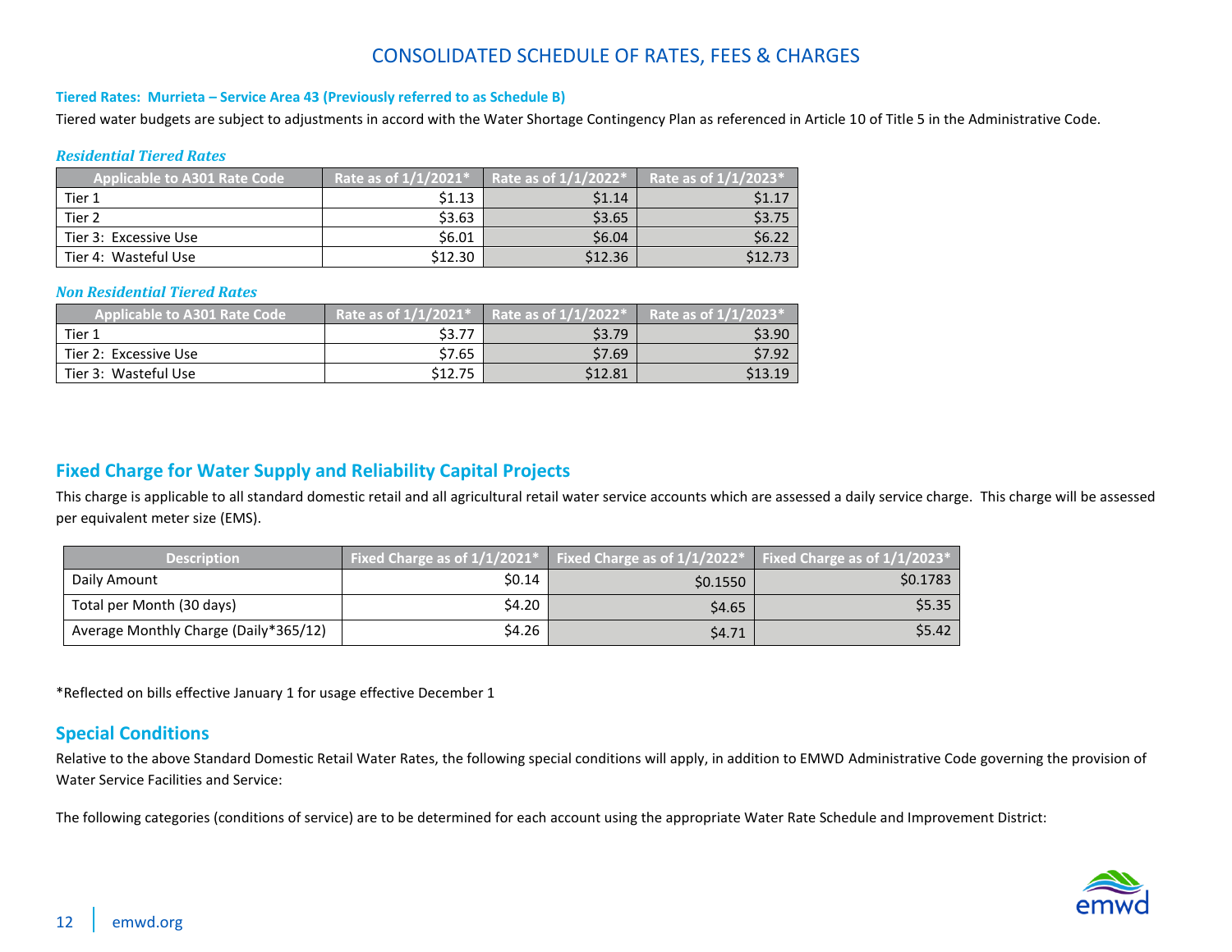# CONSOLIDATED SCHEDULE OF RATES, FEES & CHARGES

**Tiered Rates: Murrieta – Service Area 43 (Previously referred to as Schedule B)**

Tiered water budgets are subject to adjustments in accord with the Water Shortage Contingency Plan as referenced in Article 10 of Title 5 in the Administrative Code.

***Residential Tiered Rates***

| Applicable to A301 Rate Code | Rate as of 1/1/2021* | Rate as of 1/1/2022* | Rate as of 1/1/2023* |
|---|---|---|---|
| Tier 1 | $1.13 | $1.14 | $1.17 |
| Tier 2 | $3.63 | $3.65 | $3.75 |
| Tier 3: Excessive Use | $6.01 | $6.04 | $6.22 |
| Tier 4: Wasteful Use | $12.30 | $12.36 | $12.73 |

***Non Residential Tiered Rates***

| Applicable to A301 Rate Code | Rate as of 1/1/2021* | Rate as of 1/1/2022* | Rate as of 1/1/2023* |
|---|---|---|---|
| Tier 1 | $3.77 | $3.79 | $3.90 |
| Tier 2: Excessive Use | $7.65 | $7.69 | $7.92 |
| Tier 3: Wasteful Use | $12.75 | $12.81 | $13.19 |

## Fixed Charge for Water Supply and Reliability Capital Projects

This charge is applicable to all standard domestic retail and all agricultural retail water service accounts which are assessed a daily service charge. This charge will be assessed per equivalent meter size (EMS).

| Description | Fixed Charge as of 1/1/2021* | Fixed Charge as of 1/1/2022* | Fixed Charge as of 1/1/2023* |
|---|---|---|---|
| Daily Amount | $0.14 | $0.1550 | $0.1783 |
| Total per Month (30 days) | $4.20 | $4.65 | $5.35 |
| Average Monthly Charge (Daily*365/12) | $4.26 | $4.71 | $5.42 |

*Reflected on bills effective January 1 for usage effective December 1

## Special Conditions

Relative to the above Standard Domestic Retail Water Rates, the following special conditions will apply, in addition to EMWD Administrative Code governing the provision of Water Service Facilities and Service:

The following categories (conditions of service) are to be determined for each account using the appropriate Water Rate Schedule and Improvement District: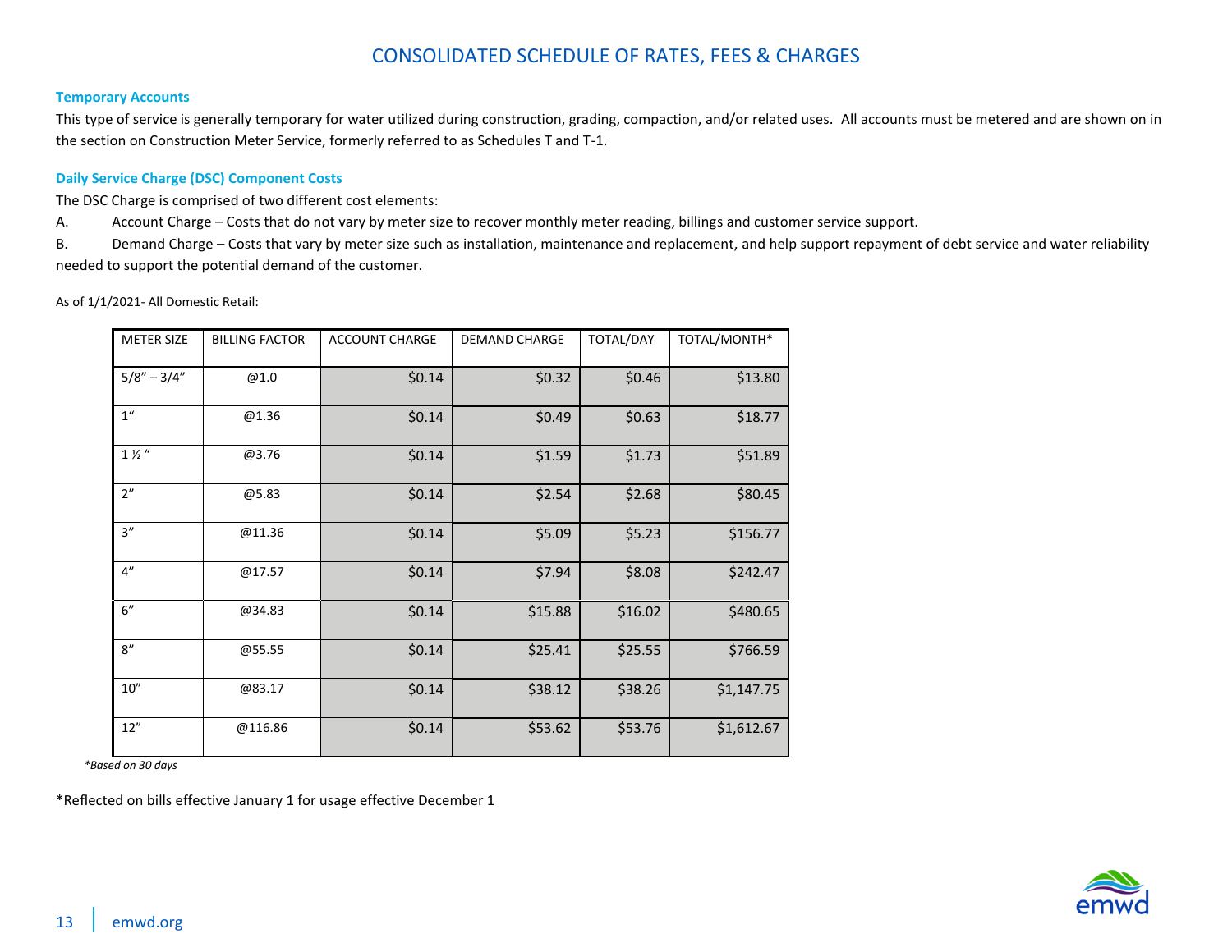# CONSOLIDATED SCHEDULE OF RATES, FEES & CHARGES

### Temporary Accounts

This type of service is generally temporary for water utilized during construction, grading, compaction, and/or related uses. All accounts must be metered and are shown on in the section on Construction Meter Service, formerly referred to as Schedules T and T-1.

### Daily Service Charge (DSC) Component Costs

The DSC Charge is comprised of two different cost elements:

A. Account Charge – Costs that do not vary by meter size to recover monthly meter reading, billings and customer service support.

B. Demand Charge – Costs that vary by meter size such as installation, maintenance and replacement, and help support repayment of debt service and water reliability needed to support the potential demand of the customer.

As of 1/1/2021- All Domestic Retail:

| METER SIZE | BILLING FACTOR | ACCOUNT CHARGE | DEMAND CHARGE | TOTAL/DAY | TOTAL/MONTH* |
|---|---|---|---|---|---|
| 5/8" – 3/4" | @1.0 | $0.14 | $0.32 | $0.46 | $13.80 |
| 1" | @1.36 | $0.14 | $0.49 | $0.63 | $18.77 |
| 1 ½ " | @3.76 | $0.14 | $1.59 | $1.73 | $51.89 |
| 2" | @5.83 | $0.14 | $2.54 | $2.68 | $80.45 |
| 3" | @11.36 | $0.14 | $5.09 | $5.23 | $156.77 |
| 4" | @17.57 | $0.14 | $7.94 | $8.08 | $242.47 |
| 6" | @34.83 | $0.14 | $15.88 | $16.02 | $480.65 |
| 8" | @55.55 | $0.14 | $25.41 | $25.55 | $766.59 |
| 10" | @83.17 | $0.14 | $38.12 | $38.26 | $1,147.75 |
| 12" | @116.86 | $0.14 | $53.62 | $53.76 | $1,612.67 |

*Based on 30 days*

*Reflected on bills effective January 1 for usage effective December 1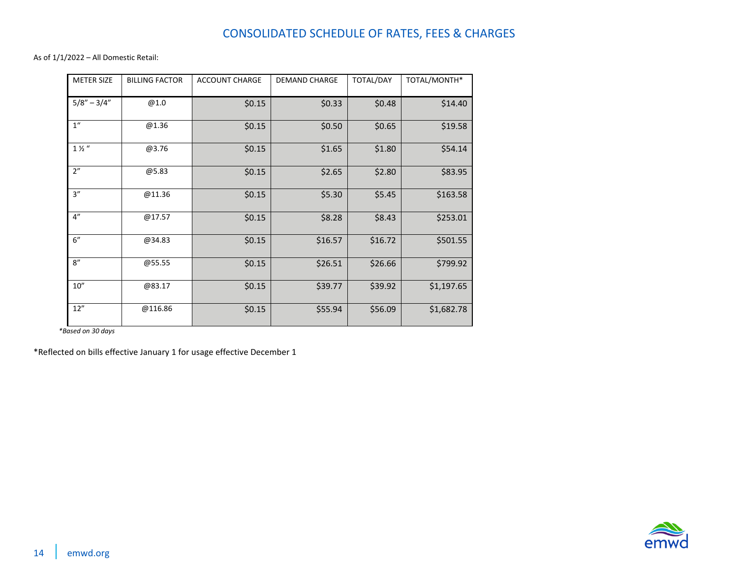# CONSOLIDATED SCHEDULE OF RATES, FEES & CHARGES

As of 1/1/2022 – All Domestic Retail:

| METER SIZE | BILLING FACTOR | ACCOUNT CHARGE | DEMAND CHARGE | TOTAL/DAY | TOTAL/MONTH* |
|---|---|---|---|---|---|
| 5/8" – 3/4" | @1.0 | $0.15 | $0.33 | $0.48 | $14.40 |
| 1" | @1.36 | $0.15 | $0.50 | $0.65 | $19.58 |
| 1 ½ " | @3.76 | $0.15 | $1.65 | $1.80 | $54.14 |
| 2" | @5.83 | $0.15 | $2.65 | $2.80 | $83.95 |
| 3" | @11.36 | $0.15 | $5.30 | $5.45 | $163.58 |
| 4" | @17.57 | $0.15 | $8.28 | $8.43 | $253.01 |
| 6" | @34.83 | $0.15 | $16.57 | $16.72 | $501.55 |
| 8" | @55.55 | $0.15 | $26.51 | $26.66 | $799.92 |
| 10" | @83.17 | $0.15 | $39.77 | $39.92 | $1,197.65 |
| 12" | @116.86 | $0.15 | $55.94 | $56.09 | $1,682.78 |

*\*Based on 30 days*

*Reflected on bills effective January 1 for usage effective December 1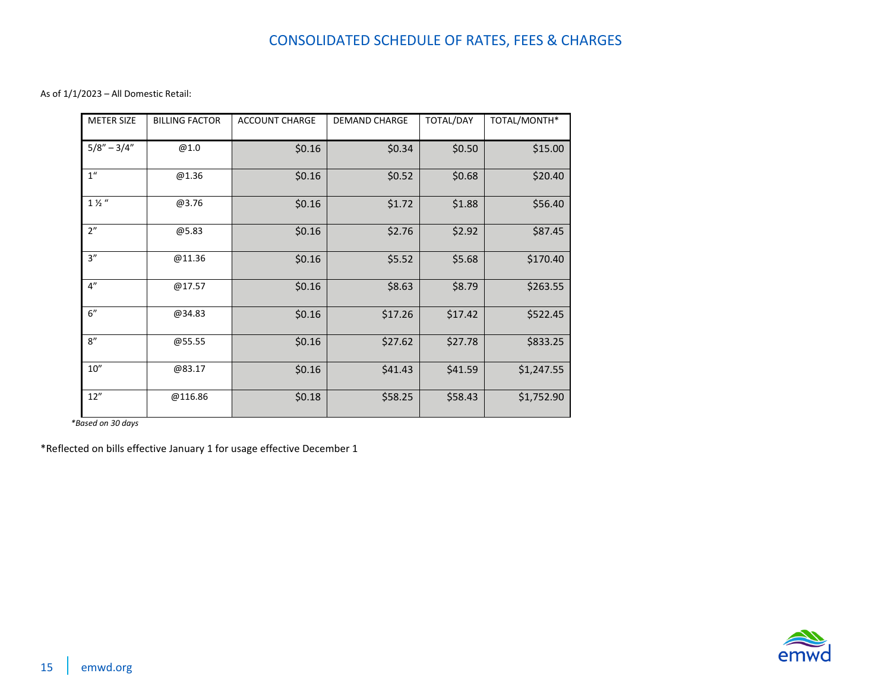# CONSOLIDATED SCHEDULE OF RATES, FEES & CHARGES

As of 1/1/2023 – All Domestic Retail:

| METER SIZE | BILLING FACTOR | ACCOUNT CHARGE | DEMAND CHARGE | TOTAL/DAY | TOTAL/MONTH* |
|---|---|---|---|---|---|
| 5/8" – 3/4" | @1.0 | $0.16 | $0.34 | $0.50 | $15.00 |
| 1" | @1.36 | $0.16 | $0.52 | $0.68 | $20.40 |
| 1 ½ " | @3.76 | $0.16 | $1.72 | $1.88 | $56.40 |
| 2" | @5.83 | $0.16 | $2.76 | $2.92 | $87.45 |
| 3" | @11.36 | $0.16 | $5.52 | $5.68 | $170.40 |
| 4" | @17.57 | $0.16 | $8.63 | $8.79 | $263.55 |
| 6" | @34.83 | $0.16 | $17.26 | $17.42 | $522.45 |
| 8" | @55.55 | $0.16 | $27.62 | $27.78 | $833.25 |
| 10" | @83.17 | $0.16 | $41.43 | $41.59 | $1,247.55 |
| 12" | @116.86 | $0.18 | $58.25 | $58.43 | $1,752.90 |

*\*Based on 30 days*

*Reflected on bills effective January 1 for usage effective December 1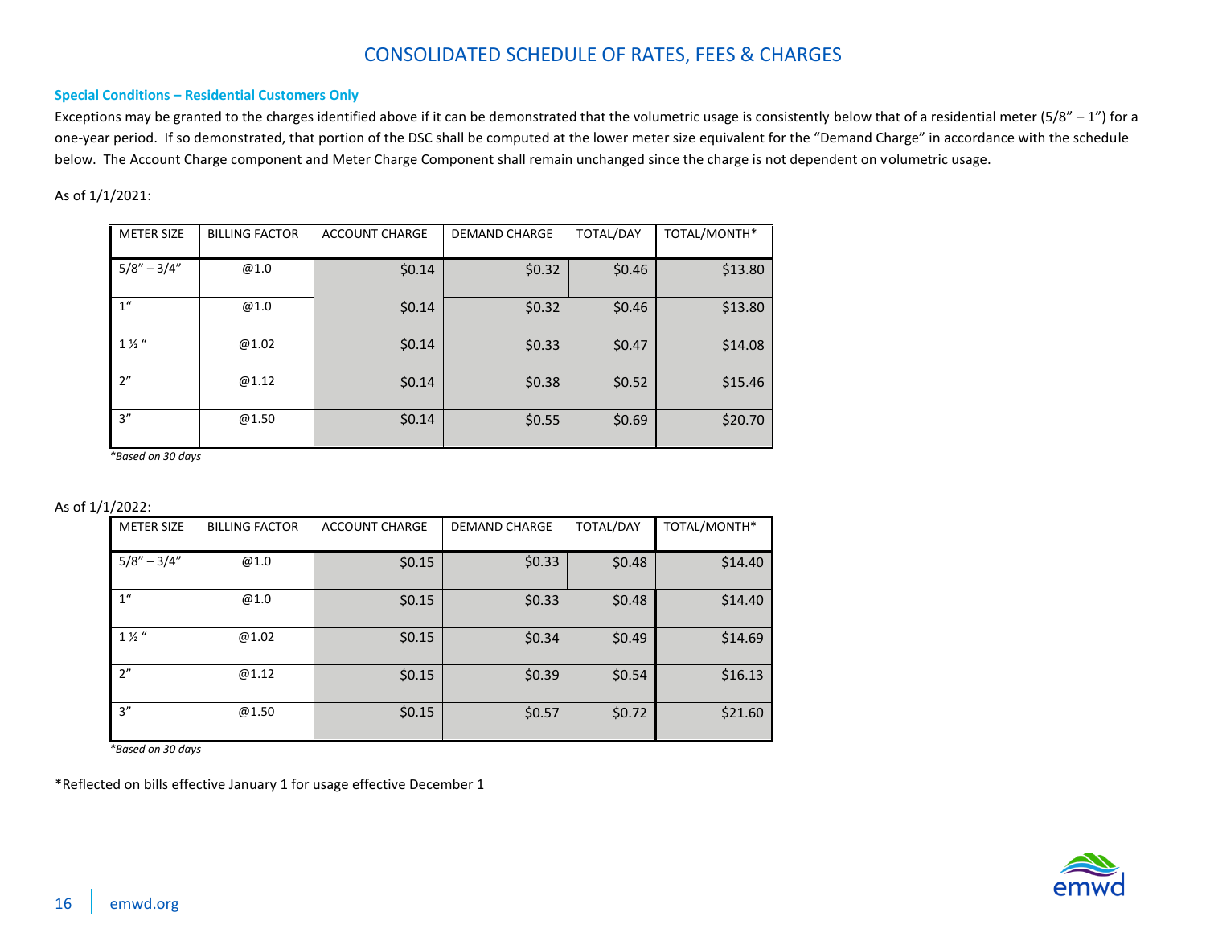# CONSOLIDATED SCHEDULE OF RATES, FEES & CHARGES

### Special Conditions – Residential Customers Only

Exceptions may be granted to the charges identified above if it can be demonstrated that the volumetric usage is consistently below that of a residential meter (5/8" – 1") for a one-year period. If so demonstrated, that portion of the DSC shall be computed at the lower meter size equivalent for the "Demand Charge" in accordance with the schedule below. The Account Charge component and Meter Charge Component shall remain unchanged since the charge is not dependent on volumetric usage.

As of 1/1/2021:

| METER SIZE | BILLING FACTOR | ACCOUNT CHARGE | DEMAND CHARGE | TOTAL/DAY | TOTAL/MONTH* |
|---|---|---|---|---|---|
| 5/8" – 3/4" | @1.0 | $0.14 | $0.32 | $0.46 | $13.80 |
| 1" | @1.0 | $0.14 | $0.32 | $0.46 | $13.80 |
| 1 ½ " | @1.02 | $0.14 | $0.33 | $0.47 | $14.08 |
| 2" | @1.12 | $0.14 | $0.38 | $0.52 | $15.46 |
| 3" | @1.50 | $0.14 | $0.55 | $0.69 | $20.70 |

*\*Based on 30 days*

As of 1/1/2022:

| METER SIZE | BILLING FACTOR | ACCOUNT CHARGE | DEMAND CHARGE | TOTAL/DAY | TOTAL/MONTH* |
|---|---|---|---|---|---|
| 5/8" – 3/4" | @1.0 | $0.15 | $0.33 | $0.48 | $14.40 |
| 1" | @1.0 | $0.15 | $0.33 | $0.48 | $14.40 |
| 1 ½ " | @1.02 | $0.15 | $0.34 | $0.49 | $14.69 |
| 2" | @1.12 | $0.15 | $0.39 | $0.54 | $16.13 |
| 3" | @1.50 | $0.15 | $0.57 | $0.72 | $21.60 |

*\*Based on 30 days*

\*Reflected on bills effective January 1 for usage effective December 1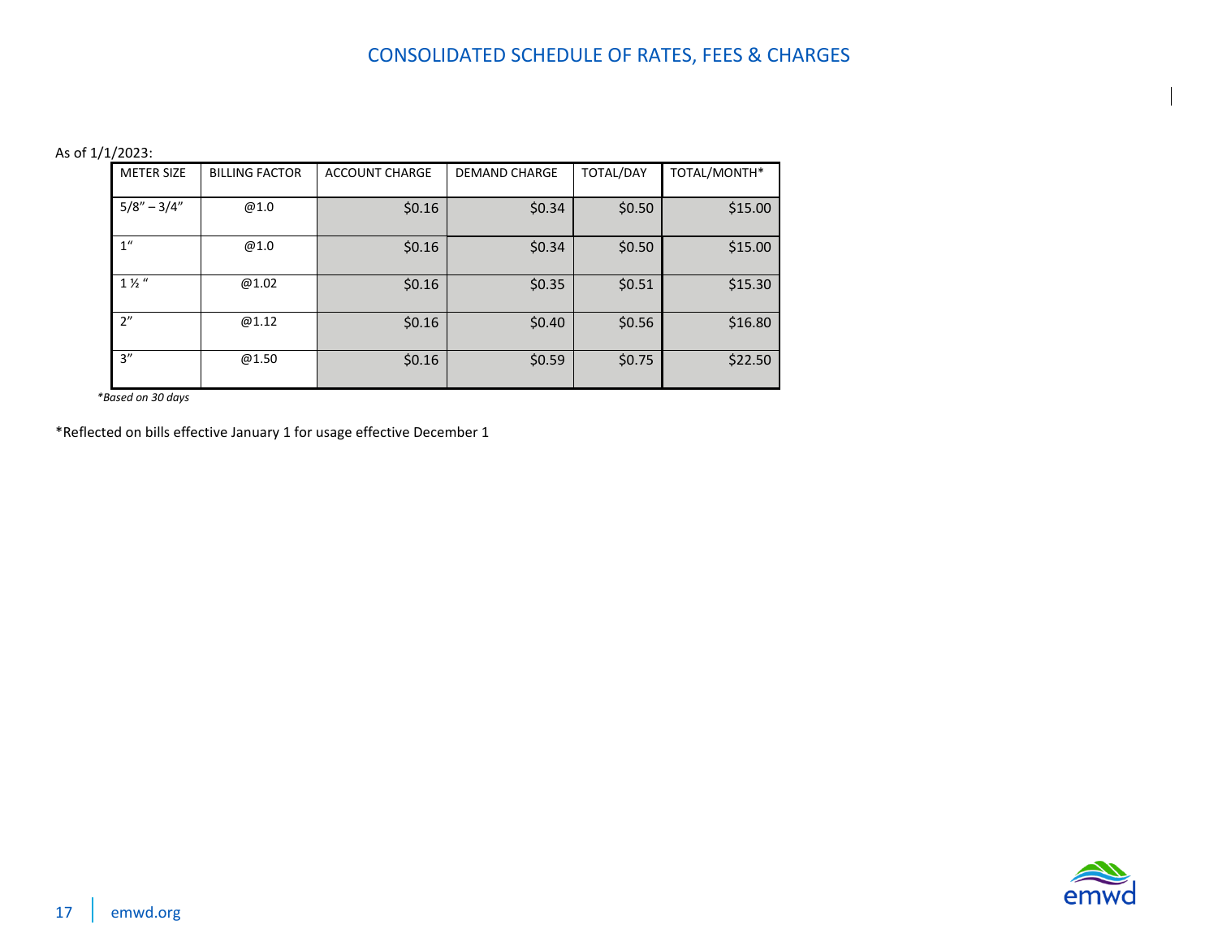# CONSOLIDATED SCHEDULE OF RATES, FEES & CHARGES

As of 1/1/2023:

| METER SIZE | BILLING FACTOR | ACCOUNT CHARGE | DEMAND CHARGE | TOTAL/DAY | TOTAL/MONTH* |
|---|---|---|---|---|---|
| 5/8" – 3/4" | @1.0 | $0.16 | $0.34 | $0.50 | $15.00 |
| 1" | @1.0 | $0.16 | $0.34 | $0.50 | $15.00 |
| 1 ½ " | @1.02 | $0.16 | $0.35 | $0.51 | $15.30 |
| 2" | @1.12 | $0.16 | $0.40 | $0.56 | $16.80 |
| 3" | @1.50 | $0.16 | $0.59 | $0.75 | $22.50 |

*\*Based on 30 days*

*Reflected on bills effective January 1 for usage effective December 1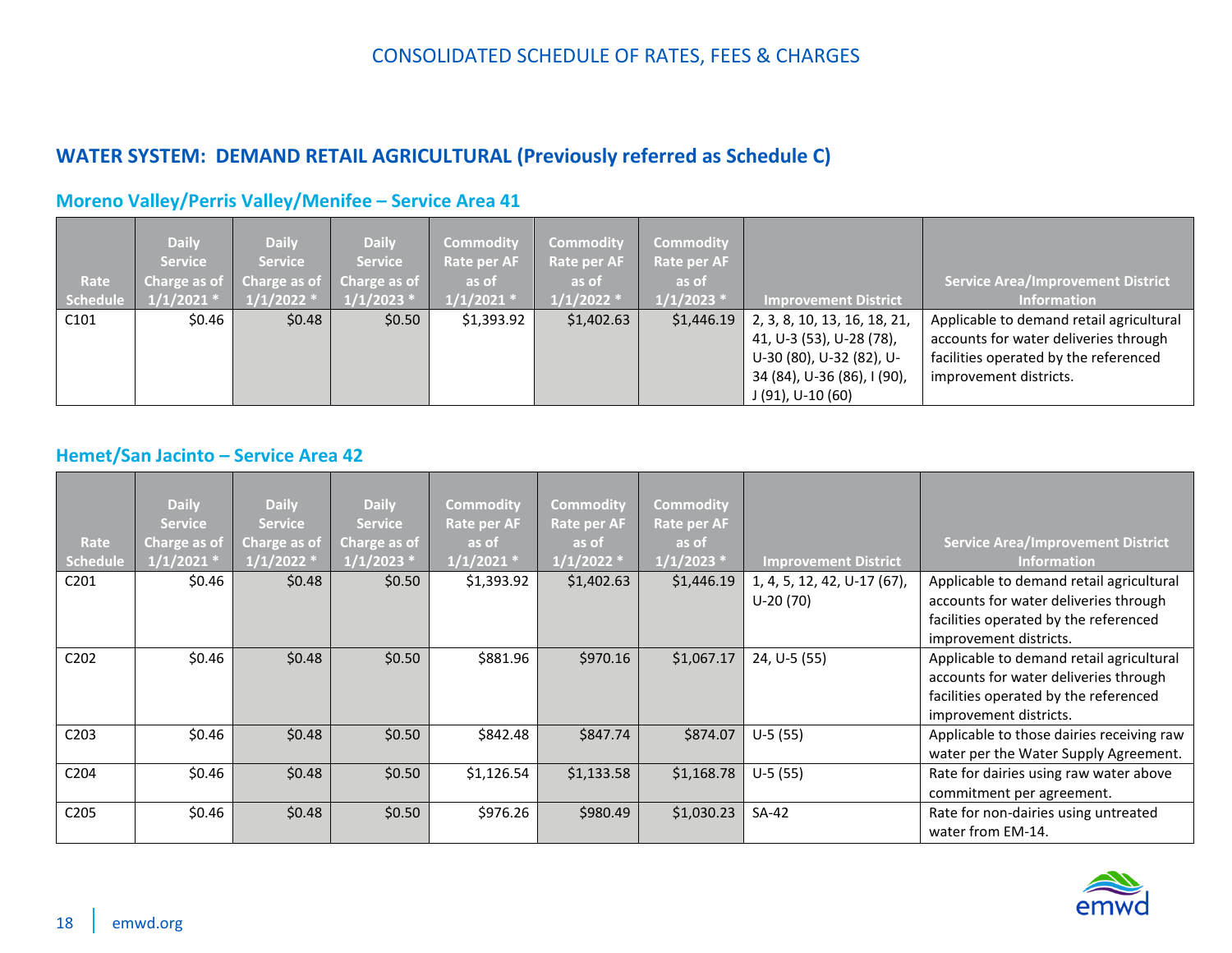CONSOLIDATED SCHEDULE OF RATES, FEES & CHARGES

## WATER SYSTEM: DEMAND RETAIL AGRICULTURAL (Previously referred as Schedule C)

### Moreno Valley/Perris Valley/Menifee – Service Area 41

| Rate Schedule | Daily Service Charge as of 1/1/2021 * | Daily Service Charge as of 1/1/2022 * | Daily Service Charge as of 1/1/2023 * | Commodity Rate per AF as of 1/1/2021 * | Commodity Rate per AF as of 1/1/2022 * | Commodity Rate per AF as of 1/1/2023 * | Improvement District | Service Area/Improvement District Information |
|---|---|---|---|---|---|---|---|---|
| C101 | $0.46 | $0.48 | $0.50 | $1,393.92 | $1,402.63 | $1,446.19 | 2, 3, 8, 10, 13, 16, 18, 21, 41, U-3 (53), U-28 (78), U-30 (80), U-32 (82), U-34 (84), U-36 (86), I (90), J (91), U-10 (60) | Applicable to demand retail agricultural accounts for water deliveries through facilities operated by the referenced improvement districts. |

### Hemet/San Jacinto – Service Area 42

| Rate Schedule | Daily Service Charge as of 1/1/2021 * | Daily Service Charge as of 1/1/2022 * | Daily Service Charge as of 1/1/2023 * | Commodity Rate per AF as of 1/1/2021 * | Commodity Rate per AF as of 1/1/2022 * | Commodity Rate per AF as of 1/1/2023 * | Improvement District | Service Area/Improvement District Information |
|---|---|---|---|---|---|---|---|---|
| C201 | $0.46 | $0.48 | $0.50 | $1,393.92 | $1,402.63 | $1,446.19 | 1, 4, 5, 12, 42, U-17 (67), U-20 (70) | Applicable to demand retail agricultural accounts for water deliveries through facilities operated by the referenced improvement districts. |
| C202 | $0.46 | $0.48 | $0.50 | $881.96 | $970.16 | $1,067.17 | 24, U-5 (55) | Applicable to demand retail agricultural accounts for water deliveries through facilities operated by the referenced improvement districts. |
| C203 | $0.46 | $0.48 | $0.50 | $842.48 | $847.74 | $874.07 | U-5 (55) | Applicable to those dairies receiving raw water per the Water Supply Agreement. |
| C204 | $0.46 | $0.48 | $0.50 | $1,126.54 | $1,133.58 | $1,168.78 | U-5 (55) | Rate for dairies using raw water above commitment per agreement. |
| C205 | $0.46 | $0.48 | $0.50 | $976.26 | $980.49 | $1,030.23 | SA-42 | Rate for non-dairies using untreated water from EM-14. |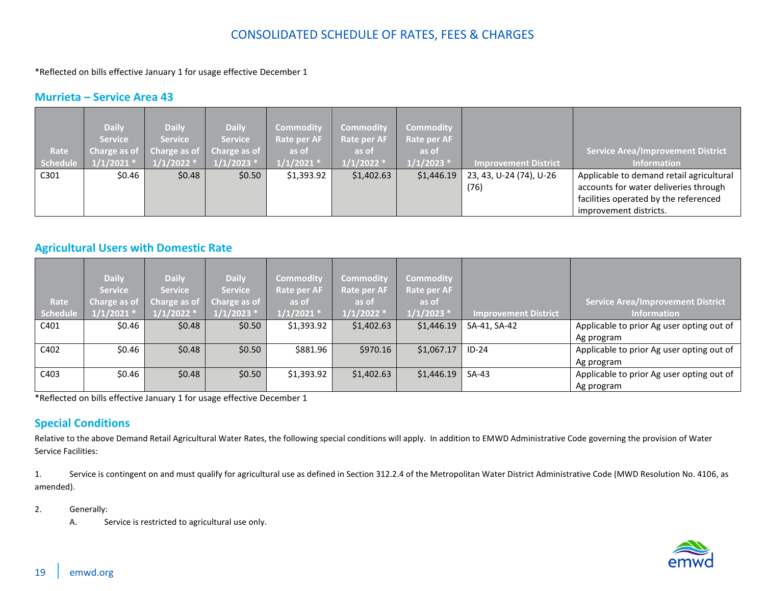# CONSOLIDATED SCHEDULE OF RATES, FEES & CHARGES

*Reflected on bills effective January 1 for usage effective December 1

## Murrieta – Service Area 43

| Rate Schedule | Daily Service Charge as of 1/1/2021 * | Daily Service Charge as of 1/1/2022 * | Daily Service Charge as of 1/1/2023 * | Commodity Rate per AF as of 1/1/2021 * | Commodity Rate per AF as of 1/1/2022 * | Commodity Rate per AF as of 1/1/2023 * | Improvement District | Service Area/Improvement District Information |
|---|---|---|---|---|---|---|---|---|
| C301 | $0.46 | $0.48 | $0.50 | $1,393.92 | $1,402.63 | $1,446.19 | 23, 43, U-24 (74), U-26 (76) | Applicable to demand retail agricultural accounts for water deliveries through facilities operated by the referenced improvement districts. |

## Agricultural Users with Domestic Rate

| Rate Schedule | Daily Service Charge as of 1/1/2021 * | Daily Service Charge as of 1/1/2022 * | Daily Service Charge as of 1/1/2023 * | Commodity Rate per AF as of 1/1/2021 * | Commodity Rate per AF as of 1/1/2022 * | Commodity Rate per AF as of 1/1/2023 * | Improvement District | Service Area/Improvement District Information |
|---|---|---|---|---|---|---|---|---|
| C401 | $0.46 | $0.48 | $0.50 | $1,393.92 | $1,402.63 | $1,446.19 | SA-41, SA-42 | Applicable to prior Ag user opting out of Ag program |
| C402 | $0.46 | $0.48 | $0.50 | $881.96 | $970.16 | $1,067.17 | ID-24 | Applicable to prior Ag user opting out of Ag program |
| C403 | $0.46 | $0.48 | $0.50 | $1,393.92 | $1,402.63 | $1,446.19 | SA-43 | Applicable to prior Ag user opting out of Ag program |

*Reflected on bills effective January 1 for usage effective December 1

## Special Conditions

Relative to the above Demand Retail Agricultural Water Rates, the following special conditions will apply. In addition to EMWD Administrative Code governing the provision of Water Service Facilities:

1. Service is contingent on and must qualify for agricultural use as defined in Section 312.2.4 of the Metropolitan Water District Administrative Code (MWD Resolution No. 4106, as amended).

2. Generally:
   A. Service is restricted to agricultural use only.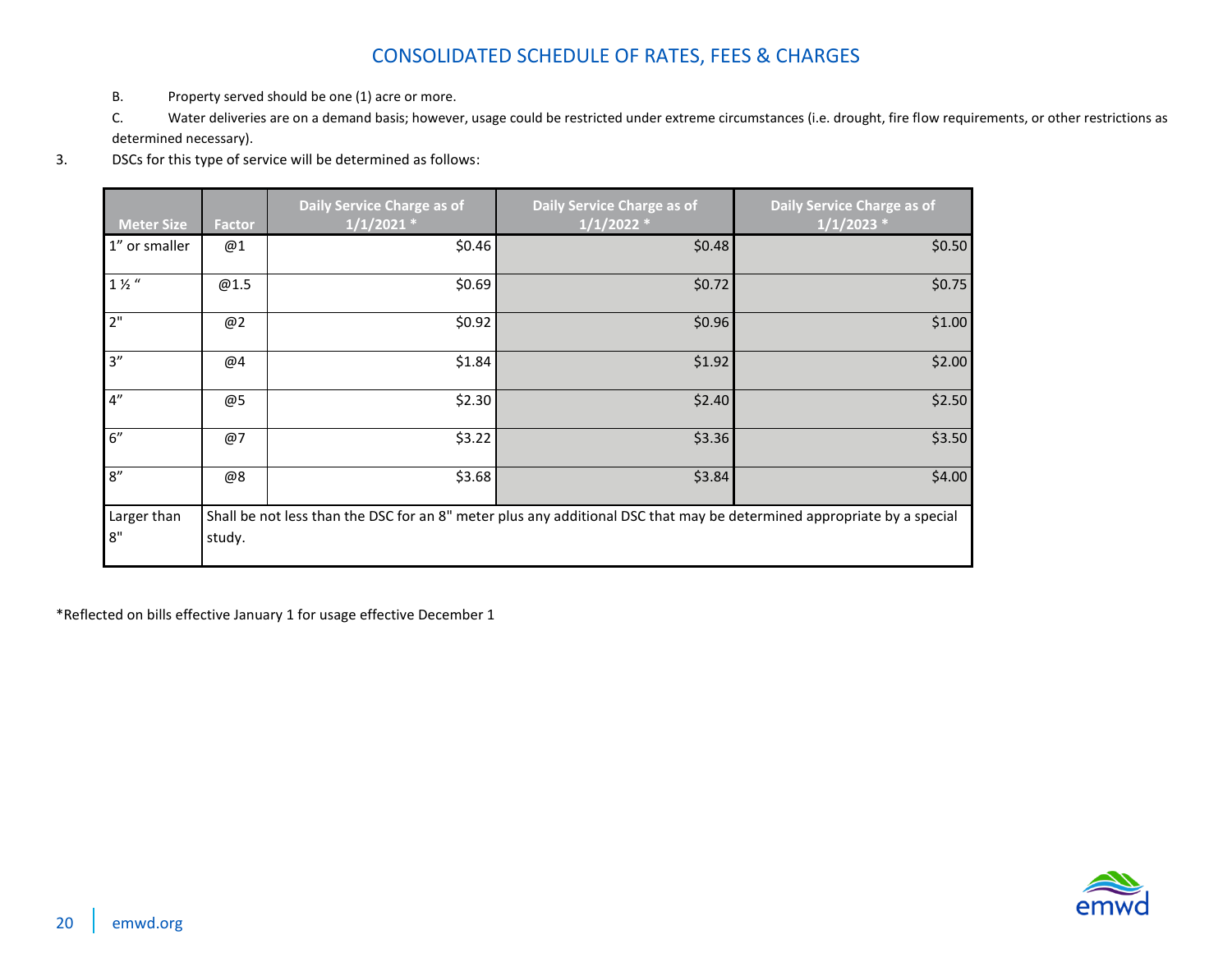B. Property served should be one (1) acre or more.

C. Water deliveries are on a demand basis; however, usage could be restricted under extreme circumstances (i.e. drought, fire flow requirements, or other restrictions as determined necessary).

3. DSCs for this type of service will be determined as follows:

| Meter Size | Factor | Daily Service Charge as of 1/1/2021 * | Daily Service Charge as of 1/1/2022 * | Daily Service Charge as of 1/1/2023 * |
|---|---|---|---|---|
| 1" or smaller | @1 | $0.46 | $0.48 | $0.50 |
| 1 ½ " | @1.5 | $0.69 | $0.72 | $0.75 |
| 2" | @2 | $0.92 | $0.96 | $1.00 |
| 3" | @4 | $1.84 | $1.92 | $2.00 |
| 4" | @5 | $2.30 | $2.40 | $2.50 |
| 6" | @7 | $3.22 | $3.36 | $3.50 |
| 8" | @8 | $3.68 | $3.84 | $4.00 |
| Larger than 8" | Shall be not less than the DSC for an 8" meter plus any additional DSC that may be determined appropriate by a special study. | | | |

*Reflected on bills effective January 1 for usage effective December 1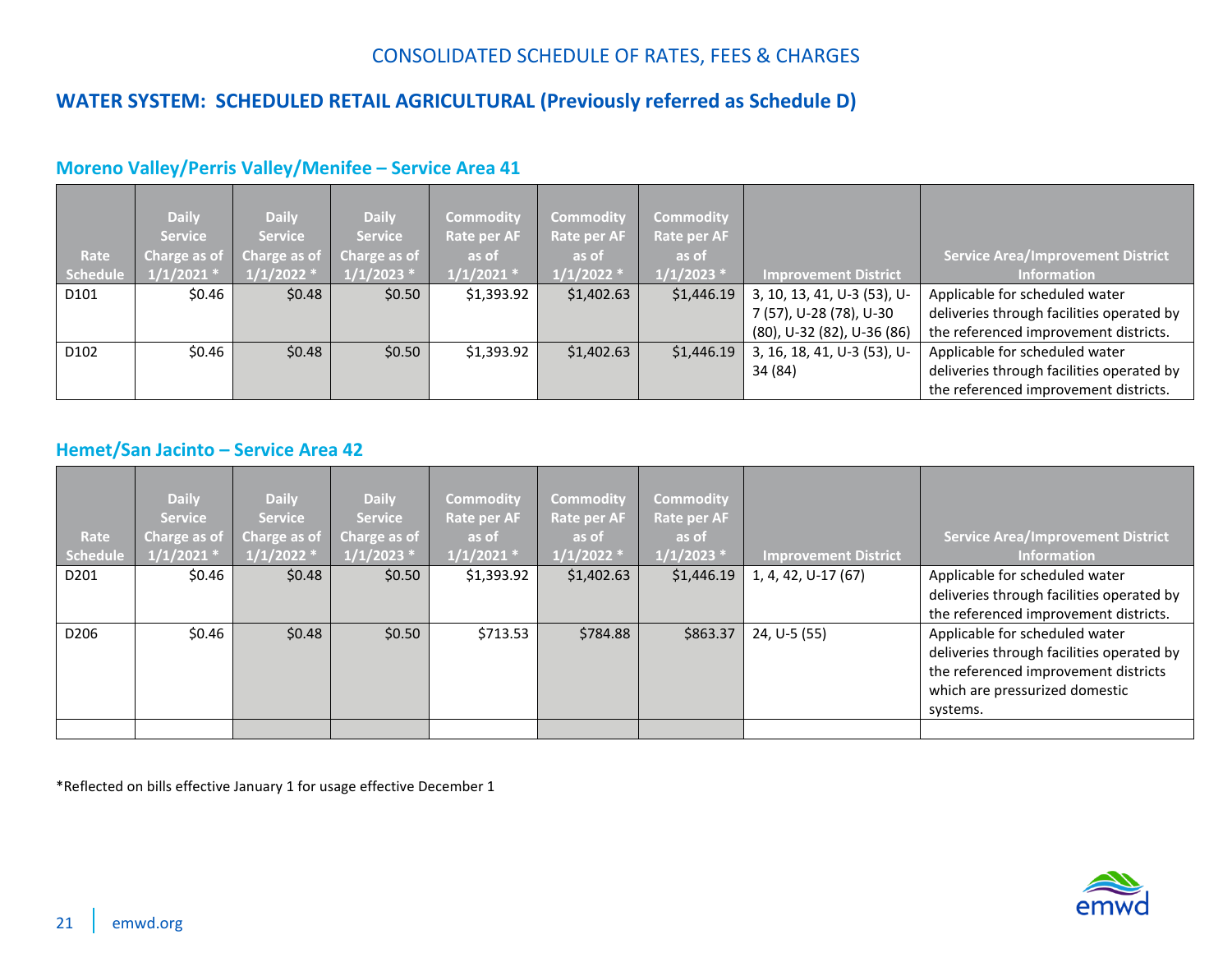CONSOLIDATED SCHEDULE OF RATES, FEES & CHARGES

## WATER SYSTEM: SCHEDULED RETAIL AGRICULTURAL (Previously referred as Schedule D)

### Moreno Valley/Perris Valley/Menifee – Service Area 41

| Rate Schedule | Daily Service Charge as of 1/1/2021 * | Daily Service Charge as of 1/1/2022 * | Daily Service Charge as of 1/1/2023 * | Commodity Rate per AF as of 1/1/2021 * | Commodity Rate per AF as of 1/1/2022 * | Commodity Rate per AF as of 1/1/2023 * | Improvement District | Service Area/Improvement District Information |
|---|---|---|---|---|---|---|---|---|
| D101 | $0.46 | $0.48 | $0.50 | $1,393.92 | $1,402.63 | $1,446.19 | 3, 10, 13, 41, U-3 (53), U-7 (57), U-28 (78), U-30 (80), U-32 (82), U-36 (86) | Applicable for scheduled water deliveries through facilities operated by the referenced improvement districts. |
| D102 | $0.46 | $0.48 | $0.50 | $1,393.92 | $1,402.63 | $1,446.19 | 3, 16, 18, 41, U-3 (53), U-34 (84) | Applicable for scheduled water deliveries through facilities operated by the referenced improvement districts. |

### Hemet/San Jacinto – Service Area 42

| Rate Schedule | Daily Service Charge as of 1/1/2021 * | Daily Service Charge as of 1/1/2022 * | Daily Service Charge as of 1/1/2023 * | Commodity Rate per AF as of 1/1/2021 * | Commodity Rate per AF as of 1/1/2022 * | Commodity Rate per AF as of 1/1/2023 * | Improvement District | Service Area/Improvement District Information |
|---|---|---|---|---|---|---|---|---|
| D201 | $0.46 | $0.48 | $0.50 | $1,393.92 | $1,402.63 | $1,446.19 | 1, 4, 42, U-17 (67) | Applicable for scheduled water deliveries through facilities operated by the referenced improvement districts. |
| D206 | $0.46 | $0.48 | $0.50 | $713.53 | $784.88 | $863.37 | 24, U-5 (55) | Applicable for scheduled water deliveries through facilities operated by the referenced improvement districts which are pressurized domestic systems. |
| | | | | | | | | |

*Reflected on bills effective January 1 for usage effective December 1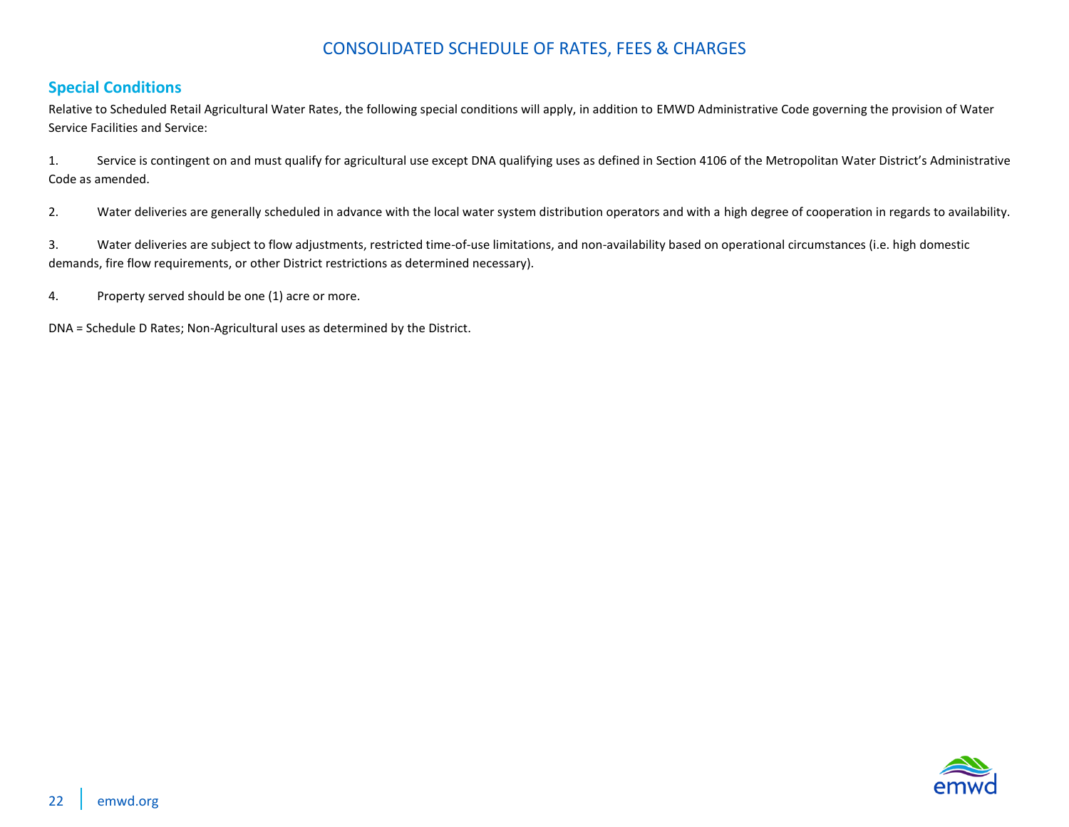## Special Conditions

Relative to Scheduled Retail Agricultural Water Rates, the following special conditions will apply, in addition to EMWD Administrative Code governing the provision of Water Service Facilities and Service:

1. Service is contingent on and must qualify for agricultural use except DNA qualifying uses as defined in Section 4106 of the Metropolitan Water District's Administrative Code as amended.

2. Water deliveries are generally scheduled in advance with the local water system distribution operators and with a high degree of cooperation in regards to availability.

3. Water deliveries are subject to flow adjustments, restricted time-of-use limitations, and non-availability based on operational circumstances (i.e. high domestic demands, fire flow requirements, or other District restrictions as determined necessary).

4. Property served should be one (1) acre or more.

DNA = Schedule D Rates; Non-Agricultural uses as determined by the District.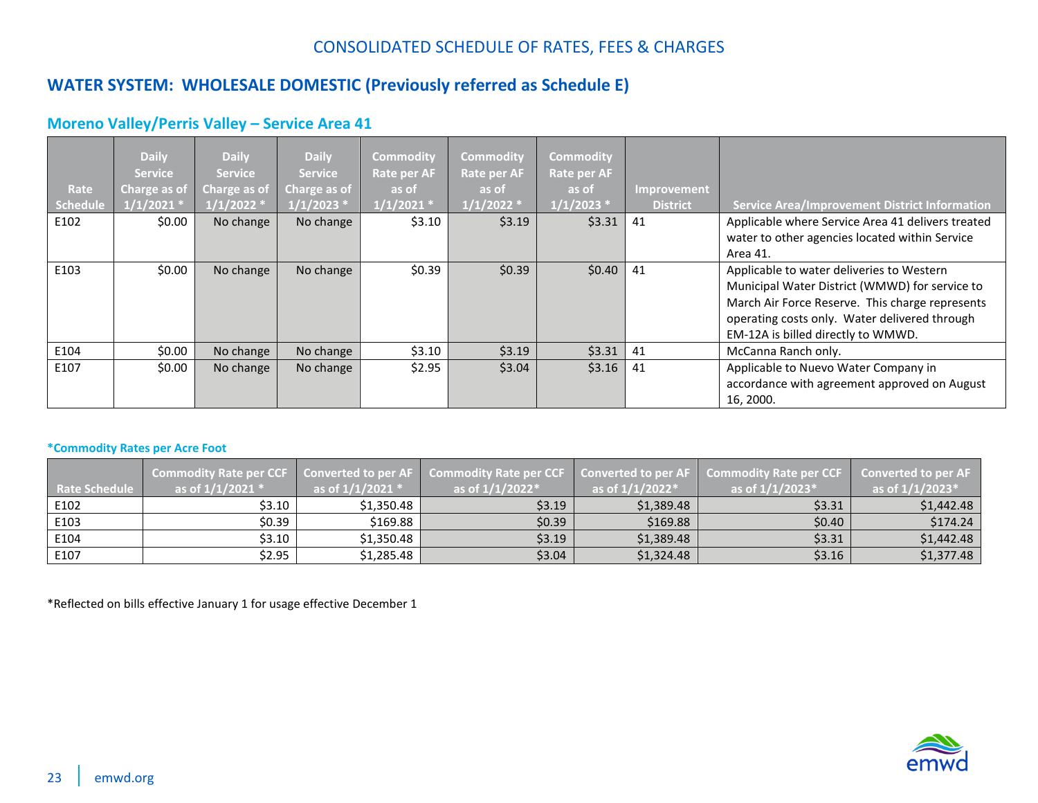# CONSOLIDATED SCHEDULE OF RATES, FEES & CHARGES

## WATER SYSTEM: WHOLESALE DOMESTIC (Previously referred as Schedule E)

### Moreno Valley/Perris Valley – Service Area 41

| Rate Schedule | Daily Service Charge as of 1/1/2021 * | Daily Service Charge as of 1/1/2022 * | Daily Service Charge as of 1/1/2023 * | Commodity Rate per AF as of 1/1/2021 * | Commodity Rate per AF as of 1/1/2022 * | Commodity Rate per AF as of 1/1/2023 * | Improvement District | Service Area/Improvement District Information |
|---|---|---|---|---|---|---|---|---|
| E102 | $0.00 | No change | No change | $3.10 | $3.19 | $3.31 | 41 | Applicable where Service Area 41 delivers treated water to other agencies located within Service Area 41. |
| E103 | $0.00 | No change | No change | $0.39 | $0.39 | $0.40 | 41 | Applicable to water deliveries to Western Municipal Water District (WMWD) for service to March Air Force Reserve. This charge represents operating costs only. Water delivered through EM-12A is billed directly to WMWD. |
| E104 | $0.00 | No change | No change | $3.10 | $3.19 | $3.31 | 41 | McCanna Ranch only. |
| E107 | $0.00 | No change | No change | $2.95 | $3.04 | $3.16 | 41 | Applicable to Nuevo Water Company in accordance with agreement approved on August 16, 2000. |

**\*Commodity Rates per Acre Foot**

| Rate Schedule | Commodity Rate per CCF as of 1/1/2021 * | Converted to per AF as of 1/1/2021 * | Commodity Rate per CCF as of 1/1/2022* | Converted to per AF as of 1/1/2022* | Commodity Rate per CCF as of 1/1/2023* | Converted to per AF as of 1/1/2023* |
|---|---|---|---|---|---|---|
| E102 | $3.10 | $1,350.48 | $3.19 | $1,389.48 | $3.31 | $1,442.48 |
| E103 | $0.39 | $169.88 | $0.39 | $169.88 | $0.40 | $174.24 |
| E104 | $3.10 | $1,350.48 | $3.19 | $1,389.48 | $3.31 | $1,442.48 |
| E107 | $2.95 | $1,285.48 | $3.04 | $1,324.48 | $3.16 | $1,377.48 |

*Reflected on bills effective January 1 for usage effective December 1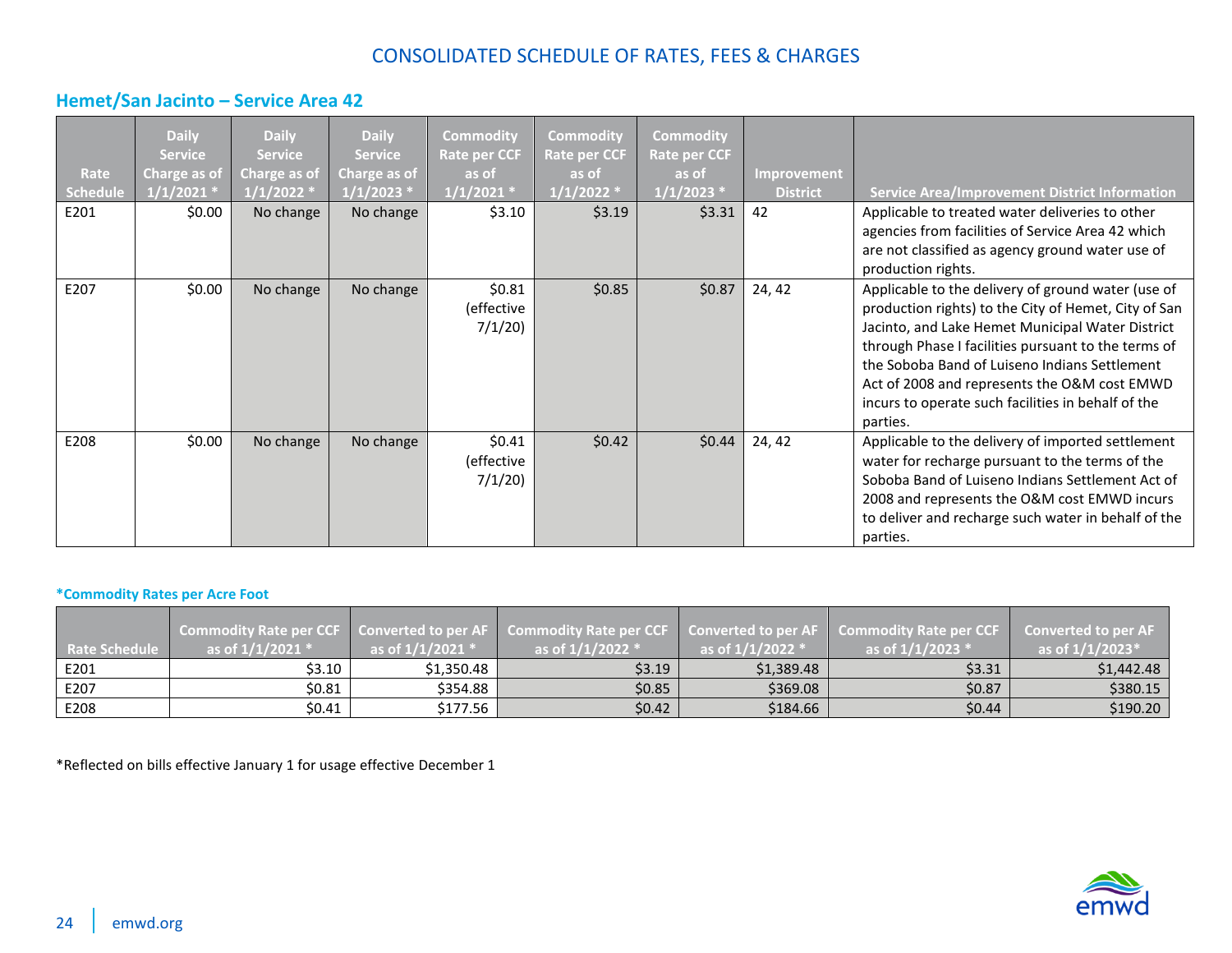# CONSOLIDATED SCHEDULE OF RATES, FEES & CHARGES

## Hemet/San Jacinto – Service Area 42

| Rate Schedule | Daily Service Charge as of 1/1/2021 * | Daily Service Charge as of 1/1/2022 * | Daily Service Charge as of 1/1/2023 * | Commodity Rate per CCF as of 1/1/2021 * | Commodity Rate per CCF as of 1/1/2022 * | Commodity Rate per CCF as of 1/1/2023 * | Improvement District | Service Area/Improvement District Information |
|---|---|---|---|---|---|---|---|---|
| E201 | $0.00 | No change | No change | $3.10 | $3.19 | $3.31 | 42 | Applicable to treated water deliveries to other agencies from facilities of Service Area 42 which are not classified as agency ground water use of production rights. |
| E207 | $0.00 | No change | No change | $0.81 (effective 7/1/20) | $0.85 | $0.87 | 24, 42 | Applicable to the delivery of ground water (use of production rights) to the City of Hemet, City of San Jacinto, and Lake Hemet Municipal Water District through Phase I facilities pursuant to the terms of the Soboba Band of Luiseno Indians Settlement Act of 2008 and represents the O&M cost EMWD incurs to operate such facilities in behalf of the parties. |
| E208 | $0.00 | No change | No change | $0.41 (effective 7/1/20) | $0.42 | $0.44 | 24, 42 | Applicable to the delivery of imported settlement water for recharge pursuant to the terms of the Soboba Band of Luiseno Indians Settlement Act of 2008 and represents the O&M cost EMWD incurs to deliver and recharge such water in behalf of the parties. |

### *Commodity Rates per Acre Foot

| Rate Schedule | Commodity Rate per CCF as of 1/1/2021 * | Converted to per AF as of 1/1/2021 * | Commodity Rate per CCF as of 1/1/2022 * | Converted to per AF as of 1/1/2022 * | Commodity Rate per CCF as of 1/1/2023 * | Converted to per AF as of 1/1/2023* |
|---|---|---|---|---|---|---|
| E201 | $3.10 | $1,350.48 | $3.19 | $1,389.48 | $3.31 | $1,442.48 |
| E207 | $0.81 | $354.88 | $0.85 | $369.08 | $0.87 | $380.15 |
| E208 | $0.41 | $177.56 | $0.42 | $184.66 | $0.44 | $190.20 |

*Reflected on bills effective January 1 for usage effective December 1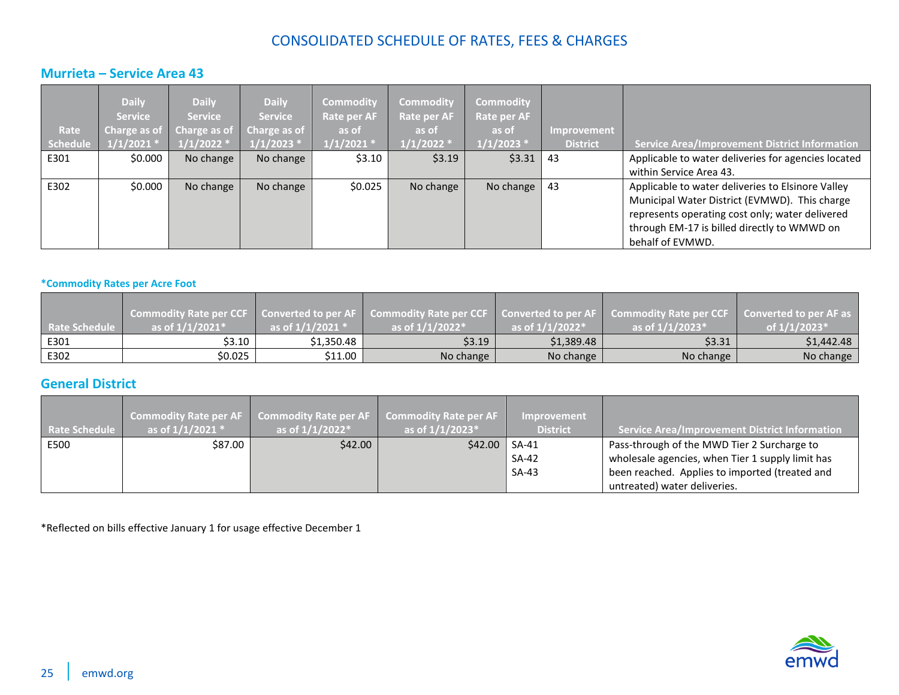# CONSOLIDATED SCHEDULE OF RATES, FEES & CHARGES

## Murrieta – Service Area 43

| Rate Schedule | Daily Service Charge as of 1/1/2021 * | Daily Service Charge as of 1/1/2022 * | Daily Service Charge as of 1/1/2023 * | Commodity Rate per AF as of 1/1/2021 * | Commodity Rate per AF as of 1/1/2022 * | Commodity Rate per AF as of 1/1/2023 * | Improvement District | Service Area/Improvement District Information |
|---|---|---|---|---|---|---|---|---|
| E301 | $0.000 | No change | No change | $3.10 | $3.19 | $3.31 | 43 | Applicable to water deliveries for agencies located within Service Area 43. |
| E302 | $0.000 | No change | No change | $0.025 | No change | No change | 43 | Applicable to water deliveries to Elsinore Valley Municipal Water District (EVMWD). This charge represents operating cost only; water delivered through EM-17 is billed directly to WMWD on behalf of EVMWD. |

### *Commodity Rates per Acre Foot

| Rate Schedule | Commodity Rate per CCF as of 1/1/2021* | Converted to per AF as of 1/1/2021 * | Commodity Rate per CCF as of 1/1/2022* | Converted to per AF as of 1/1/2022* | Commodity Rate per CCF as of 1/1/2023* | Converted to per AF as of 1/1/2023* |
|---|---|---|---|---|---|---|
| E301 | $3.10 | $1,350.48 | $3.19 | $1,389.48 | $3.31 | $1,442.48 |
| E302 | $0.025 | $11.00 | No change | No change | No change | No change |

## General District

| Rate Schedule | Commodity Rate per AF as of 1/1/2021 * | Commodity Rate per AF as of 1/1/2022* | Commodity Rate per AF as of 1/1/2023* | Improvement District | Service Area/Improvement District Information |
|---|---|---|---|---|---|
| E500 | $87.00 | $42.00 | $42.00 | SA-41<br>SA-42<br>SA-43 | Pass-through of the MWD Tier 2 Surcharge to wholesale agencies, when Tier 1 supply limit has been reached. Applies to imported (treated and untreated) water deliveries. |

*Reflected on bills effective January 1 for usage effective December 1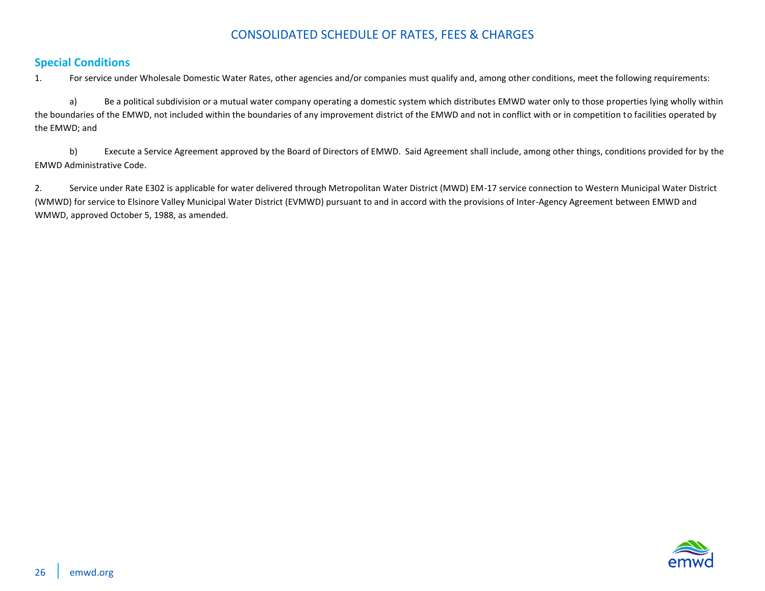## Special Conditions

1. For service under Wholesale Domestic Water Rates, other agencies and/or companies must qualify and, among other conditions, meet the following requirements:

   a) Be a political subdivision or a mutual water company operating a domestic system which distributes EMWD water only to those properties lying wholly within the boundaries of the EMWD, not included within the boundaries of any improvement district of the EMWD and not in conflict with or in competition to facilities operated by the EMWD; and

   b) Execute a Service Agreement approved by the Board of Directors of EMWD. Said Agreement shall include, among other things, conditions provided for by the EMWD Administrative Code.

2. Service under Rate E302 is applicable for water delivered through Metropolitan Water District (MWD) EM-17 service connection to Western Municipal Water District (WMWD) for service to Elsinore Valley Municipal Water District (EVMWD) pursuant to and in accord with the provisions of Inter-Agency Agreement between EMWD and WMWD, approved October 5, 1988, as amended.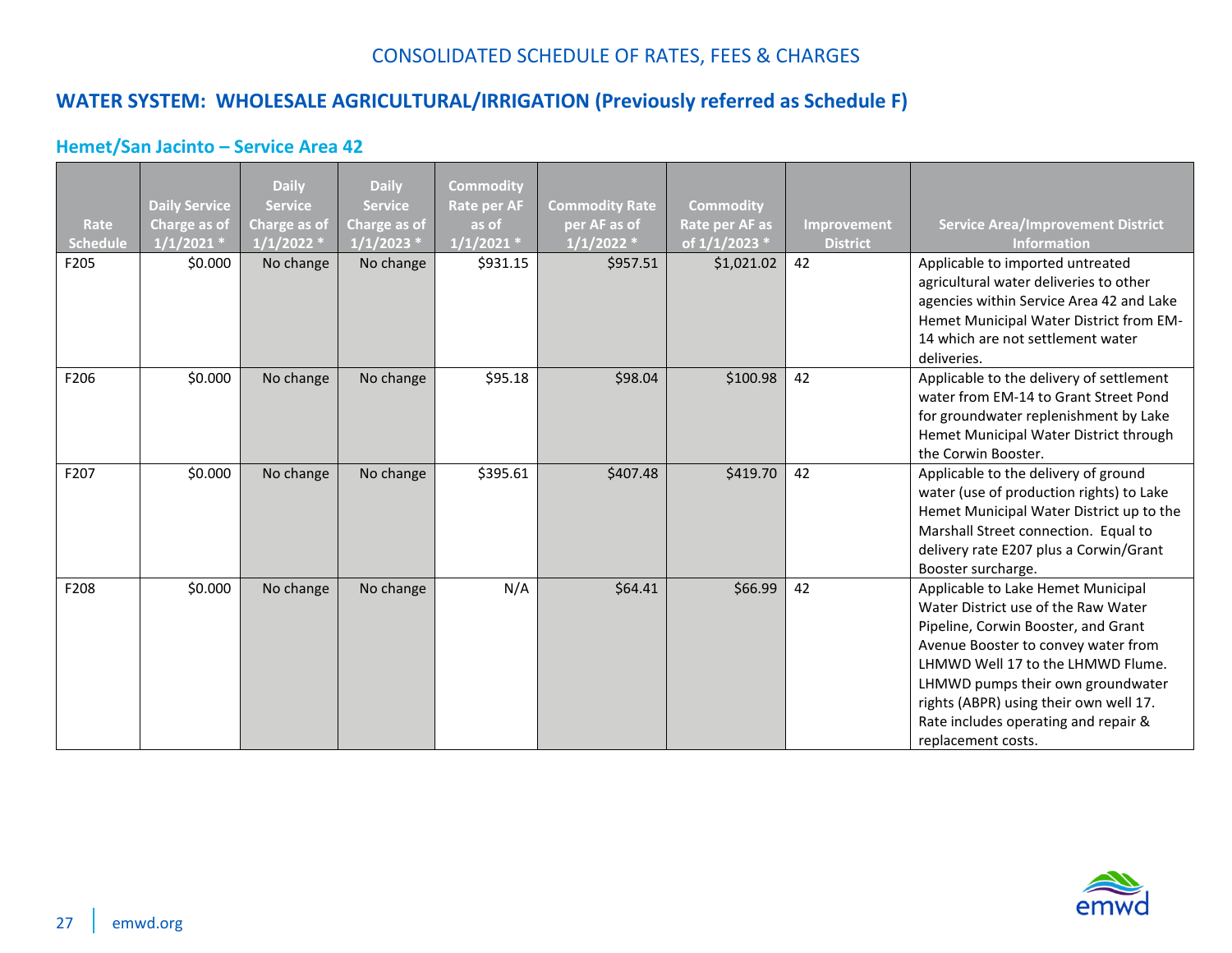CONSOLIDATED SCHEDULE OF RATES, FEES & CHARGES

## WATER SYSTEM: WHOLESALE AGRICULTURAL/IRRIGATION (Previously referred as Schedule F)

### Hemet/San Jacinto – Service Area 42

| Rate Schedule | Daily Service Charge as of 1/1/2021 * | Daily Service Charge as of 1/1/2022 * | Daily Service Charge as of 1/1/2023 * | Commodity Rate per AF as of 1/1/2021 * | Commodity Rate per AF as of 1/1/2022 * | Commodity Rate per AF as of 1/1/2023 * | Improvement District | Service Area/Improvement District Information |
|---|---|---|---|---|---|---|---|---|
| F205 | $0.000 | No change | No change | $931.15 | $957.51 | $1,021.02 | 42 | Applicable to imported untreated agricultural water deliveries to other agencies within Service Area 42 and Lake Hemet Municipal Water District from EM-14 which are not settlement water deliveries. |
| F206 | $0.000 | No change | No change | $95.18 | $98.04 | $100.98 | 42 | Applicable to the delivery of settlement water from EM-14 to Grant Street Pond for groundwater replenishment by Lake Hemet Municipal Water District through the Corwin Booster. |
| F207 | $0.000 | No change | No change | $395.61 | $407.48 | $419.70 | 42 | Applicable to the delivery of ground water (use of production rights) to Lake Hemet Municipal Water District up to the Marshall Street connection. Equal to delivery rate E207 plus a Corwin/Grant Booster surcharge. |
| F208 | $0.000 | No change | No change | N/A | $64.41 | $66.99 | 42 | Applicable to Lake Hemet Municipal Water District use of the Raw Water Pipeline, Corwin Booster, and Grant Avenue Booster to convey water from LHMWD Well 17 to the LHMWD Flume. LHMWD pumps their own groundwater rights (ABPR) using their own well 17. Rate includes operating and repair & replacement costs. |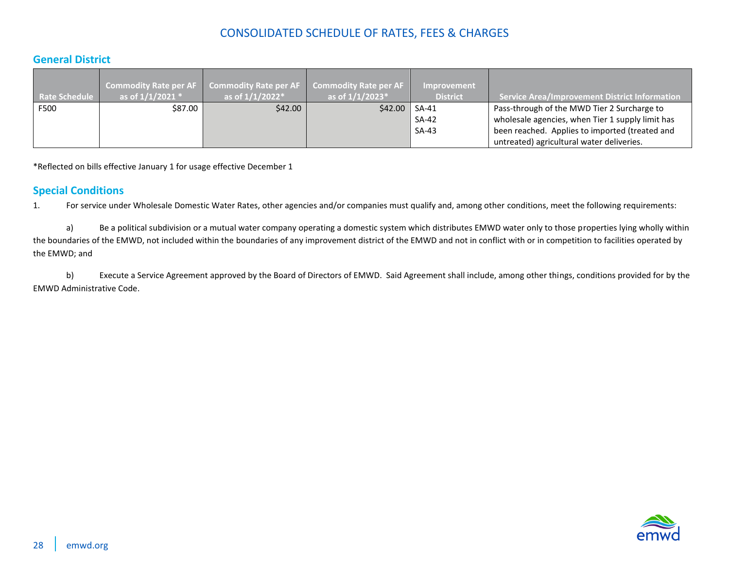# CONSOLIDATED SCHEDULE OF RATES, FEES & CHARGES

## General District

| Rate Schedule | Commodity Rate per AF as of 1/1/2021 * | Commodity Rate per AF as of 1/1/2022* | Commodity Rate per AF as of 1/1/2023* | Improvement District | Service Area/Improvement District Information |
|---|---|---|---|---|---|
| F500 | $87.00 | $42.00 | $42.00 | SA-41<br>SA-42<br>SA-43 | Pass-through of the MWD Tier 2 Surcharge to wholesale agencies, when Tier 1 supply limit has been reached. Applies to imported (treated and untreated) agricultural water deliveries. |

*Reflected on bills effective January 1 for usage effective December 1

## Special Conditions

1. For service under Wholesale Domestic Water Rates, other agencies and/or companies must qualify and, among other conditions, meet the following requirements:

   a) Be a political subdivision or a mutual water company operating a domestic system which distributes EMWD water only to those properties lying wholly within the boundaries of the EMWD, not included within the boundaries of any improvement district of the EMWD and not in conflict with or in competition to facilities operated by the EMWD; and

   b) Execute a Service Agreement approved by the Board of Directors of EMWD. Said Agreement shall include, among other things, conditions provided for by the EMWD Administrative Code.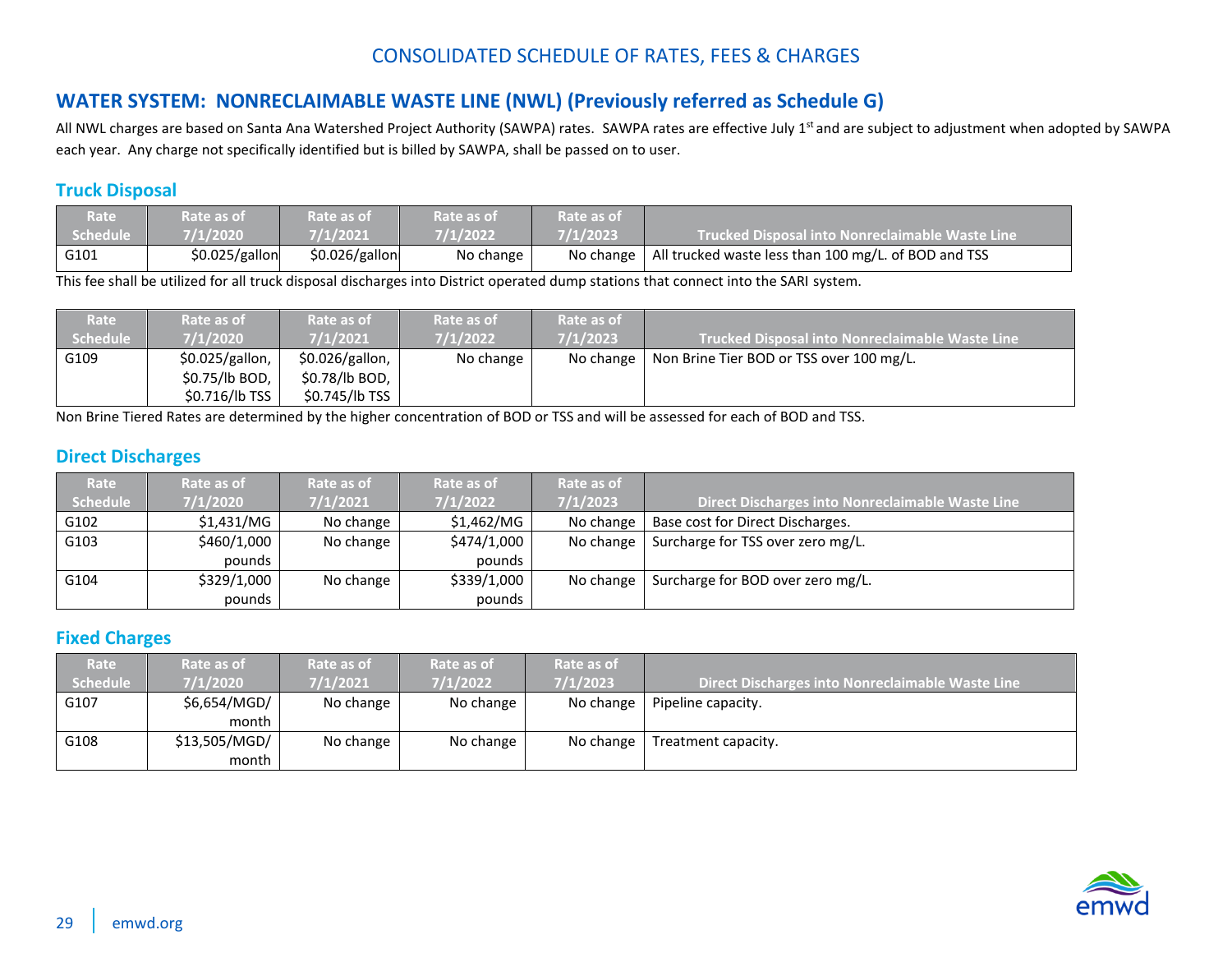CONSOLIDATED SCHEDULE OF RATES, FEES & CHARGES

## WATER SYSTEM: NONRECLAIMABLE WASTE LINE (NWL) (Previously referred as Schedule G)

All NWL charges are based on Santa Ana Watershed Project Authority (SAWPA) rates. SAWPA rates are effective July 1st and are subject to adjustment when adopted by SAWPA each year. Any charge not specifically identified but is billed by SAWPA, shall be passed on to user.

### Truck Disposal

| Rate Schedule | Rate as of 7/1/2020 | Rate as of 7/1/2021 | Rate as of 7/1/2022 | Rate as of 7/1/2023 | Trucked Disposal into Nonreclaimable Waste Line |
|---|---|---|---|---|---|
| G101 | $0.025/gallon | $0.026/gallon | No change | No change | All trucked waste less than 100 mg/L. of BOD and TSS |

This fee shall be utilized for all truck disposal discharges into District operated dump stations that connect into the SARI system.

| Rate Schedule | Rate as of 7/1/2020 | Rate as of 7/1/2021 | Rate as of 7/1/2022 | Rate as of 7/1/2023 | Trucked Disposal into Nonreclaimable Waste Line |
|---|---|---|---|---|---|
| G109 | $0.025/gallon, $0.75/lb BOD, $0.716/lb TSS | $0.026/gallon, $0.78/lb BOD, $0.745/lb TSS | No change | No change | Non Brine Tier BOD or TSS over 100 mg/L. |

Non Brine Tiered Rates are determined by the higher concentration of BOD or TSS and will be assessed for each of BOD and TSS.

### Direct Discharges

| Rate Schedule | Rate as of 7/1/2020 | Rate as of 7/1/2021 | Rate as of 7/1/2022 | Rate as of 7/1/2023 | Direct Discharges into Nonreclaimable Waste Line |
|---|---|---|---|---|---|
| G102 | $1,431/MG | No change | $1,462/MG | No change | Base cost for Direct Discharges. |
| G103 | $460/1,000 pounds | No change | $474/1,000 pounds | No change | Surcharge for TSS over zero mg/L. |
| G104 | $329/1,000 pounds | No change | $339/1,000 pounds | No change | Surcharge for BOD over zero mg/L. |

### Fixed Charges

| Rate Schedule | Rate as of 7/1/2020 | Rate as of 7/1/2021 | Rate as of 7/1/2022 | Rate as of 7/1/2023 | Direct Discharges into Nonreclaimable Waste Line |
|---|---|---|---|---|---|
| G107 | $6,654/MGD/ month | No change | No change | No change | Pipeline capacity. |
| G108 | $13,505/MGD/ month | No change | No change | No change | Treatment capacity. |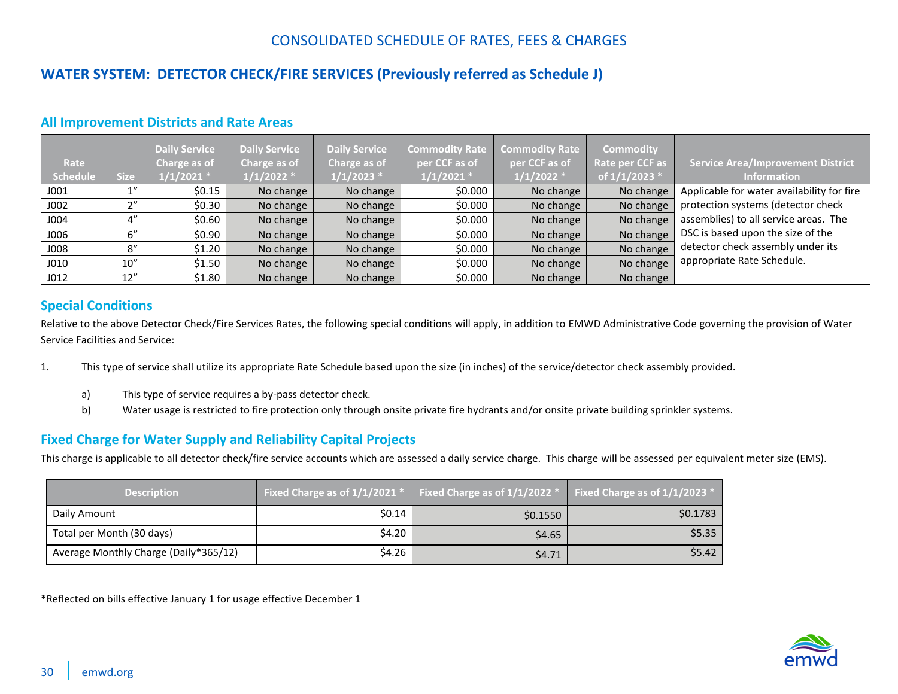CONSOLIDATED SCHEDULE OF RATES, FEES & CHARGES

# WATER SYSTEM: DETECTOR CHECK/FIRE SERVICES (Previously referred as Schedule J)

## All Improvement Districts and Rate Areas

| Rate Schedule | Size | Daily Service Charge as of 1/1/2021 * | Daily Service Charge as of 1/1/2022 * | Daily Service Charge as of 1/1/2023 * | Commodity Rate per CCF as of 1/1/2021 * | Commodity Rate per CCF as of 1/1/2022 * | Commodity Rate per CCF as of 1/1/2023 * | Service Area/Improvement District Information |
|---|---|---|---|---|---|---|---|---|
| J001 | 1" | $0.15 | No change | No change | $0.000 | No change | No change | Applicable for water availability for fire protection systems (detector check assemblies) to all service areas. The DSC is based upon the size of the detector check assembly under its appropriate Rate Schedule. |
| J002 | 2" | $0.30 | No change | No change | $0.000 | No change | No change | |
| J004 | 4" | $0.60 | No change | No change | $0.000 | No change | No change | |
| J006 | 6" | $0.90 | No change | No change | $0.000 | No change | No change | |
| J008 | 8" | $1.20 | No change | No change | $0.000 | No change | No change | |
| J010 | 10" | $1.50 | No change | No change | $0.000 | No change | No change | |
| J012 | 12" | $1.80 | No change | No change | $0.000 | No change | No change | |

## Special Conditions

Relative to the above Detector Check/Fire Services Rates, the following special conditions will apply, in addition to EMWD Administrative Code governing the provision of Water Service Facilities and Service:

1. This type of service shall utilize its appropriate Rate Schedule based upon the size (in inches) of the service/detector check assembly provided.
   a) This type of service requires a by-pass detector check.
   b) Water usage is restricted to fire protection only through onsite private fire hydrants and/or onsite private building sprinkler systems.

## Fixed Charge for Water Supply and Reliability Capital Projects

This charge is applicable to all detector check/fire service accounts which are assessed a daily service charge. This charge will be assessed per equivalent meter size (EMS).

| Description | Fixed Charge as of 1/1/2021 * | Fixed Charge as of 1/1/2022 * | Fixed Charge as of 1/1/2023 * |
|---|---|---|---|
| Daily Amount | $0.14 | $0.1550 | $0.1783 |
| Total per Month (30 days) | $4.20 | $4.65 | $5.35 |
| Average Monthly Charge (Daily*365/12) | $4.26 | $4.71 | $5.42 |

*Reflected on bills effective January 1 for usage effective December 1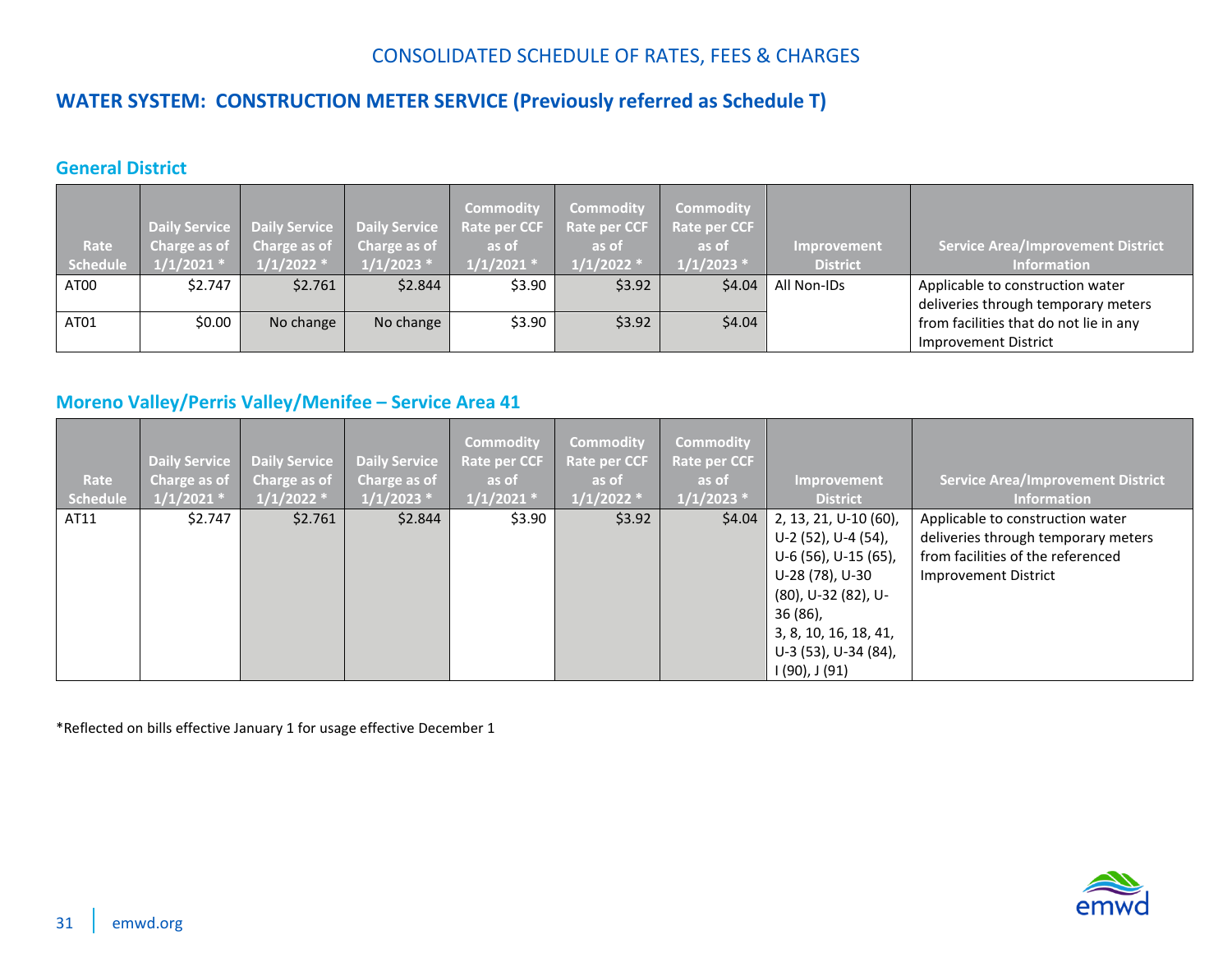CONSOLIDATED SCHEDULE OF RATES, FEES & CHARGES

## WATER SYSTEM: CONSTRUCTION METER SERVICE (Previously referred as Schedule T)

### General District

| Rate Schedule | Daily Service Charge as of 1/1/2021 * | Daily Service Charge as of 1/1/2022 * | Daily Service Charge as of 1/1/2023 * | Commodity Rate per CCF as of 1/1/2021 * | Commodity Rate per CCF as of 1/1/2022 * | Commodity Rate per CCF as of 1/1/2023 * | Improvement District | Service Area/Improvement District Information |
|---|---|---|---|---|---|---|---|---|
| AT00 | $2.747 | $2.761 | $2.844 | $3.90 | $3.92 | $4.04 | All Non-IDs | Applicable to construction water deliveries through temporary meters from facilities that do not lie in any Improvement District |
| AT01 | $0.00 | No change | No change | $3.90 | $3.92 | $4.04 | | |

### Moreno Valley/Perris Valley/Menifee – Service Area 41

| Rate Schedule | Daily Service Charge as of 1/1/2021 * | Daily Service Charge as of 1/1/2022 * | Daily Service Charge as of 1/1/2023 * | Commodity Rate per CCF as of 1/1/2021 * | Commodity Rate per CCF as of 1/1/2022 * | Commodity Rate per CCF as of 1/1/2023 * | Improvement District | Service Area/Improvement District Information |
|---|---|---|---|---|---|---|---|---|
| AT11 | $2.747 | $2.761 | $2.844 | $3.90 | $3.92 | $4.04 | 2, 13, 21, U-10 (60), U-2 (52), U-4 (54), U-6 (56), U-15 (65), U-28 (78), U-30 (80), U-32 (82), U-36 (86), 3, 8, 10, 16, 18, 41, U-3 (53), U-34 (84), I (90), J (91) | Applicable to construction water deliveries through temporary meters from facilities of the referenced Improvement District |

*Reflected on bills effective January 1 for usage effective December 1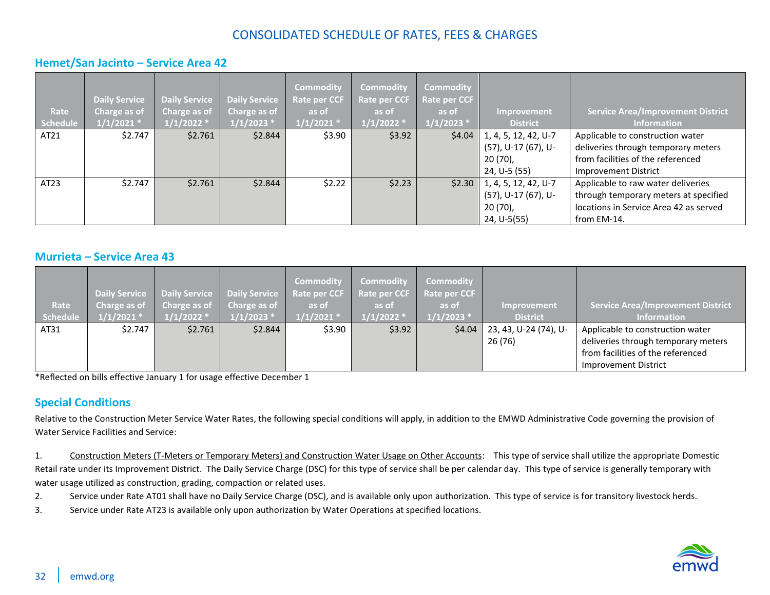# CONSOLIDATED SCHEDULE OF RATES, FEES & CHARGES

## Hemet/San Jacinto – Service Area 42

| Rate Schedule | Daily Service Charge as of 1/1/2021 * | Daily Service Charge as of 1/1/2022 * | Daily Service Charge as of 1/1/2023 * | Commodity Rate per CCF as of 1/1/2021 * | Commodity Rate per CCF as of 1/1/2022 * | Commodity Rate per CCF as of 1/1/2023 * | Improvement District | Service Area/Improvement District Information |
|---|---|---|---|---|---|---|---|---|
| AT21 | $2.747 | $2.761 | $2.844 | $3.90 | $3.92 | $4.04 | 1, 4, 5, 12, 42, U-7 (57), U-17 (67), U-20 (70), 24, U-5 (55) | Applicable to construction water deliveries through temporary meters from facilities of the referenced Improvement District |
| AT23 | $2.747 | $2.761 | $2.844 | $2.22 | $2.23 | $2.30 | 1, 4, 5, 12, 42, U-7 (57), U-17 (67), U-20 (70), 24, U-5(55) | Applicable to raw water deliveries through temporary meters at specified locations in Service Area 42 as served from EM-14. |

## Murrieta – Service Area 43

| Rate Schedule | Daily Service Charge as of 1/1/2021 * | Daily Service Charge as of 1/1/2022 * | Daily Service Charge as of 1/1/2023 * | Commodity Rate per CCF as of 1/1/2021 * | Commodity Rate per CCF as of 1/1/2022 * | Commodity Rate per CCF as of 1/1/2023 * | Improvement District | Service Area/Improvement District Information |
|---|---|---|---|---|---|---|---|---|
| AT31 | $2.747 | $2.761 | $2.844 | $3.90 | $3.92 | $4.04 | 23, 43, U-24 (74), U-26 (76) | Applicable to construction water deliveries through temporary meters from facilities of the referenced Improvement District |

*Reflected on bills effective January 1 for usage effective December 1

## Special Conditions

Relative to the Construction Meter Service Water Rates, the following special conditions will apply, in addition to the EMWD Administrative Code governing the provision of Water Service Facilities and Service:

1. Construction Meters (T-Meters or Temporary Meters) and Construction Water Usage on Other Accounts: This type of service shall utilize the appropriate Domestic Retail rate under its Improvement District. The Daily Service Charge (DSC) for this type of service shall be per calendar day. This type of service is generally temporary with water usage utilized as construction, grading, compaction or related uses.
2. Service under Rate AT01 shall have no Daily Service Charge (DSC), and is available only upon authorization. This type of service is for transitory livestock herds.
3. Service under Rate AT23 is available only upon authorization by Water Operations at specified locations.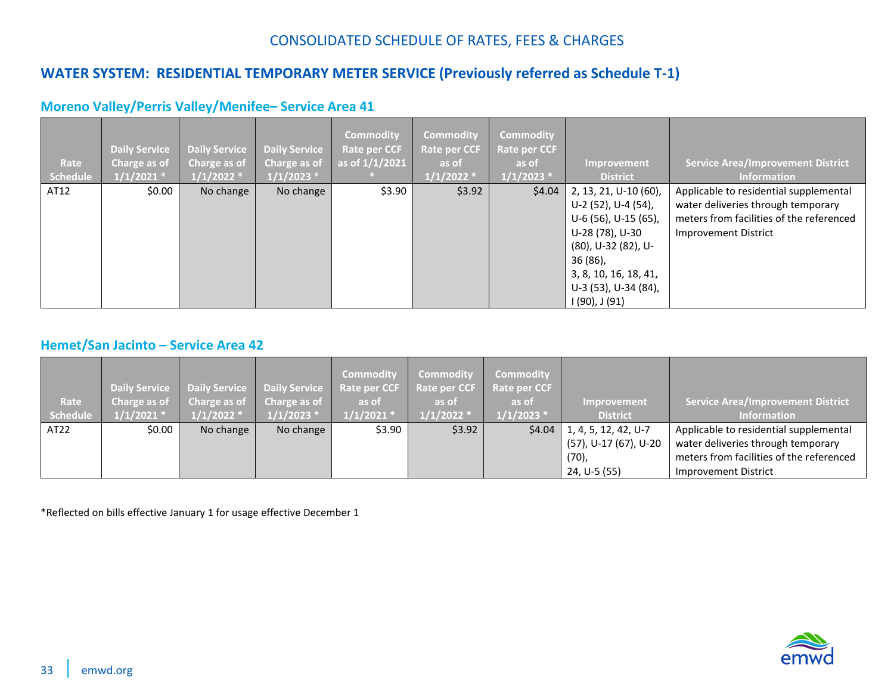CONSOLIDATED SCHEDULE OF RATES, FEES & CHARGES

## WATER SYSTEM: RESIDENTIAL TEMPORARY METER SERVICE (Previously referred as Schedule T-1)

### Moreno Valley/Perris Valley/Menifee– Service Area 41

| Rate Schedule | Daily Service Charge as of 1/1/2021 * | Daily Service Charge as of 1/1/2022 * | Daily Service Charge as of 1/1/2023 * | Commodity Rate per CCF as of 1/1/2021 * | Commodity Rate per CCF as of 1/1/2022 * | Commodity Rate per CCF as of 1/1/2023 * | Improvement District | Service Area/Improvement District Information |
|---|---|---|---|---|---|---|---|---|
| AT12 | $0.00 | No change | No change | $3.90 | $3.92 | $4.04 | 2, 13, 21, U-10 (60), U-2 (52), U-4 (54), U-6 (56), U-15 (65), U-28 (78), U-30 (80), U-32 (82), U-36 (86), 3, 8, 10, 16, 18, 41, U-3 (53), U-34 (84), I (90), J (91) | Applicable to residential supplemental water deliveries through temporary meters from facilities of the referenced Improvement District |

### Hemet/San Jacinto – Service Area 42

| Rate Schedule | Daily Service Charge as of 1/1/2021 * | Daily Service Charge as of 1/1/2022 * | Daily Service Charge as of 1/1/2023 * | Commodity Rate per CCF as of 1/1/2021 * | Commodity Rate per CCF as of 1/1/2022 * | Commodity Rate per CCF as of 1/1/2023 * | Improvement District | Service Area/Improvement District Information |
|---|---|---|---|---|---|---|---|---|
| AT22 | $0.00 | No change | No change | $3.90 | $3.92 | $4.04 | 1, 4, 5, 12, 42, U-7 (57), U-17 (67), U-20 (70), 24, U-5 (55) | Applicable to residential supplemental water deliveries through temporary meters from facilities of the referenced Improvement District |

*Reflected on bills effective January 1 for usage effective December 1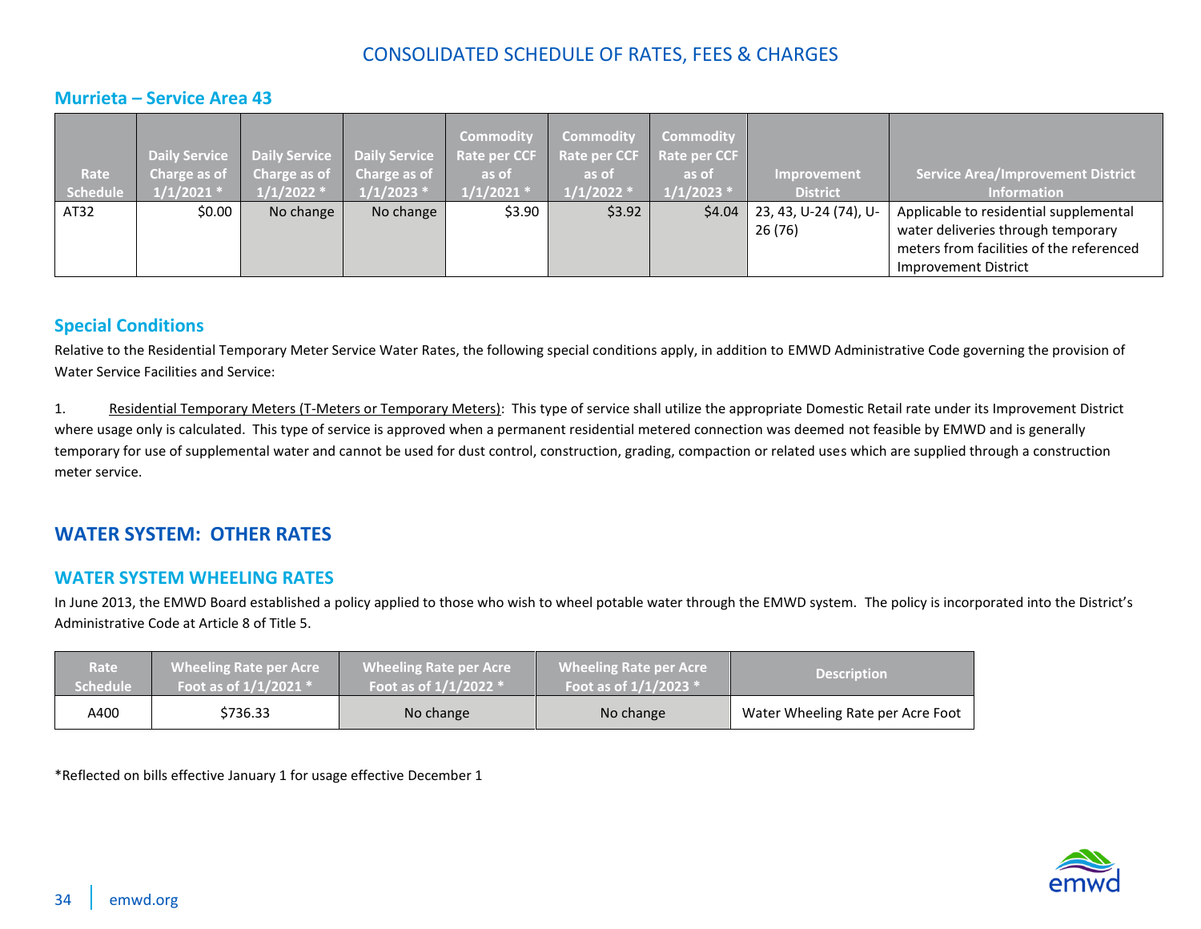# CONSOLIDATED SCHEDULE OF RATES, FEES & CHARGES

## Murrieta – Service Area 43

| Rate Schedule | Daily Service Charge as of 1/1/2021 * | Daily Service Charge as of 1/1/2022 * | Daily Service Charge as of 1/1/2023 * | Commodity Rate per CCF as of 1/1/2021 * | Commodity Rate per CCF as of 1/1/2022 * | Commodity Rate per CCF as of 1/1/2023 * | Improvement District | Service Area/Improvement District Information |
|---|---|---|---|---|---|---|---|---|
| AT32 | $0.00 | No change | No change | $3.90 | $3.92 | $4.04 | 23, 43, U-24 (74), U-26 (76) | Applicable to residential supplemental water deliveries through temporary meters from facilities of the referenced Improvement District |

## Special Conditions

Relative to the Residential Temporary Meter Service Water Rates, the following special conditions apply, in addition to EMWD Administrative Code governing the provision of Water Service Facilities and Service:

1. Residential Temporary Meters (T-Meters or Temporary Meters): This type of service shall utilize the appropriate Domestic Retail rate under its Improvement District where usage only is calculated. This type of service is approved when a permanent residential metered connection was deemed not feasible by EMWD and is generally temporary for use of supplemental water and cannot be used for dust control, construction, grading, compaction or related uses which are supplied through a construction meter service.

# WATER SYSTEM: OTHER RATES

## WATER SYSTEM WHEELING RATES

In June 2013, the EMWD Board established a policy applied to those who wish to wheel potable water through the EMWD system. The policy is incorporated into the District's Administrative Code at Article 8 of Title 5.

| Rate Schedule | Wheeling Rate per Acre Foot as of 1/1/2021 * | Wheeling Rate per Acre Foot as of 1/1/2022 * | Wheeling Rate per Acre Foot as of 1/1/2023 * | Description |
|---|---|---|---|---|
| A400 | $736.33 | No change | No change | Water Wheeling Rate per Acre Foot |

*Reflected on bills effective January 1 for usage effective December 1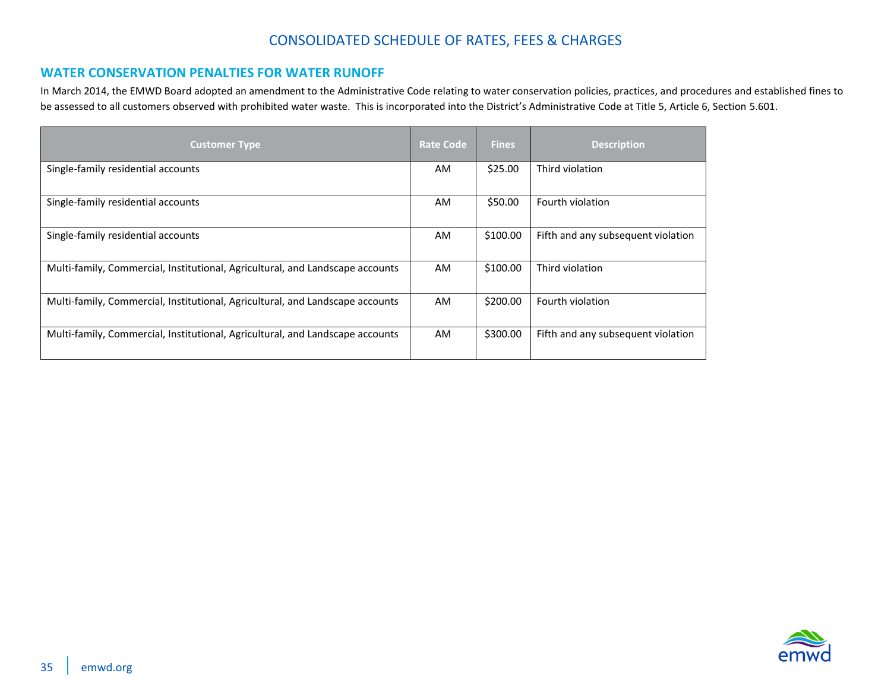# CONSOLIDATED SCHEDULE OF RATES, FEES & CHARGES

## WATER CONSERVATION PENALTIES FOR WATER RUNOFF

In March 2014, the EMWD Board adopted an amendment to the Administrative Code relating to water conservation policies, practices, and procedures and established fines to be assessed to all customers observed with prohibited water waste. This is incorporated into the District's Administrative Code at Title 5, Article 6, Section 5.601.

| Customer Type | Rate Code | Fines | Description |
|---|---|---|---|
| Single-family residential accounts | AM | $25.00 | Third violation |
| Single-family residential accounts | AM | $50.00 | Fourth violation |
| Single-family residential accounts | AM | $100.00 | Fifth and any subsequent violation |
| Multi-family, Commercial, Institutional, Agricultural, and Landscape accounts | AM | $100.00 | Third violation |
| Multi-family, Commercial, Institutional, Agricultural, and Landscape accounts | AM | $200.00 | Fourth violation |
| Multi-family, Commercial, Institutional, Agricultural, and Landscape accounts | AM | $300.00 | Fifth and any subsequent violation |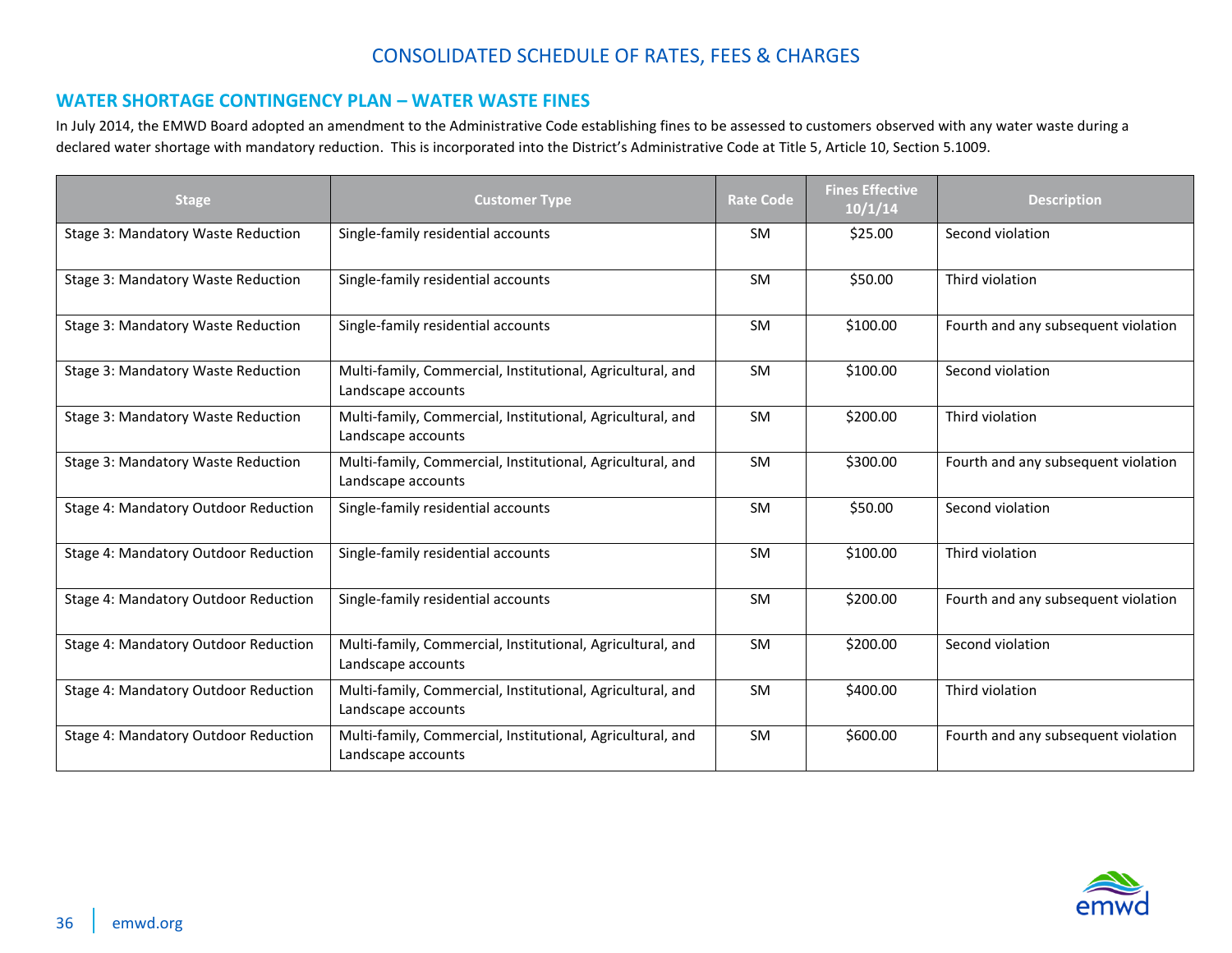# CONSOLIDATED SCHEDULE OF RATES, FEES & CHARGES

## WATER SHORTAGE CONTINGENCY PLAN – WATER WASTE FINES

In July 2014, the EMWD Board adopted an amendment to the Administrative Code establishing fines to be assessed to customers observed with any water waste during a declared water shortage with mandatory reduction. This is incorporated into the District's Administrative Code at Title 5, Article 10, Section 5.1009.

| Stage | Customer Type | Rate Code | Fines Effective 10/1/14 | Description |
|---|---|---|---|---|
| Stage 3: Mandatory Waste Reduction | Single-family residential accounts | SM | $25.00 | Second violation |
| Stage 3: Mandatory Waste Reduction | Single-family residential accounts | SM | $50.00 | Third violation |
| Stage 3: Mandatory Waste Reduction | Single-family residential accounts | SM | $100.00 | Fourth and any subsequent violation |
| Stage 3: Mandatory Waste Reduction | Multi-family, Commercial, Institutional, Agricultural, and Landscape accounts | SM | $100.00 | Second violation |
| Stage 3: Mandatory Waste Reduction | Multi-family, Commercial, Institutional, Agricultural, and Landscape accounts | SM | $200.00 | Third violation |
| Stage 3: Mandatory Waste Reduction | Multi-family, Commercial, Institutional, Agricultural, and Landscape accounts | SM | $300.00 | Fourth and any subsequent violation |
| Stage 4: Mandatory Outdoor Reduction | Single-family residential accounts | SM | $50.00 | Second violation |
| Stage 4: Mandatory Outdoor Reduction | Single-family residential accounts | SM | $100.00 | Third violation |
| Stage 4: Mandatory Outdoor Reduction | Single-family residential accounts | SM | $200.00 | Fourth and any subsequent violation |
| Stage 4: Mandatory Outdoor Reduction | Multi-family, Commercial, Institutional, Agricultural, and Landscape accounts | SM | $200.00 | Second violation |
| Stage 4: Mandatory Outdoor Reduction | Multi-family, Commercial, Institutional, Agricultural, and Landscape accounts | SM | $400.00 | Third violation |
| Stage 4: Mandatory Outdoor Reduction | Multi-family, Commercial, Institutional, Agricultural, and Landscape accounts | SM | $600.00 | Fourth and any subsequent violation |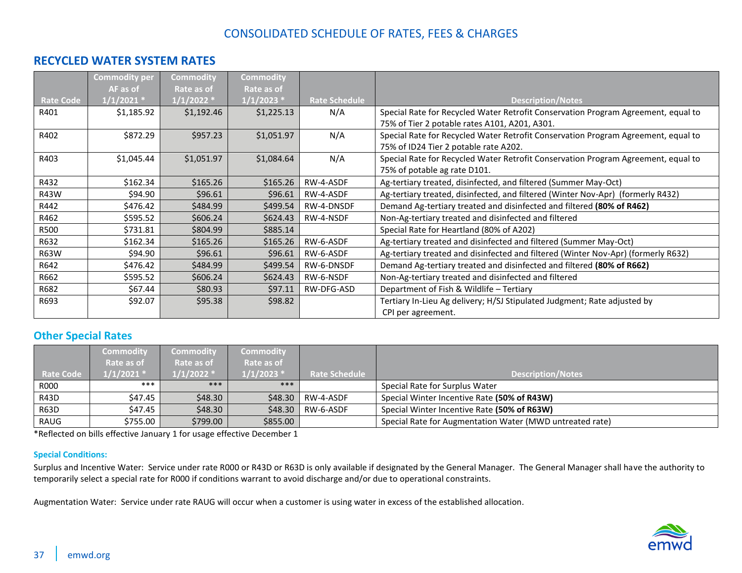# CONSOLIDATED SCHEDULE OF RATES, FEES & CHARGES

## RECYCLED WATER SYSTEM RATES

| Rate Code | Commodity per AF as of 1/1/2021 * | Commodity Rate as of 1/1/2022 * | Commodity Rate as of 1/1/2023 * | Rate Schedule | Description/Notes |
|---|---|---|---|---|---|
| R401 | $1,185.92 | $1,192.46 | $1,225.13 | N/A | Special Rate for Recycled Water Retrofit Conservation Program Agreement, equal to 75% of Tier 2 potable rates A101, A201, A301. |
| R402 | $872.29 | $957.23 | $1,051.97 | N/A | Special Rate for Recycled Water Retrofit Conservation Program Agreement, equal to 75% of ID24 Tier 2 potable rate A202. |
| R403 | $1,045.44 | $1,051.97 | $1,084.64 | N/A | Special Rate for Recycled Water Retrofit Conservation Program Agreement, equal to 75% of potable ag rate D101. |
| R432 | $162.34 | $165.26 | $165.26 | RW-4-ASDF | Ag-tertiary treated, disinfected, and filtered (Summer May-Oct) |
| R43W | $94.90 | $96.61 | $96.61 | RW-4-ASDF | Ag-tertiary treated, disinfected, and filtered (Winter Nov-Apr) (formerly R432) |
| R442 | $476.42 | $484.99 | $499.54 | RW-4-DNSDF | Demand Ag-tertiary treated and disinfected and filtered **(80% of R462)** |
| R462 | $595.52 | $606.24 | $624.43 | RW-4-NSDF | Non-Ag-tertiary treated and disinfected and filtered |
| R500 | $731.81 | $804.99 | $885.14 | | Special Rate for Heartland (80% of A202) |
| R632 | $162.34 | $165.26 | $165.26 | RW-6-ASDF | Ag-tertiary treated and disinfected and filtered (Summer May-Oct) |
| R63W | $94.90 | $96.61 | $96.61 | RW-6-ASDF | Ag-tertiary treated and disinfected and filtered (Winter Nov-Apr) (formerly R632) |
| R642 | $476.42 | $484.99 | $499.54 | RW-6-DNSDF | Demand Ag-tertiary treated and disinfected and filtered **(80% of R662)** |
| R662 | $595.52 | $606.24 | $624.43 | RW-6-NSDF | Non-Ag-tertiary treated and disinfected and filtered |
| R682 | $67.44 | $80.93 | $97.11 | RW-DFG-ASD | Department of Fish & Wildlife – Tertiary |
| R693 | $92.07 | $95.38 | $98.82 | | Tertiary In-Lieu Ag delivery; H/SJ Stipulated Judgment; Rate adjusted by CPI per agreement. |

## Other Special Rates

| Rate Code | Commodity Rate as of 1/1/2021 * | Commodity Rate as of 1/1/2022 * | Commodity Rate as of 1/1/2023 * | Rate Schedule | Description/Notes |
|---|---|---|---|---|---|
| R000 | *** | *** | *** | | Special Rate for Surplus Water |
| R43D | $47.45 | $48.30 | $48.30 | RW-4-ASDF | Special Winter Incentive Rate **(50% of R43W)** |
| R63D | $47.45 | $48.30 | $48.30 | RW-6-ASDF | Special Winter Incentive Rate **(50% of R63W)** |
| RAUG | $755.00 | $799.00 | $855.00 | | Special Rate for Augmentation Water (MWD untreated rate) |

*Reflected on bills effective January 1 for usage effective December 1

#### Special Conditions:

Surplus and Incentive Water: Service under rate R000 or R43D or R63D is only available if designated by the General Manager. The General Manager shall have the authority to temporarily select a special rate for R000 if conditions warrant to avoid discharge and/or due to operational constraints.

Augmentation Water: Service under rate RAUG will occur when a customer is using water in excess of the established allocation.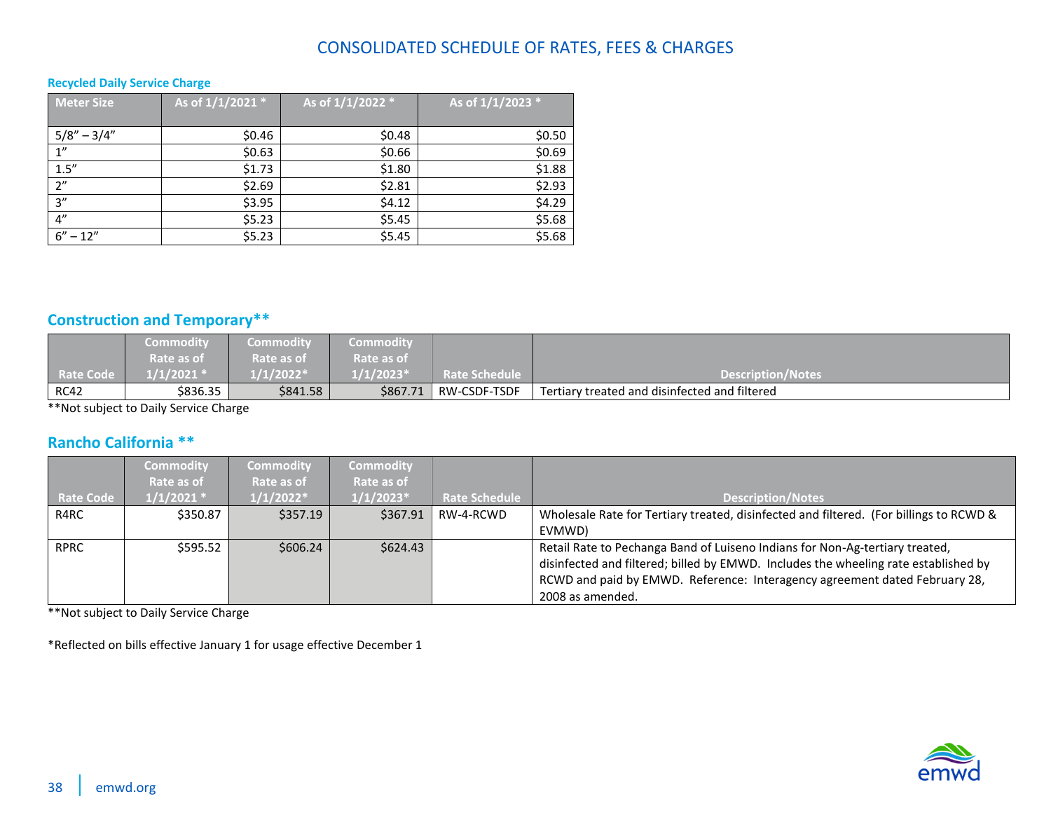# CONSOLIDATED SCHEDULE OF RATES, FEES & CHARGES

### Recycled Daily Service Charge

| Meter Size | As of 1/1/2021 * | As of 1/1/2022 * | As of 1/1/2023 * |
|---|---|---|---|
| 5/8" – 3/4" | $0.46 | $0.48 | $0.50 |
| 1" | $0.63 | $0.66 | $0.69 |
| 1.5" | $1.73 | $1.80 | $1.88 |
| 2" | $2.69 | $2.81 | $2.93 |
| 3" | $3.95 | $4.12 | $4.29 |
| 4" | $5.23 | $5.45 | $5.68 |
| 6" – 12" | $5.23 | $5.45 | $5.68 |

## Construction and Temporary**

| Rate Code | Commodity Rate as of 1/1/2021 * | Commodity Rate as of 1/1/2022* | Commodity Rate as of 1/1/2023* | Rate Schedule | Description/Notes |
|---|---|---|---|---|---|
| RC42 | $836.35 | $841.58 | $867.71 | RW-CSDF-TSDF | Tertiary treated and disinfected and filtered |

**Not subject to Daily Service Charge

## Rancho California **

| Rate Code | Commodity Rate as of 1/1/2021 * | Commodity Rate as of 1/1/2022* | Commodity Rate as of 1/1/2023* | Rate Schedule | Description/Notes |
|---|---|---|---|---|---|
| R4RC | $350.87 | $357.19 | $367.91 | RW-4-RCWD | Wholesale Rate for Tertiary treated, disinfected and filtered. (For billings to RCWD & EVMWD) |
| RPRC | $595.52 | $606.24 | $624.43 | | Retail Rate to Pechanga Band of Luiseno Indians for Non-Ag-tertiary treated, disinfected and filtered; billed by EMWD. Includes the wheeling rate established by RCWD and paid by EMWD. Reference: Interagency agreement dated February 28, 2008 as amended. |

**Not subject to Daily Service Charge

*Reflected on bills effective January 1 for usage effective December 1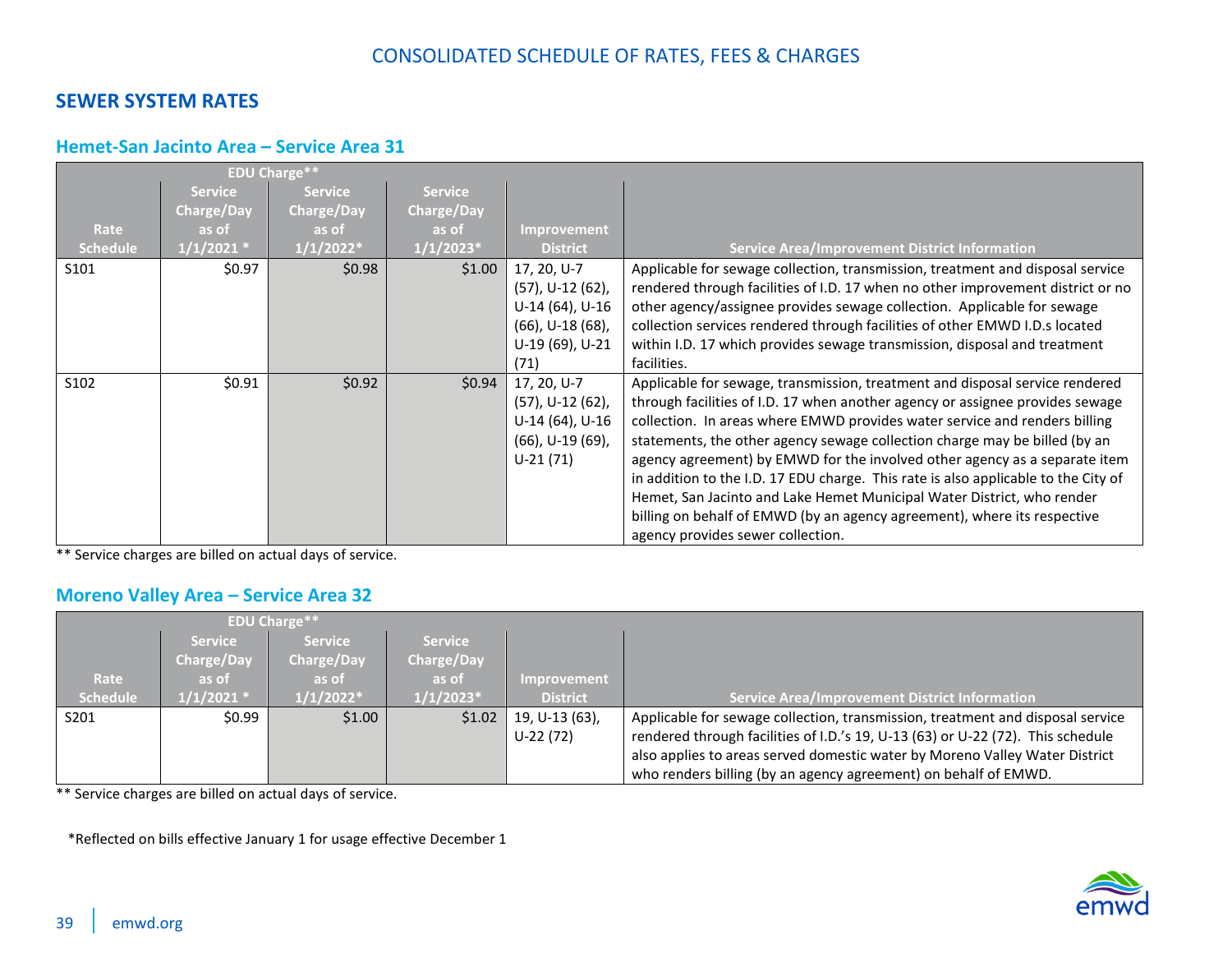# CONSOLIDATED SCHEDULE OF RATES, FEES & CHARGES

## SEWER SYSTEM RATES

### Hemet-San Jacinto Area – Service Area 31

| | EDU Charge** | | | | |
|---|---|---|---|---|---|
| Rate Schedule | Service Charge/Day as of 1/1/2021 * | Service Charge/Day as of 1/1/2022* | Service Charge/Day as of 1/1/2023* | Improvement District | Service Area/Improvement District Information |
| S101 | $0.97 | $0.98 | $1.00 | 17, 20, U-7 (57), U-12 (62), U-14 (64), U-16 (66), U-18 (68), U-19 (69), U-21 (71) | Applicable for sewage collection, transmission, treatment and disposal service rendered through facilities of I.D. 17 when no other improvement district or no other agency/assignee provides sewage collection. Applicable for sewage collection services rendered through facilities of other EMWD I.D.s located within I.D. 17 which provides sewage transmission, disposal and treatment facilities. |
| S102 | $0.91 | $0.92 | $0.94 | 17, 20, U-7 (57), U-12 (62), U-14 (64), U-16 (66), U-19 (69), U-21 (71) | Applicable for sewage, transmission, treatment and disposal service rendered through facilities of I.D. 17 when another agency or assignee provides sewage collection. In areas where EMWD provides water service and renders billing statements, the other agency sewage collection charge may be billed (by an agency agreement) by EMWD for the involved other agency as a separate item in addition to the I.D. 17 EDU charge. This rate is also applicable to the City of Hemet, San Jacinto and Lake Hemet Municipal Water District, who render billing on behalf of EMWD (by an agency agreement), where its respective agency provides sewer collection. |

** Service charges are billed on actual days of service.

### Moreno Valley Area – Service Area 32

| | EDU Charge** | | | | |
|---|---|---|---|---|---|
| Rate Schedule | Service Charge/Day as of 1/1/2021 * | Service Charge/Day as of 1/1/2022* | Service Charge/Day as of 1/1/2023* | Improvement District | Service Area/Improvement District Information |
| S201 | $0.99 | $1.00 | $1.02 | 19, U-13 (63), U-22 (72) | Applicable for sewage collection, transmission, treatment and disposal service rendered through facilities of I.D.'s 19, U-13 (63) or U-22 (72). This schedule also applies to areas served domestic water by Moreno Valley Water District who renders billing (by an agency agreement) on behalf of EMWD. |

** Service charges are billed on actual days of service.

*Reflected on bills effective January 1 for usage effective December 1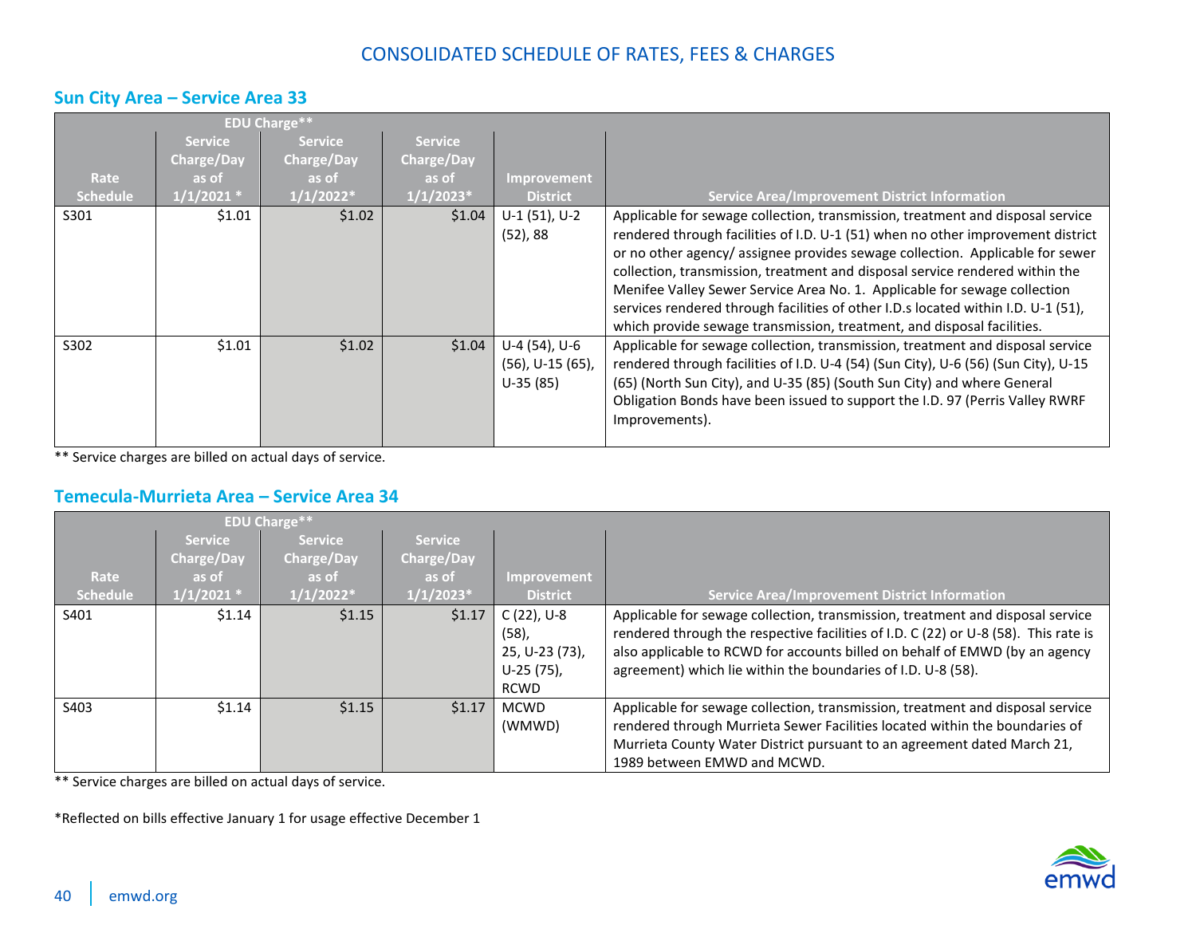# CONSOLIDATED SCHEDULE OF RATES, FEES & CHARGES

## Sun City Area – Service Area 33

| | EDU Charge** | | | | |
|---|---|---|---|---|---|
| Rate Schedule | Service Charge/Day as of 1/1/2021 * | Service Charge/Day as of 1/1/2022* | Service Charge/Day as of 1/1/2023* | Improvement District | Service Area/Improvement District Information |
| S301 | $1.01 | $1.02 | $1.04 | U-1 (51), U-2 (52), 88 | Applicable for sewage collection, transmission, treatment and disposal service rendered through facilities of I.D. U-1 (51) when no other improvement district or no other agency/ assignee provides sewage collection. Applicable for sewer collection, transmission, treatment and disposal service rendered within the Menifee Valley Sewer Service Area No. 1. Applicable for sewage collection services rendered through facilities of other I.D.s located within I.D. U-1 (51), which provide sewage transmission, treatment, and disposal facilities. |
| S302 | $1.01 | $1.02 | $1.04 | U-4 (54), U-6 (56), U-15 (65), U-35 (85) | Applicable for sewage collection, transmission, treatment and disposal service rendered through facilities of I.D. U-4 (54) (Sun City), U-6 (56) (Sun City), U-15 (65) (North Sun City), and U-35 (85) (South Sun City) and where General Obligation Bonds have been issued to support the I.D. 97 (Perris Valley RWRF Improvements). |

** Service charges are billed on actual days of service.

## Temecula-Murrieta Area – Service Area 34

| | EDU Charge** | | | | |
|---|---|---|---|---|---|
| Rate Schedule | Service Charge/Day as of 1/1/2021 * | Service Charge/Day as of 1/1/2022* | Service Charge/Day as of 1/1/2023* | Improvement District | Service Area/Improvement District Information |
| S401 | $1.14 | $1.15 | $1.17 | C (22), U-8 (58), 25, U-23 (73), U-25 (75), RCWD | Applicable for sewage collection, transmission, treatment and disposal service rendered through the respective facilities of I.D. C (22) or U-8 (58). This rate is also applicable to RCWD for accounts billed on behalf of EMWD (by an agency agreement) which lie within the boundaries of I.D. U-8 (58). |
| S403 | $1.14 | $1.15 | $1.17 | MCWD (WMWD) | Applicable for sewage collection, transmission, treatment and disposal service rendered through Murrieta Sewer Facilities located within the boundaries of Murrieta County Water District pursuant to an agreement dated March 21, 1989 between EMWD and MCWD. |

** Service charges are billed on actual days of service.

*Reflected on bills effective January 1 for usage effective December 1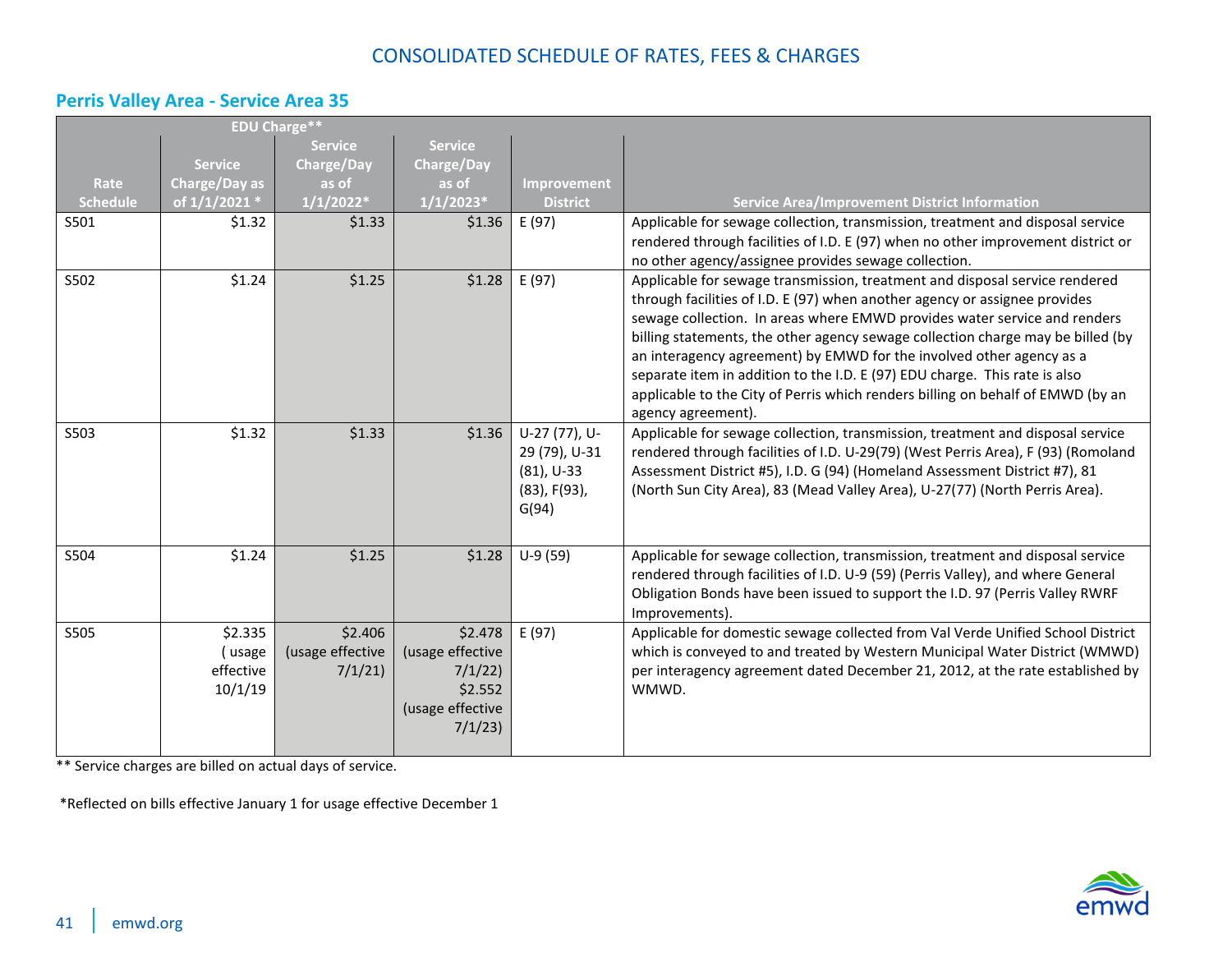# CONSOLIDATED SCHEDULE OF RATES, FEES & CHARGES

## Perris Valley Area - Service Area 35

| Rate Schedule | EDU Charge** Service Charge/Day as of 1/1/2021 * | Service Charge/Day as of 1/1/2022* | Service Charge/Day as of 1/1/2023* | Improvement District | Service Area/Improvement District Information |
|---|---|---|---|---|---|
| S501 | $1.32 | $1.33 | $1.36 | E (97) | Applicable for sewage collection, transmission, treatment and disposal service rendered through facilities of I.D. E (97) when no other improvement district or no other agency/assignee provides sewage collection. |
| S502 | $1.24 | $1.25 | $1.28 | E (97) | Applicable for sewage transmission, treatment and disposal service rendered through facilities of I.D. E (97) when another agency or assignee provides sewage collection. In areas where EMWD provides water service and renders billing statements, the other agency sewage collection charge may be billed (by an interagency agreement) by EMWD for the involved other agency as a separate item in addition to the I.D. E (97) EDU charge. This rate is also applicable to the City of Perris which renders billing on behalf of EMWD (by an agency agreement). |
| S503 | $1.32 | $1.33 | $1.36 | U-27 (77), U-29 (79), U-31 (81), U-33 (83), F(93), G(94) | Applicable for sewage collection, transmission, treatment and disposal service rendered through facilities of I.D. U-29(79) (West Perris Area), F (93) (Romoland Assessment District #5), I.D. G (94) (Homeland Assessment District #7), 81 (North Sun City Area), 83 (Mead Valley Area), U-27(77) (North Perris Area). |
| S504 | $1.24 | $1.25 | $1.28 | U-9 (59) | Applicable for sewage collection, transmission, treatment and disposal service rendered through facilities of I.D. U-9 (59) (Perris Valley), and where General Obligation Bonds have been issued to support the I.D. 97 (Perris Valley RWRF Improvements). |
| S505 | $2.335 ( usage effective 10/1/19 | $2.406 (usage effective 7/1/21) | $2.478 (usage effective 7/1/22) $2.552 (usage effective 7/1/23) | E (97) | Applicable for domestic sewage collected from Val Verde Unified School District which is conveyed to and treated by Western Municipal Water District (WMWD) per interagency agreement dated December 21, 2012, at the rate established by WMWD. |

** Service charges are billed on actual days of service.

*Reflected on bills effective January 1 for usage effective December 1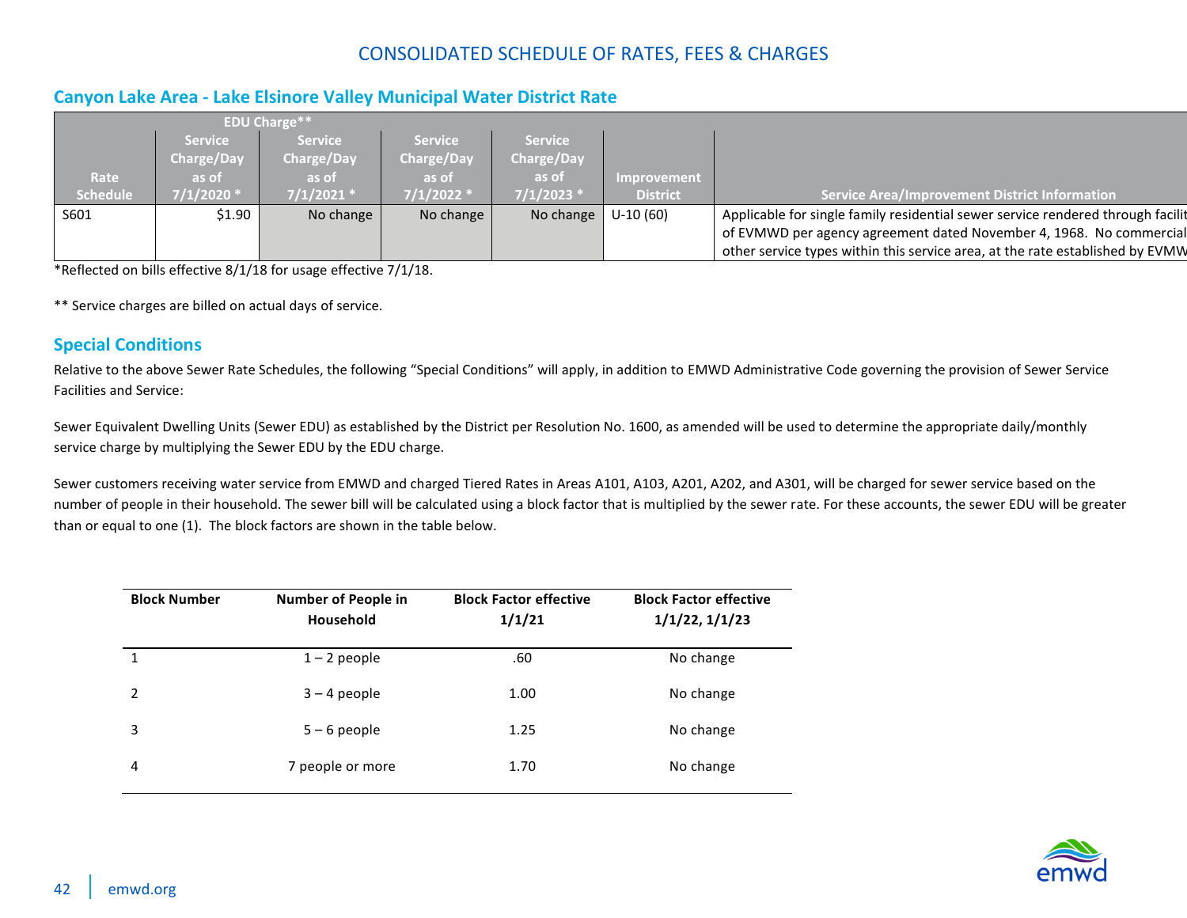# CONSOLIDATED SCHEDULE OF RATES, FEES & CHARGES

## Canyon Lake Area - Lake Elsinore Valley Municipal Water District Rate

| | EDU Charge** | | | | | |
|---|---|---|---|---|---|---|
| Rate Schedule | Service Charge/Day as of 7/1/2020 * | Service Charge/Day as of 7/1/2021 * | Service Charge/Day as of 7/1/2022 * | Service Charge/Day as of 7/1/2023 * | Improvement District | Service Area/Improvement District Information |
| S601 | $1.90 | No change | No change | No change | U-10 (60) | Applicable for single family residential sewer service rendered through facilit of EVMWD per agency agreement dated November 4, 1968. No commercial other service types within this service area, at the rate established by EVMW |

*Reflected on bills effective 8/1/18 for usage effective 7/1/18.

** Service charges are billed on actual days of service.

## Special Conditions

Relative to the above Sewer Rate Schedules, the following "Special Conditions" will apply, in addition to EMWD Administrative Code governing the provision of Sewer Service Facilities and Service:

Sewer Equivalent Dwelling Units (Sewer EDU) as established by the District per Resolution No. 1600, as amended will be used to determine the appropriate daily/monthly service charge by multiplying the Sewer EDU by the EDU charge.

Sewer customers receiving water service from EMWD and charged Tiered Rates in Areas A101, A103, A201, A202, and A301, will be charged for sewer service based on the number of people in their household. The sewer bill will be calculated using a block factor that is multiplied by the sewer rate. For these accounts, the sewer EDU will be greater than or equal to one (1). The block factors are shown in the table below.

| Block Number | Number of People in Household | Block Factor effective 1/1/21 | Block Factor effective 1/1/22, 1/1/23 |
|---|---|---|---|
| 1 | 1 – 2 people | .60 | No change |
| 2 | 3 – 4 people | 1.00 | No change |
| 3 | 5 – 6 people | 1.25 | No change |
| 4 | 7 people or more | 1.70 | No change |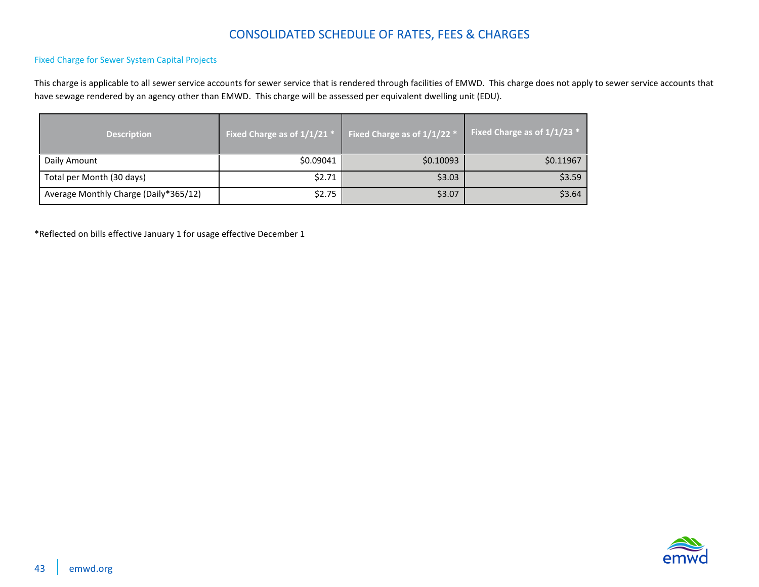# CONSOLIDATED SCHEDULE OF RATES, FEES & CHARGES

## Fixed Charge for Sewer System Capital Projects

This charge is applicable to all sewer service accounts for sewer service that is rendered through facilities of EMWD. This charge does not apply to sewer service accounts that have sewage rendered by an agency other than EMWD. This charge will be assessed per equivalent dwelling unit (EDU).

| Description | Fixed Charge as of 1/1/21 * | Fixed Charge as of 1/1/22 * | Fixed Charge as of 1/1/23 * |
|---|---|---|---|
| Daily Amount | $0.09041 | $0.10093 | $0.11967 |
| Total per Month (30 days) | $2.71 | $3.03 | $3.59 |
| Average Monthly Charge (Daily*365/12) | $2.75 | $3.07 | $3.64 |

*Reflected on bills effective January 1 for usage effective December 1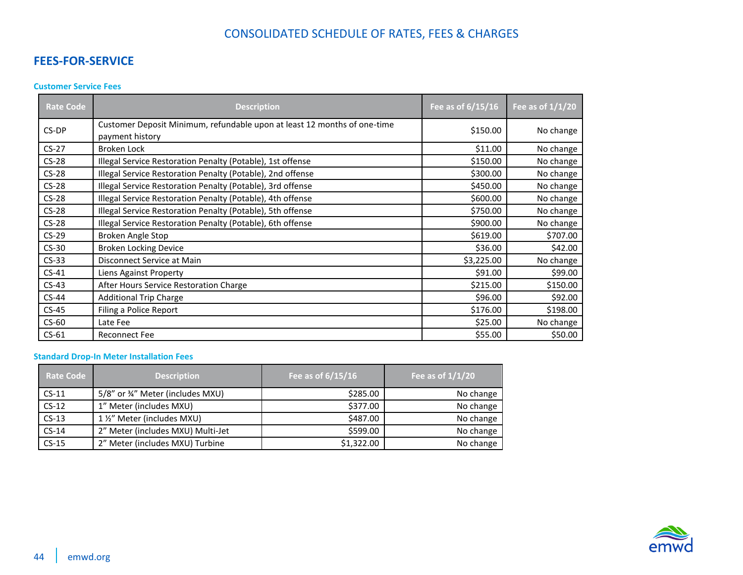# CONSOLIDATED SCHEDULE OF RATES, FEES & CHARGES

## FEES-FOR-SERVICE

### Customer Service Fees

| Rate Code | Description | Fee as of 6/15/16 | Fee as of 1/1/20 |
|---|---|---|---|
| CS-DP | Customer Deposit Minimum, refundable upon at least 12 months of one-time payment history | $150.00 | No change |
| CS-27 | Broken Lock | $11.00 | No change |
| CS-28 | Illegal Service Restoration Penalty (Potable), 1st offense | $150.00 | No change |
| CS-28 | Illegal Service Restoration Penalty (Potable), 2nd offense | $300.00 | No change |
| CS-28 | Illegal Service Restoration Penalty (Potable), 3rd offense | $450.00 | No change |
| CS-28 | Illegal Service Restoration Penalty (Potable), 4th offense | $600.00 | No change |
| CS-28 | Illegal Service Restoration Penalty (Potable), 5th offense | $750.00 | No change |
| CS-28 | Illegal Service Restoration Penalty (Potable), 6th offense | $900.00 | No change |
| CS-29 | Broken Angle Stop | $619.00 | $707.00 |
| CS-30 | Broken Locking Device | $36.00 | $42.00 |
| CS-33 | Disconnect Service at Main | $3,225.00 | No change |
| CS-41 | Liens Against Property | $91.00 | $99.00 |
| CS-43 | After Hours Service Restoration Charge | $215.00 | $150.00 |
| CS-44 | Additional Trip Charge | $96.00 | $92.00 |
| CS-45 | Filing a Police Report | $176.00 | $198.00 |
| CS-60 | Late Fee | $25.00 | No change |
| CS-61 | Reconnect Fee | $55.00 | $50.00 |

### Standard Drop-In Meter Installation Fees

| Rate Code | Description | Fee as of 6/15/16 | Fee as of 1/1/20 |
|---|---|---|---|
| CS-11 | 5/8” or ¾” Meter (includes MXU) | $285.00 | No change |
| CS-12 | 1” Meter (includes MXU) | $377.00 | No change |
| CS-13 | 1 ½” Meter (includes MXU) | $487.00 | No change |
| CS-14 | 2” Meter (includes MXU) Multi-Jet | $599.00 | No change |
| CS-15 | 2” Meter (includes MXU) Turbine | $1,322.00 | No change |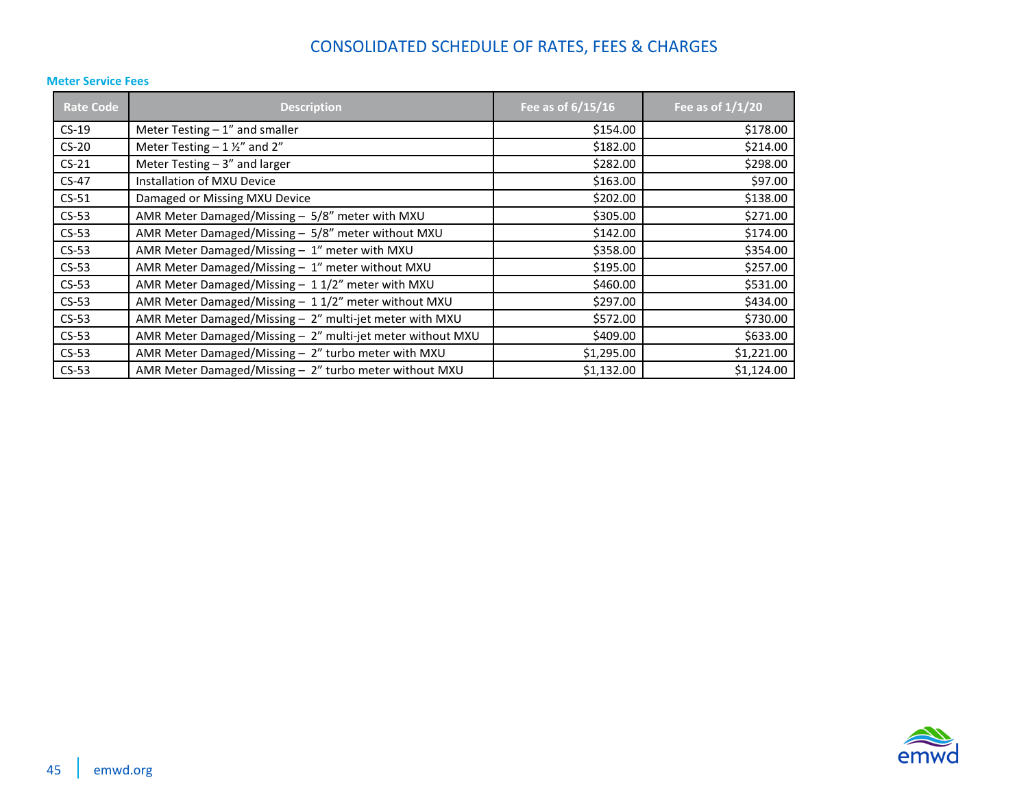# CONSOLIDATED SCHEDULE OF RATES, FEES & CHARGES

## Meter Service Fees

| Rate Code | Description | Fee as of 6/15/16 | Fee as of 1/1/20 |
|---|---|---|---|
| CS-19 | Meter Testing – 1” and smaller | $154.00 | $178.00 |
| CS-20 | Meter Testing – 1 ½” and 2” | $182.00 | $214.00 |
| CS-21 | Meter Testing – 3” and larger | $282.00 | $298.00 |
| CS-47 | Installation of MXU Device | $163.00 | $97.00 |
| CS-51 | Damaged or Missing MXU Device | $202.00 | $138.00 |
| CS-53 | AMR Meter Damaged/Missing – 5/8” meter with MXU | $305.00 | $271.00 |
| CS-53 | AMR Meter Damaged/Missing – 5/8” meter without MXU | $142.00 | $174.00 |
| CS-53 | AMR Meter Damaged/Missing – 1” meter with MXU | $358.00 | $354.00 |
| CS-53 | AMR Meter Damaged/Missing – 1” meter without MXU | $195.00 | $257.00 |
| CS-53 | AMR Meter Damaged/Missing – 1 1/2” meter with MXU | $460.00 | $531.00 |
| CS-53 | AMR Meter Damaged/Missing – 1 1/2” meter without MXU | $297.00 | $434.00 |
| CS-53 | AMR Meter Damaged/Missing – 2” multi-jet meter with MXU | $572.00 | $730.00 |
| CS-53 | AMR Meter Damaged/Missing – 2” multi-jet meter without MXU | $409.00 | $633.00 |
| CS-53 | AMR Meter Damaged/Missing – 2” turbo meter with MXU | $1,295.00 | $1,221.00 |
| CS-53 | AMR Meter Damaged/Missing – 2” turbo meter without MXU | $1,132.00 | $1,124.00 |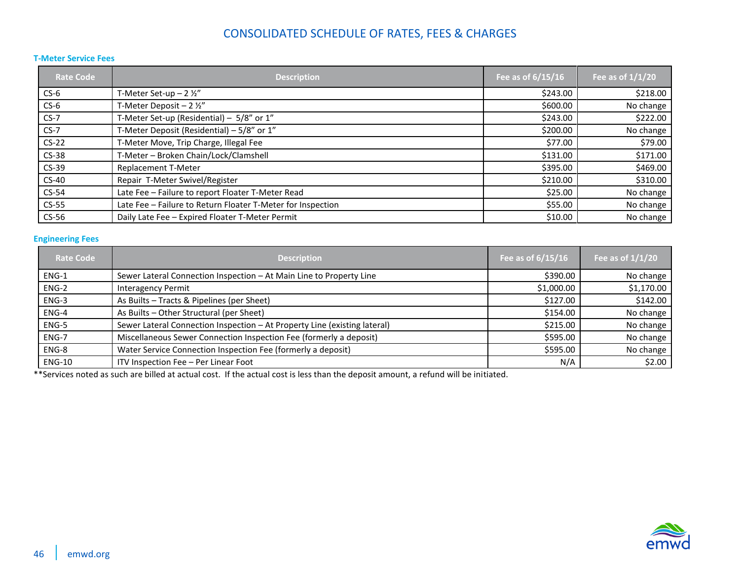# CONSOLIDATED SCHEDULE OF RATES, FEES & CHARGES

### T-Meter Service Fees

| Rate Code | Description | Fee as of 6/15/16 | Fee as of 1/1/20 |
|---|---|---|---|
| CS-6 | T-Meter Set-up – 2 ½" | $243.00 | $218.00 |
| CS-6 | T-Meter Deposit – 2 ½" | $600.00 | No change |
| CS-7 | T-Meter Set-up (Residential) – 5/8" or 1" | $243.00 | $222.00 |
| CS-7 | T-Meter Deposit (Residential) – 5/8" or 1" | $200.00 | No change |
| CS-22 | T-Meter Move, Trip Charge, Illegal Fee | $77.00 | $79.00 |
| CS-38 | T-Meter – Broken Chain/Lock/Clamshell | $131.00 | $171.00 |
| CS-39 | Replacement T-Meter | $395.00 | $469.00 |
| CS-40 | Repair T-Meter Swivel/Register | $210.00 | $310.00 |
| CS-54 | Late Fee – Failure to report Floater T-Meter Read | $25.00 | No change |
| CS-55 | Late Fee – Failure to Return Floater T-Meter for Inspection | $55.00 | No change |
| CS-56 | Daily Late Fee – Expired Floater T-Meter Permit | $10.00 | No change |

### Engineering Fees

| Rate Code | Description | Fee as of 6/15/16 | Fee as of 1/1/20 |
|---|---|---|---|
| ENG-1 | Sewer Lateral Connection Inspection – At Main Line to Property Line | $390.00 | No change |
| ENG-2 | Interagency Permit | $1,000.00 | $1,170.00 |
| ENG-3 | As Builts – Tracts & Pipelines (per Sheet) | $127.00 | $142.00 |
| ENG-4 | As Builts – Other Structural (per Sheet) | $154.00 | No change |
| ENG-5 | Sewer Lateral Connection Inspection – At Property Line (existing lateral) | $215.00 | No change |
| ENG-7 | Miscellaneous Sewer Connection Inspection Fee (formerly a deposit) | $595.00 | No change |
| ENG-8 | Water Service Connection Inspection Fee (formerly a deposit) | $595.00 | No change |
| ENG-10 | ITV Inspection Fee – Per Linear Foot | N/A | $2.00 |

**Services noted as such are billed at actual cost. If the actual cost is less than the deposit amount, a refund will be initiated.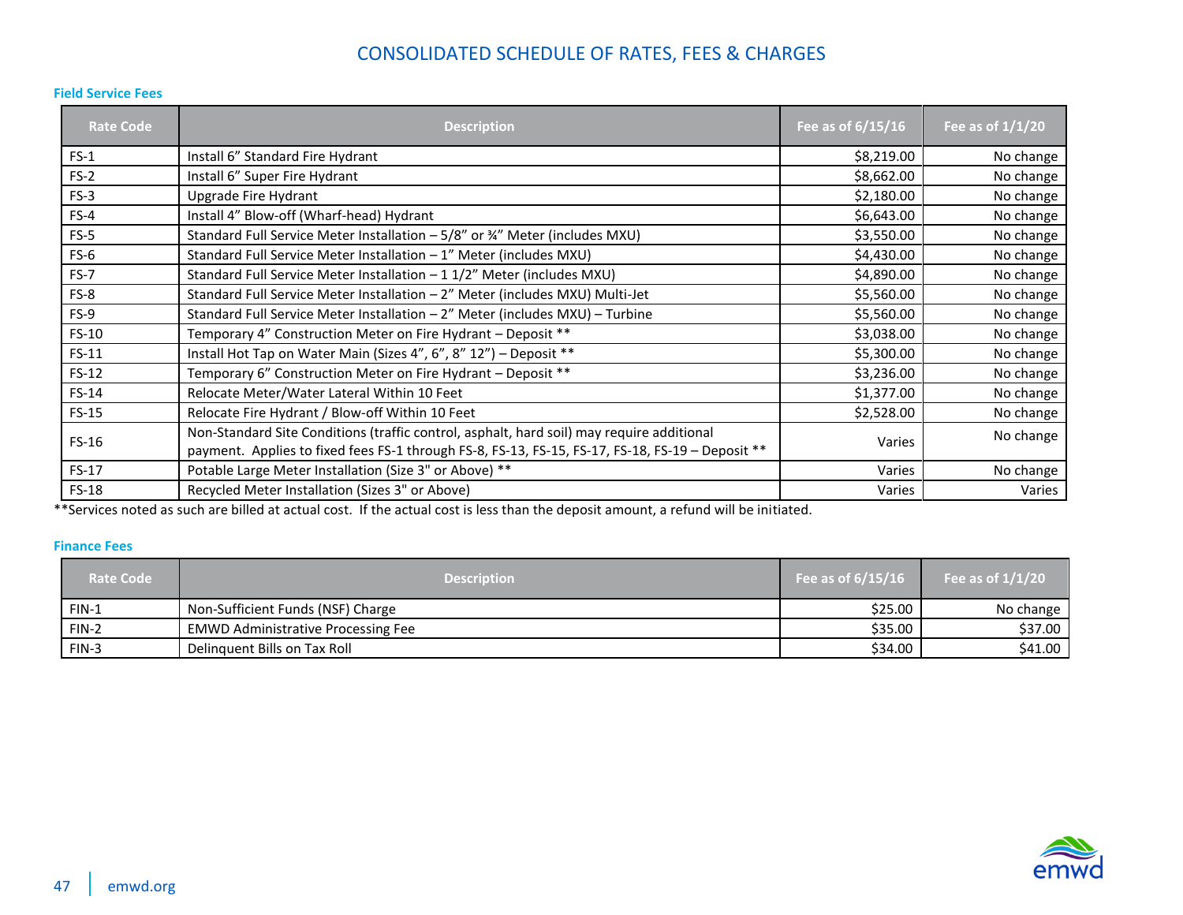# CONSOLIDATED SCHEDULE OF RATES, FEES & CHARGES

### Field Service Fees

| Rate Code | Description | Fee as of 6/15/16 | Fee as of 1/1/20 |
|---|---|---|---|
| FS-1 | Install 6" Standard Fire Hydrant | $8,219.00 | No change |
| FS-2 | Install 6" Super Fire Hydrant | $8,662.00 | No change |
| FS-3 | Upgrade Fire Hydrant | $2,180.00 | No change |
| FS-4 | Install 4" Blow-off (Wharf-head) Hydrant | $6,643.00 | No change |
| FS-5 | Standard Full Service Meter Installation – 5/8" or ¾" Meter (includes MXU) | $3,550.00 | No change |
| FS-6 | Standard Full Service Meter Installation – 1" Meter (includes MXU) | $4,430.00 | No change |
| FS-7 | Standard Full Service Meter Installation – 1 1/2" Meter (includes MXU) | $4,890.00 | No change |
| FS-8 | Standard Full Service Meter Installation – 2" Meter (includes MXU) Multi-Jet | $5,560.00 | No change |
| FS-9 | Standard Full Service Meter Installation – 2" Meter (includes MXU) – Turbine | $5,560.00 | No change |
| FS-10 | Temporary 4" Construction Meter on Fire Hydrant – Deposit ** | $3,038.00 | No change |
| FS-11 | Install Hot Tap on Water Main (Sizes 4", 6", 8" 12") – Deposit ** | $5,300.00 | No change |
| FS-12 | Temporary 6" Construction Meter on Fire Hydrant – Deposit ** | $3,236.00 | No change |
| FS-14 | Relocate Meter/Water Lateral Within 10 Feet | $1,377.00 | No change |
| FS-15 | Relocate Fire Hydrant / Blow-off Within 10 Feet | $2,528.00 | No change |
| FS-16 | Non-Standard Site Conditions (traffic control, asphalt, hard soil) may require additional payment. Applies to fixed fees FS-1 through FS-8, FS-13, FS-15, FS-17, FS-18, FS-19 – Deposit ** | Varies | No change |
| FS-17 | Potable Large Meter Installation (Size 3" or Above) ** | Varies | No change |
| FS-18 | Recycled Meter Installation (Sizes 3" or Above) | Varies | Varies |

**Services noted as such are billed at actual cost. If the actual cost is less than the deposit amount, a refund will be initiated.

### Finance Fees

| Rate Code | Description | Fee as of 6/15/16 | Fee as of 1/1/20 |
|---|---|---|---|
| FIN-1 | Non-Sufficient Funds (NSF) Charge | $25.00 | No change |
| FIN-2 | EMWD Administrative Processing Fee | $35.00 | $37.00 |
| FIN-3 | Delinquent Bills on Tax Roll | $34.00 | $41.00 |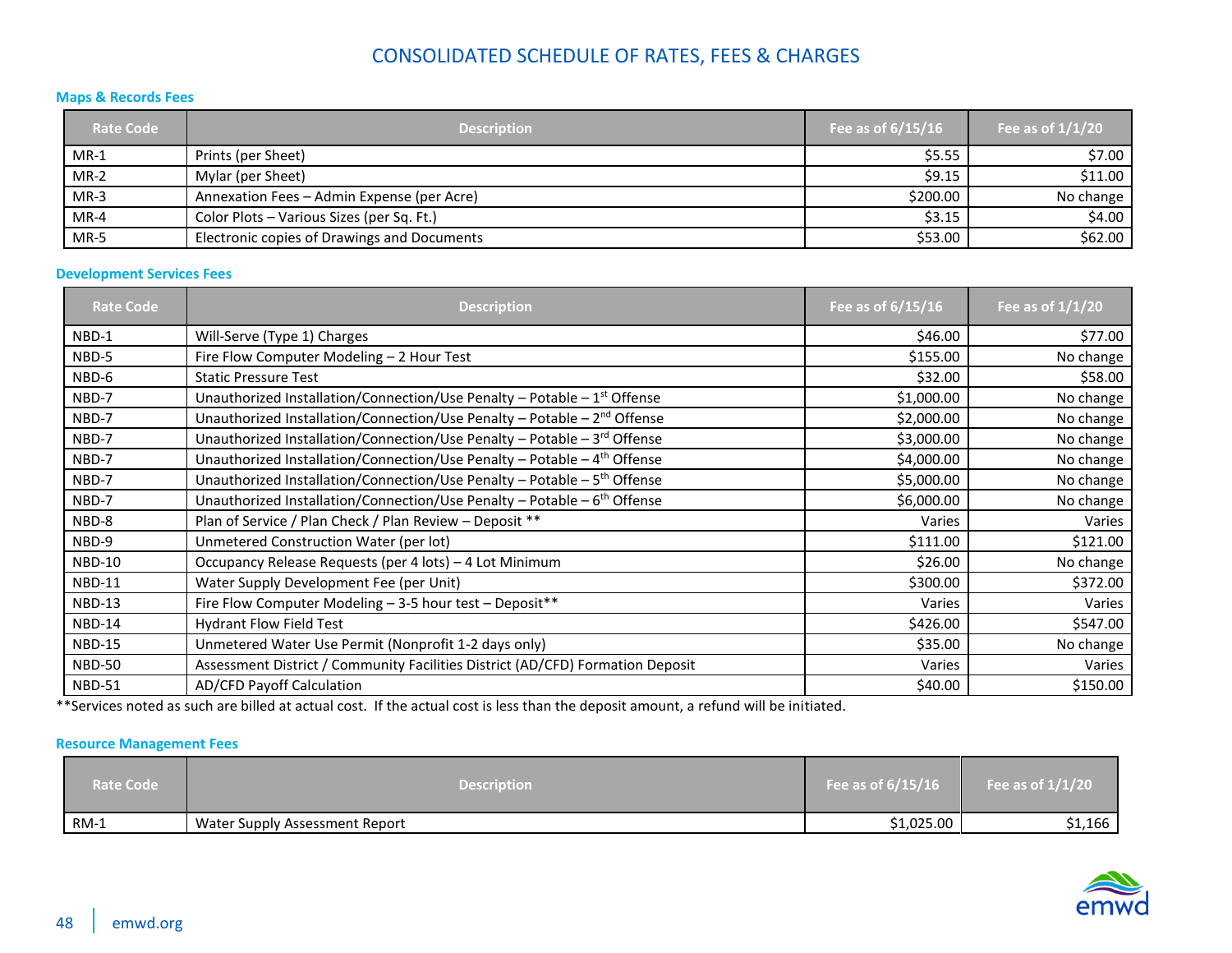# CONSOLIDATED SCHEDULE OF RATES, FEES & CHARGES

### Maps & Records Fees

| Rate Code | Description | Fee as of 6/15/16 | Fee as of 1/1/20 |
|---|---|---|---|
| MR-1 | Prints (per Sheet) | $5.55 | $7.00 |
| MR-2 | Mylar (per Sheet) | $9.15 | $11.00 |
| MR-3 | Annexation Fees – Admin Expense (per Acre) | $200.00 | No change |
| MR-4 | Color Plots – Various Sizes (per Sq. Ft.) | $3.15 | $4.00 |
| MR-5 | Electronic copies of Drawings and Documents | $53.00 | $62.00 |

### Development Services Fees

| Rate Code | Description | Fee as of 6/15/16 | Fee as of 1/1/20 |
|---|---|---|---|
| NBD-1 | Will-Serve (Type 1) Charges | $46.00 | $77.00 |
| NBD-5 | Fire Flow Computer Modeling – 2 Hour Test | $155.00 | No change |
| NBD-6 | Static Pressure Test | $32.00 | $58.00 |
| NBD-7 | Unauthorized Installation/Connection/Use Penalty – Potable – 1st Offense | $1,000.00 | No change |
| NBD-7 | Unauthorized Installation/Connection/Use Penalty – Potable – 2nd Offense | $2,000.00 | No change |
| NBD-7 | Unauthorized Installation/Connection/Use Penalty – Potable – 3rd Offense | $3,000.00 | No change |
| NBD-7 | Unauthorized Installation/Connection/Use Penalty – Potable – 4th Offense | $4,000.00 | No change |
| NBD-7 | Unauthorized Installation/Connection/Use Penalty – Potable – 5th Offense | $5,000.00 | No change |
| NBD-7 | Unauthorized Installation/Connection/Use Penalty – Potable – 6th Offense | $6,000.00 | No change |
| NBD-8 | Plan of Service / Plan Check / Plan Review – Deposit ** | Varies | Varies |
| NBD-9 | Unmetered Construction Water (per lot) | $111.00 | $121.00 |
| NBD-10 | Occupancy Release Requests (per 4 lots) – 4 Lot Minimum | $26.00 | No change |
| NBD-11 | Water Supply Development Fee (per Unit) | $300.00 | $372.00 |
| NBD-13 | Fire Flow Computer Modeling – 3-5 hour test – Deposit** | Varies | Varies |
| NBD-14 | Hydrant Flow Field Test | $426.00 | $547.00 |
| NBD-15 | Unmetered Water Use Permit (Nonprofit 1-2 days only) | $35.00 | No change |
| NBD-50 | Assessment District / Community Facilities District (AD/CFD) Formation Deposit | Varies | Varies |
| NBD-51 | AD/CFD Payoff Calculation | $40.00 | $150.00 |

**Services noted as such are billed at actual cost. If the actual cost is less than the deposit amount, a refund will be initiated.

### Resource Management Fees

| Rate Code | Description | Fee as of 6/15/16 | Fee as of 1/1/20 |
|---|---|---|---|
| RM-1 | Water Supply Assessment Report | $1,025.00 | $1,166 |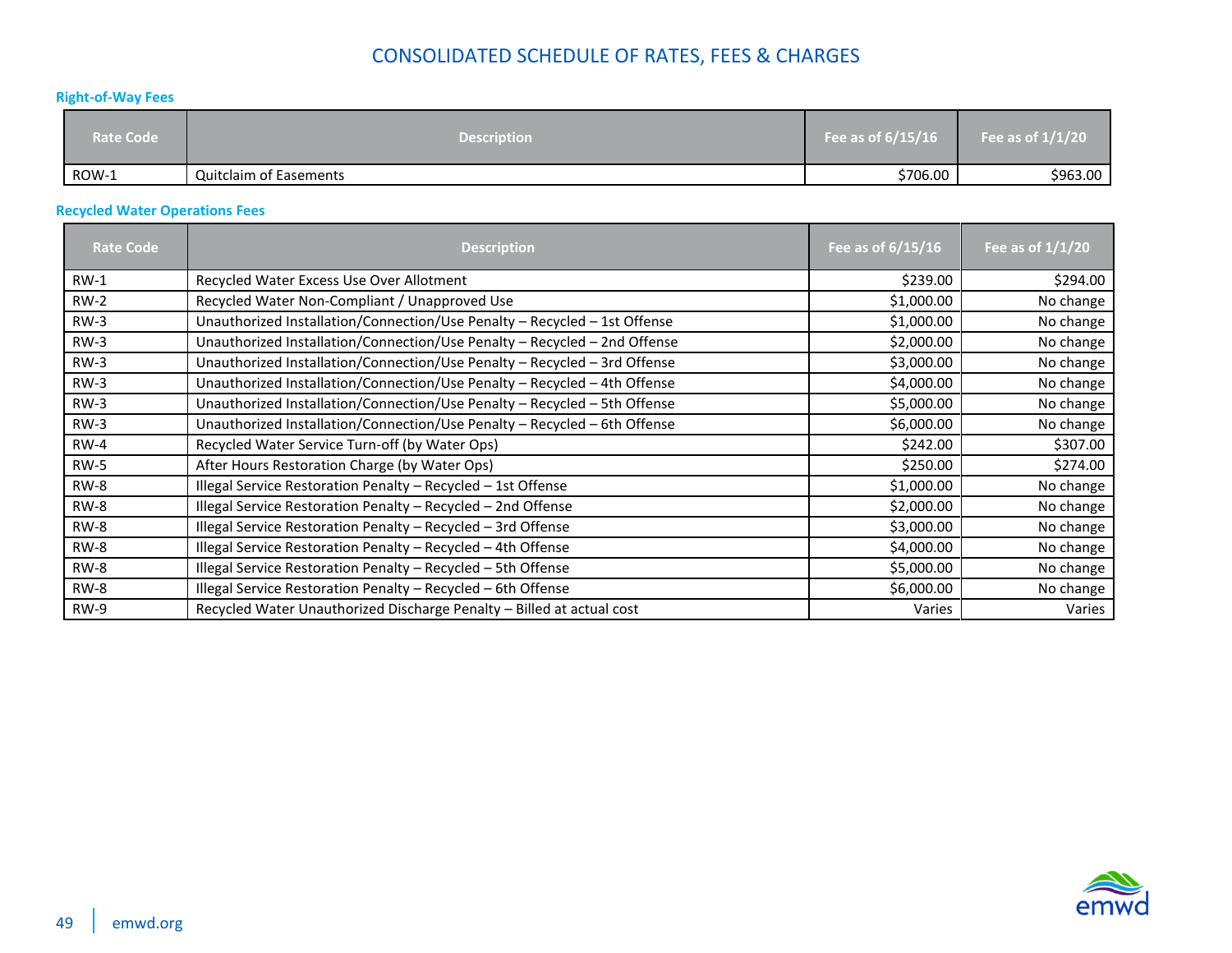# CONSOLIDATED SCHEDULE OF RATES, FEES & CHARGES

### Right-of-Way Fees

| Rate Code | Description | Fee as of 6/15/16 | Fee as of 1/1/20 |
|---|---|---|---|
| ROW-1 | Quitclaim of Easements | $706.00 | $963.00 |

### Recycled Water Operations Fees

| Rate Code | Description | Fee as of 6/15/16 | Fee as of 1/1/20 |
|---|---|---|---|
| RW-1 | Recycled Water Excess Use Over Allotment | $239.00 | $294.00 |
| RW-2 | Recycled Water Non-Compliant / Unapproved Use | $1,000.00 | No change |
| RW-3 | Unauthorized Installation/Connection/Use Penalty – Recycled – 1st Offense | $1,000.00 | No change |
| RW-3 | Unauthorized Installation/Connection/Use Penalty – Recycled – 2nd Offense | $2,000.00 | No change |
| RW-3 | Unauthorized Installation/Connection/Use Penalty – Recycled – 3rd Offense | $3,000.00 | No change |
| RW-3 | Unauthorized Installation/Connection/Use Penalty – Recycled – 4th Offense | $4,000.00 | No change |
| RW-3 | Unauthorized Installation/Connection/Use Penalty – Recycled – 5th Offense | $5,000.00 | No change |
| RW-3 | Unauthorized Installation/Connection/Use Penalty – Recycled – 6th Offense | $6,000.00 | No change |
| RW-4 | Recycled Water Service Turn-off (by Water Ops) | $242.00 | $307.00 |
| RW-5 | After Hours Restoration Charge (by Water Ops) | $250.00 | $274.00 |
| RW-8 | Illegal Service Restoration Penalty – Recycled – 1st Offense | $1,000.00 | No change |
| RW-8 | Illegal Service Restoration Penalty – Recycled – 2nd Offense | $2,000.00 | No change |
| RW-8 | Illegal Service Restoration Penalty – Recycled – 3rd Offense | $3,000.00 | No change |
| RW-8 | Illegal Service Restoration Penalty – Recycled – 4th Offense | $4,000.00 | No change |
| RW-8 | Illegal Service Restoration Penalty – Recycled – 5th Offense | $5,000.00 | No change |
| RW-8 | Illegal Service Restoration Penalty – Recycled – 6th Offense | $6,000.00 | No change |
| RW-9 | Recycled Water Unauthorized Discharge Penalty – Billed at actual cost | Varies | Varies |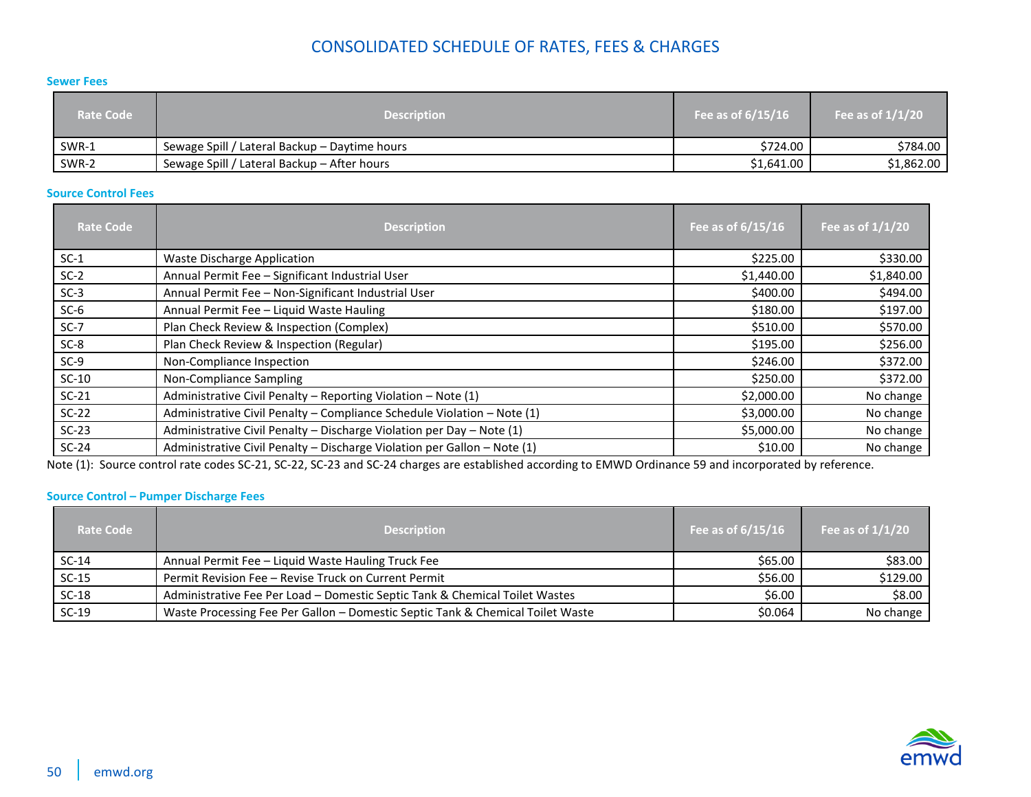# CONSOLIDATED SCHEDULE OF RATES, FEES & CHARGES

### Sewer Fees

| Rate Code | Description | Fee as of 6/15/16 | Fee as of 1/1/20 |
|---|---|---|---|
| SWR-1 | Sewage Spill / Lateral Backup – Daytime hours | $724.00 | $784.00 |
| SWR-2 | Sewage Spill / Lateral Backup – After hours | $1,641.00 | $1,862.00 |

### Source Control Fees

| Rate Code | Description | Fee as of 6/15/16 | Fee as of 1/1/20 |
|---|---|---|---|
| SC-1 | Waste Discharge Application | $225.00 | $330.00 |
| SC-2 | Annual Permit Fee – Significant Industrial User | $1,440.00 | $1,840.00 |
| SC-3 | Annual Permit Fee – Non-Significant Industrial User | $400.00 | $494.00 |
| SC-6 | Annual Permit Fee – Liquid Waste Hauling | $180.00 | $197.00 |
| SC-7 | Plan Check Review & Inspection (Complex) | $510.00 | $570.00 |
| SC-8 | Plan Check Review & Inspection (Regular) | $195.00 | $256.00 |
| SC-9 | Non-Compliance Inspection | $246.00 | $372.00 |
| SC-10 | Non-Compliance Sampling | $250.00 | $372.00 |
| SC-21 | Administrative Civil Penalty – Reporting Violation – Note (1) | $2,000.00 | No change |
| SC-22 | Administrative Civil Penalty – Compliance Schedule Violation – Note (1) | $3,000.00 | No change |
| SC-23 | Administrative Civil Penalty – Discharge Violation per Day – Note (1) | $5,000.00 | No change |
| SC-24 | Administrative Civil Penalty – Discharge Violation per Gallon – Note (1) | $10.00 | No change |

Note (1): Source control rate codes SC-21, SC-22, SC-23 and SC-24 charges are established according to EMWD Ordinance 59 and incorporated by reference.

### Source Control – Pumper Discharge Fees

| Rate Code | Description | Fee as of 6/15/16 | Fee as of 1/1/20 |
|---|---|---|---|
| SC-14 | Annual Permit Fee – Liquid Waste Hauling Truck Fee | $65.00 | $83.00 |
| SC-15 | Permit Revision Fee – Revise Truck on Current Permit | $56.00 | $129.00 |
| SC-18 | Administrative Fee Per Load – Domestic Septic Tank & Chemical Toilet Wastes | $6.00 | $8.00 |
| SC-19 | Waste Processing Fee Per Gallon – Domestic Septic Tank & Chemical Toilet Waste | $0.064 | No change |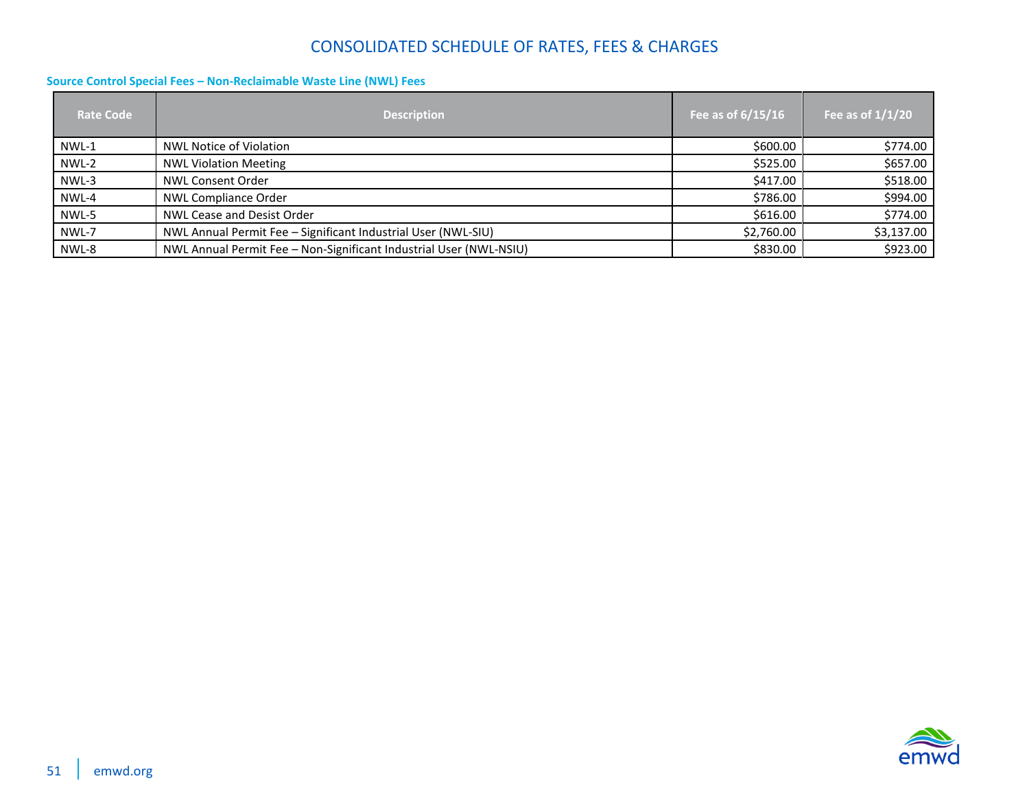# CONSOLIDATED SCHEDULE OF RATES, FEES & CHARGES

### Source Control Special Fees – Non-Reclaimable Waste Line (NWL) Fees

| Rate Code | Description | Fee as of 6/15/16 | Fee as of 1/1/20 |
|---|---|---|---|
| NWL-1 | NWL Notice of Violation | $600.00 | $774.00 |
| NWL-2 | NWL Violation Meeting | $525.00 | $657.00 |
| NWL-3 | NWL Consent Order | $417.00 | $518.00 |
| NWL-4 | NWL Compliance Order | $786.00 | $994.00 |
| NWL-5 | NWL Cease and Desist Order | $616.00 | $774.00 |
| NWL-7 | NWL Annual Permit Fee – Significant Industrial User (NWL-SIU) | $2,760.00 | $3,137.00 |
| NWL-8 | NWL Annual Permit Fee – Non-Significant Industrial User (NWL-NSIU) | $830.00 | $923.00 |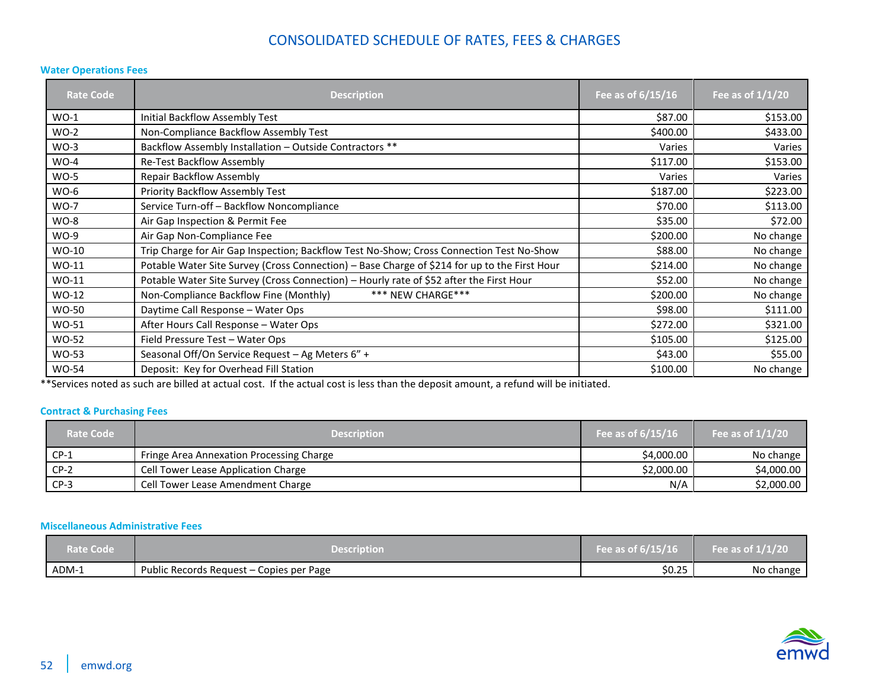# CONSOLIDATED SCHEDULE OF RATES, FEES & CHARGES

### Water Operations Fees

| Rate Code | Description | Fee as of 6/15/16 | Fee as of 1/1/20 |
|---|---|---|---|
| WO-1 | Initial Backflow Assembly Test | $87.00 | $153.00 |
| WO-2 | Non-Compliance Backflow Assembly Test | $400.00 | $433.00 |
| WO-3 | Backflow Assembly Installation – Outside Contractors ** | Varies | Varies |
| WO-4 | Re-Test Backflow Assembly | $117.00 | $153.00 |
| WO-5 | Repair Backflow Assembly | Varies | Varies |
| WO-6 | Priority Backflow Assembly Test | $187.00 | $223.00 |
| WO-7 | Service Turn-off – Backflow Noncompliance | $70.00 | $113.00 |
| WO-8 | Air Gap Inspection & Permit Fee | $35.00 | $72.00 |
| WO-9 | Air Gap Non-Compliance Fee | $200.00 | No change |
| WO-10 | Trip Charge for Air Gap Inspection; Backflow Test No-Show; Cross Connection Test No-Show | $88.00 | No change |
| WO-11 | Potable Water Site Survey (Cross Connection) – Base Charge of $214 for up to the First Hour | $214.00 | No change |
| WO-11 | Potable Water Site Survey (Cross Connection) – Hourly rate of $52 after the First Hour | $52.00 | No change |
| WO-12 | Non-Compliance Backflow Fine (Monthly) *** NEW CHARGE*** | $200.00 | No change |
| WO-50 | Daytime Call Response – Water Ops | $98.00 | $111.00 |
| WO-51 | After Hours Call Response – Water Ops | $272.00 | $321.00 |
| WO-52 | Field Pressure Test – Water Ops | $105.00 | $125.00 |
| WO-53 | Seasonal Off/On Service Request – Ag Meters 6" + | $43.00 | $55.00 |
| WO-54 | Deposit: Key for Overhead Fill Station | $100.00 | No change |

**Services noted as such are billed at actual cost. If the actual cost is less than the deposit amount, a refund will be initiated.

### Contract & Purchasing Fees

| Rate Code | Description | Fee as of 6/15/16 | Fee as of 1/1/20 |
|---|---|---|---|
| CP-1 | Fringe Area Annexation Processing Charge | $4,000.00 | No change |
| CP-2 | Cell Tower Lease Application Charge | $2,000.00 | $4,000.00 |
| CP-3 | Cell Tower Lease Amendment Charge | N/A | $2,000.00 |

### Miscellaneous Administrative Fees

| Rate Code | Description | Fee as of 6/15/16 | Fee as of 1/1/20 |
|---|---|---|---|
| ADM-1 | Public Records Request – Copies per Page | $0.25 | No change |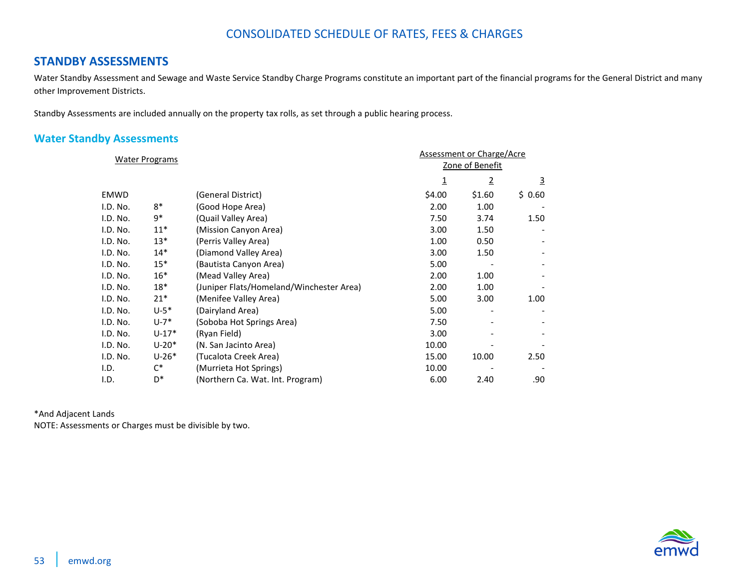CONSOLIDATED SCHEDULE OF RATES, FEES & CHARGES

## STANDBY ASSESSMENTS

Water Standby Assessment and Sewage and Waste Service Standby Charge Programs constitute an important part of the financial programs for the General District and many other Improvement Districts.

Standby Assessments are included annually on the property tax rolls, as set through a public hearing process.

### Water Standby Assessments

| Water Programs | | | Assessment or Charge/Acre Zone of Benefit | | |
|---|---|---|---|---|---|
| | | | 1 | 2 | 3 |
| EMWD | | (General District) | $4.00 | $1.60 | $ 0.60 |
| I.D. No. | 8* | (Good Hope Area) | 2.00 | 1.00 | - |
| I.D. No. | 9* | (Quail Valley Area) | 7.50 | 3.74 | 1.50 |
| I.D. No. | 11* | (Mission Canyon Area) | 3.00 | 1.50 | - |
| I.D. No. | 13* | (Perris Valley Area) | 1.00 | 0.50 | - |
| I.D. No. | 14* | (Diamond Valley Area) | 3.00 | 1.50 | - |
| I.D. No. | 15* | (Bautista Canyon Area) | 5.00 | - | - |
| I.D. No. | 16* | (Mead Valley Area) | 2.00 | 1.00 | - |
| I.D. No. | 18* | (Juniper Flats/Homeland/Winchester Area) | 2.00 | 1.00 | - |
| I.D. No. | 21* | (Menifee Valley Area) | 5.00 | 3.00 | 1.00 |
| I.D. No. | U-5* | (Dairyland Area) | 5.00 | - | - |
| I.D. No. | U-7* | (Soboba Hot Springs Area) | 7.50 | - | - |
| I.D. No. | U-17* | (Ryan Field) | 3.00 | - | - |
| I.D. No. | U-20* | (N. San Jacinto Area) | 10.00 | - | - |
| I.D. No. | U-26* | (Tucalota Creek Area) | 15.00 | 10.00 | 2.50 |
| I.D. | C* | (Murrieta Hot Springs) | 10.00 | - | - |
| I.D. | D* | (Northern Ca. Wat. Int. Program) | 6.00 | 2.40 | .90 |

*And Adjacent Lands

NOTE: Assessments or Charges must be divisible by two.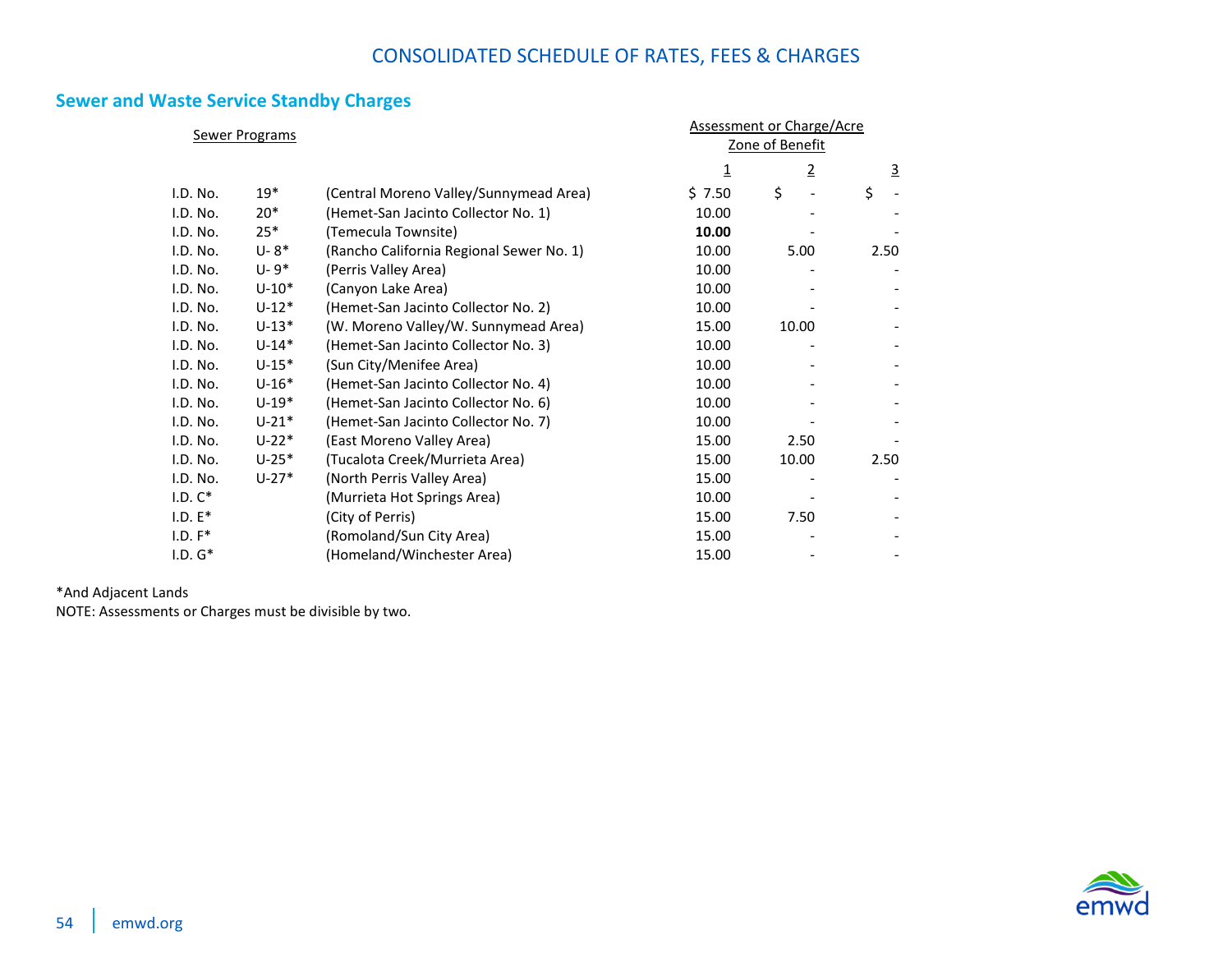# CONSOLIDATED SCHEDULE OF RATES, FEES & CHARGES

## Sewer and Waste Service Standby Charges

| Sewer Programs | | | Assessment or Charge/Acre Zone of Benefit | | |
|---|---|---|---|---|---|
| | | | 1 | 2 | 3 |
| I.D. No. | 19* | (Central Moreno Valley/Sunnymead Area) | $ 7.50 | $ - | $ - |
| I.D. No. | 20* | (Hemet-San Jacinto Collector No. 1) | 10.00 | - | - |
| I.D. No. | 25* | (Temecula Townsite) | **10.00** | - | - |
| I.D. No. | U- 8* | (Rancho California Regional Sewer No. 1) | 10.00 | 5.00 | 2.50 |
| I.D. No. | U- 9* | (Perris Valley Area) | 10.00 | - | - |
| I.D. No. | U-10* | (Canyon Lake Area) | 10.00 | - | - |
| I.D. No. | U-12* | (Hemet-San Jacinto Collector No. 2) | 10.00 | - | - |
| I.D. No. | U-13* | (W. Moreno Valley/W. Sunnymead Area) | 15.00 | 10.00 | - |
| I.D. No. | U-14* | (Hemet-San Jacinto Collector No. 3) | 10.00 | - | - |
| I.D. No. | U-15* | (Sun City/Menifee Area) | 10.00 | - | - |
| I.D. No. | U-16* | (Hemet-San Jacinto Collector No. 4) | 10.00 | - | - |
| I.D. No. | U-19* | (Hemet-San Jacinto Collector No. 6) | 10.00 | - | - |
| I.D. No. | U-21* | (Hemet-San Jacinto Collector No. 7) | 10.00 | - | - |
| I.D. No. | U-22* | (East Moreno Valley Area) | 15.00 | 2.50 | - |
| I.D. No. | U-25* | (Tucalota Creek/Murrieta Area) | 15.00 | 10.00 | 2.50 |
| I.D. No. | U-27* | (North Perris Valley Area) | 15.00 | - | - |
| I.D. C* | | (Murrieta Hot Springs Area) | 10.00 | - | - |
| I.D. E* | | (City of Perris) | 15.00 | 7.50 | - |
| I.D. F* | | (Romoland/Sun City Area) | 15.00 | - | - |
| I.D. G* | | (Homeland/Winchester Area) | 15.00 | - | - |

*And Adjacent Lands

NOTE: Assessments or Charges must be divisible by two.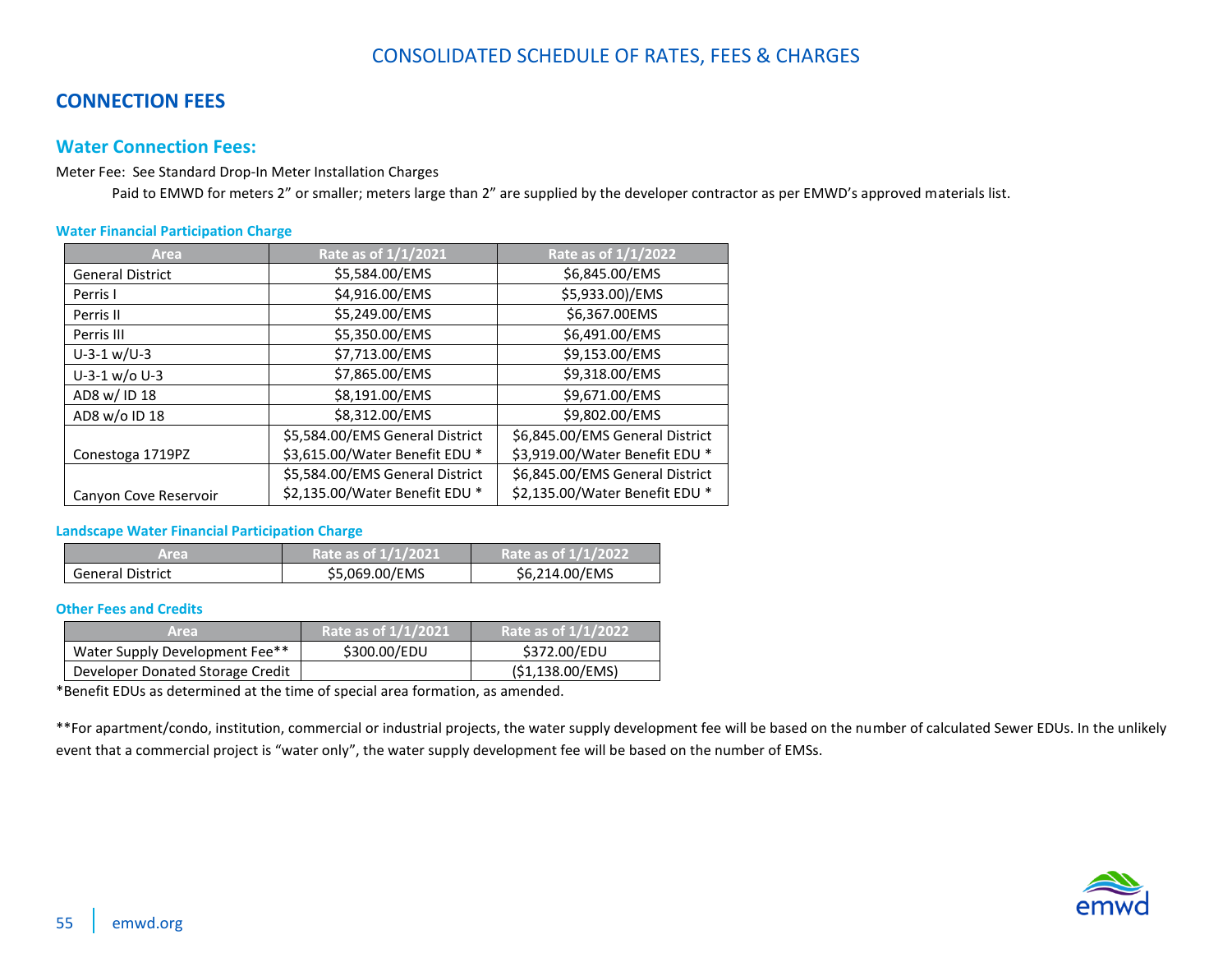# CONSOLIDATED SCHEDULE OF RATES, FEES & CHARGES

## CONNECTION FEES

### Water Connection Fees:

Meter Fee: See Standard Drop-In Meter Installation Charges

Paid to EMWD for meters 2" or smaller; meters large than 2" are supplied by the developer contractor as per EMWD's approved materials list.

#### Water Financial Participation Charge

| Area | Rate as of 1/1/2021 | Rate as of 1/1/2022 |
|---|---|---|
| General District | $5,584.00/EMS | $6,845.00/EMS |
| Perris I | $4,916.00/EMS | $5,933.00)/EMS |
| Perris II | $5,249.00/EMS | $6,367.00EMS |
| Perris III | $5,350.00/EMS | $6,491.00/EMS |
| U-3-1 w/U-3 | $7,713.00/EMS | $9,153.00/EMS |
| U-3-1 w/o U-3 | $7,865.00/EMS | $9,318.00/EMS |
| AD8 w/ ID 18 | $8,191.00/EMS | $9,671.00/EMS |
| AD8 w/o ID 18 | $8,312.00/EMS | $9,802.00/EMS |
| Conestoga 1719PZ | $5,584.00/EMS General District<br>$3,615.00/Water Benefit EDU * | $6,845.00/EMS General District<br>$3,919.00/Water Benefit EDU * |
| Canyon Cove Reservoir | $5,584.00/EMS General District<br>$2,135.00/Water Benefit EDU * | $6,845.00/EMS General District<br>$2,135.00/Water Benefit EDU * |

#### Landscape Water Financial Participation Charge

| Area | Rate as of 1/1/2021 | Rate as of 1/1/2022 |
|---|---|---|
| General District | $5,069.00/EMS | $6,214.00/EMS |

#### Other Fees and Credits

| Area | Rate as of 1/1/2021 | Rate as of 1/1/2022 |
|---|---|---|
| Water Supply Development Fee** | $300.00/EDU | $372.00/EDU |
| Developer Donated Storage Credit | | ($1,138.00/EMS) |

*Benefit EDUs as determined at the time of special area formation, as amended.

**For apartment/condo, institution, commercial or industrial projects, the water supply development fee will be based on the number of calculated Sewer EDUs. In the unlikely event that a commercial project is "water only", the water supply development fee will be based on the number of EMSs.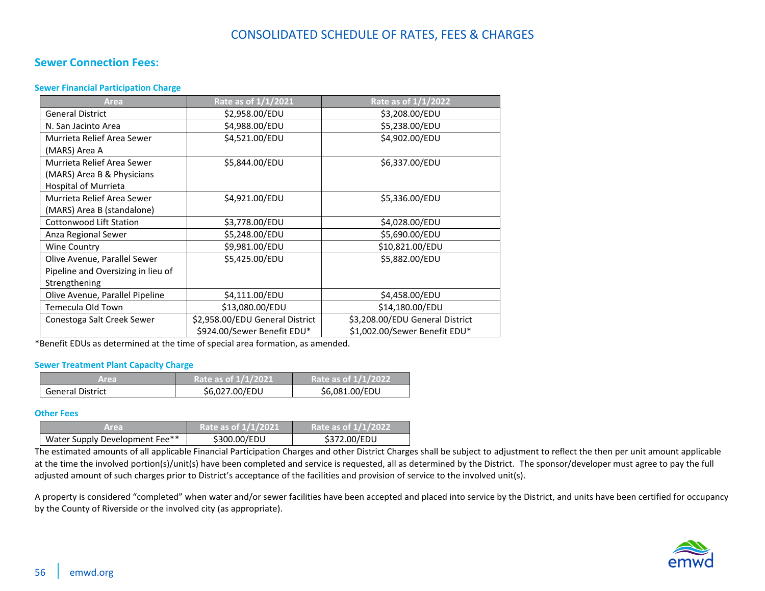# CONSOLIDATED SCHEDULE OF RATES, FEES & CHARGES

## Sewer Connection Fees:

### Sewer Financial Participation Charge

| Area | Rate as of 1/1/2021 | Rate as of 1/1/2022 |
|---|---|---|
| General District | $2,958.00/EDU | $3,208.00/EDU |
| N. San Jacinto Area | $4,988.00/EDU | $5,238.00/EDU |
| Murrieta Relief Area Sewer (MARS) Area A | $4,521.00/EDU | $4,902.00/EDU |
| Murrieta Relief Area Sewer (MARS) Area B & Physicians Hospital of Murrieta | $5,844.00/EDU | $6,337.00/EDU |
| Murrieta Relief Area Sewer (MARS) Area B (standalone) | $4,921.00/EDU | $5,336.00/EDU |
| Cottonwood Lift Station | $3,778.00/EDU | $4,028.00/EDU |
| Anza Regional Sewer | $5,248.00/EDU | $5,690.00/EDU |
| Wine Country | $9,981.00/EDU | $10,821.00/EDU |
| Olive Avenue, Parallel Sewer Pipeline and Oversizing in lieu of Strengthening | $5,425.00/EDU | $5,882.00/EDU |
| Olive Avenue, Parallel Pipeline | $4,111.00/EDU | $4,458.00/EDU |
| Temecula Old Town | $13,080.00/EDU | $14,180.00/EDU |
| Conestoga Salt Creek Sewer | $2,958.00/EDU General District<br>$924.00/Sewer Benefit EDU* | $3,208.00/EDU General District<br>$1,002.00/Sewer Benefit EDU* |

*Benefit EDUs as determined at the time of special area formation, as amended.

### Sewer Treatment Plant Capacity Charge

| Area | Rate as of 1/1/2021 | Rate as of 1/1/2022 |
|---|---|---|
| General District | $6,027.00/EDU | $6,081.00/EDU |

### Other Fees

| Area | Rate as of 1/1/2021 | Rate as of 1/1/2022 |
|---|---|---|
| Water Supply Development Fee** | $300.00/EDU | $372.00/EDU |

The estimated amounts of all applicable Financial Participation Charges and other District Charges shall be subject to adjustment to reflect the then per unit amount applicable at the time the involved portion(s)/unit(s) have been completed and service is requested, all as determined by the District. The sponsor/developer must agree to pay the full adjusted amount of such charges prior to District's acceptance of the facilities and provision of service to the involved unit(s).

A property is considered "completed" when water and/or sewer facilities have been accepted and placed into service by the District, and units have been certified for occupancy by the County of Riverside or the involved city (as appropriate).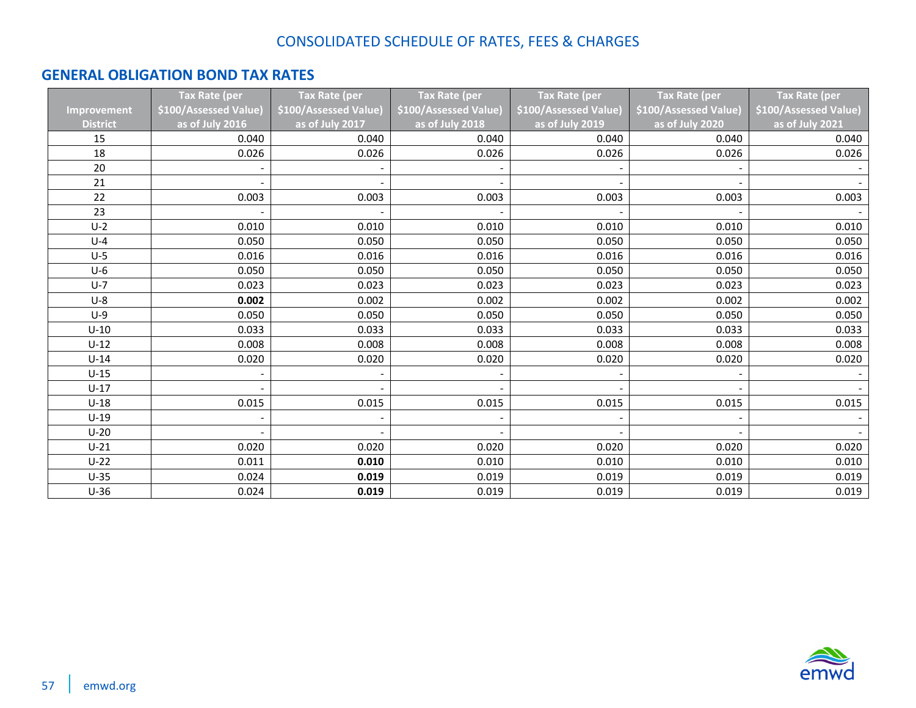CONSOLIDATED SCHEDULE OF RATES, FEES & CHARGES

## GENERAL OBLIGATION BOND TAX RATES

| Improvement District | Tax Rate (per $100/Assessed Value) as of July 2016 | Tax Rate (per $100/Assessed Value) as of July 2017 | Tax Rate (per $100/Assessed Value) as of July 2018 | Tax Rate (per $100/Assessed Value) as of July 2019 | Tax Rate (per $100/Assessed Value) as of July 2020 | Tax Rate (per $100/Assessed Value) as of July 2021 |
|---|---|---|---|---|---|---|
| 15 | 0.040 | 0.040 | 0.040 | 0.040 | 0.040 | 0.040 |
| 18 | 0.026 | 0.026 | 0.026 | 0.026 | 0.026 | 0.026 |
| 20 | - | - | - | - | - | - |
| 21 | - | - | - | - | - | - |
| 22 | 0.003 | 0.003 | 0.003 | 0.003 | 0.003 | 0.003 |
| 23 | - | - | - | - | - | - |
| U-2 | 0.010 | 0.010 | 0.010 | 0.010 | 0.010 | 0.010 |
| U-4 | 0.050 | 0.050 | 0.050 | 0.050 | 0.050 | 0.050 |
| U-5 | 0.016 | 0.016 | 0.016 | 0.016 | 0.016 | 0.016 |
| U-6 | 0.050 | 0.050 | 0.050 | 0.050 | 0.050 | 0.050 |
| U-7 | 0.023 | 0.023 | 0.023 | 0.023 | 0.023 | 0.023 |
| U-8 | **0.002** | 0.002 | 0.002 | 0.002 | 0.002 | 0.002 |
| U-9 | 0.050 | 0.050 | 0.050 | 0.050 | 0.050 | 0.050 |
| U-10 | 0.033 | 0.033 | 0.033 | 0.033 | 0.033 | 0.033 |
| U-12 | 0.008 | 0.008 | 0.008 | 0.008 | 0.008 | 0.008 |
| U-14 | 0.020 | 0.020 | 0.020 | 0.020 | 0.020 | 0.020 |
| U-15 | - | - | - | - | - | - |
| U-17 | - | - | - | - | - | - |
| U-18 | 0.015 | 0.015 | 0.015 | 0.015 | 0.015 | 0.015 |
| U-19 | - | - | - | - | - | - |
| U-20 | - | - | - | - | - | - |
| U-21 | 0.020 | 0.020 | 0.020 | 0.020 | 0.020 | 0.020 |
| U-22 | 0.011 | **0.010** | 0.010 | 0.010 | 0.010 | 0.010 |
| U-35 | 0.024 | **0.019** | 0.019 | 0.019 | 0.019 | 0.019 |
| U-36 | 0.024 | **0.019** | 0.019 | 0.019 | 0.019 | 0.019 |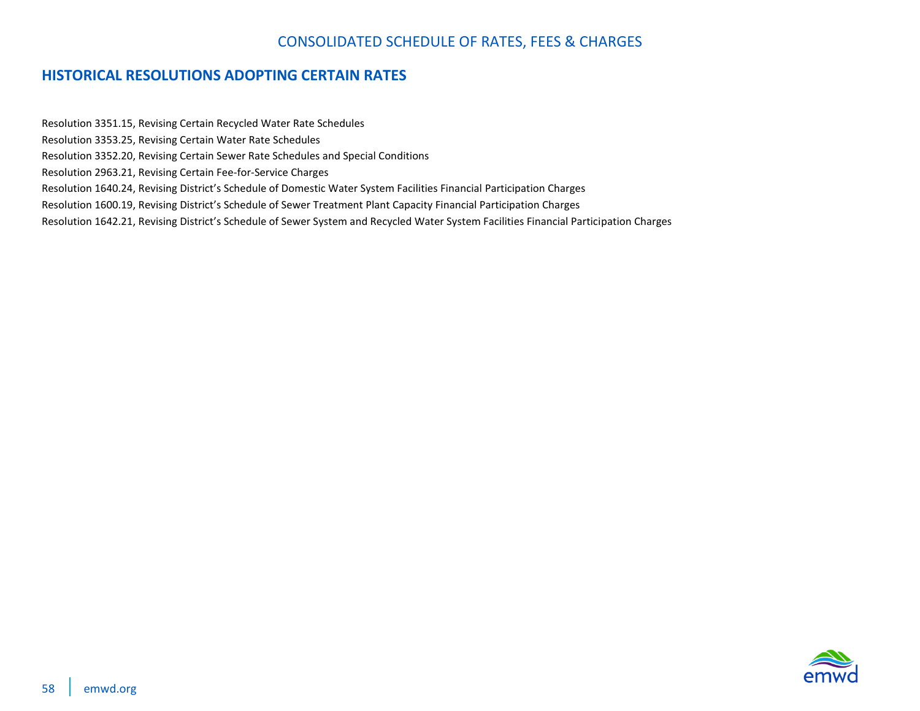## HISTORICAL RESOLUTIONS ADOPTING CERTAIN RATES

Resolution 3351.15, Revising Certain Recycled Water Rate Schedules

Resolution 3353.25, Revising Certain Water Rate Schedules

Resolution 3352.20, Revising Certain Sewer Rate Schedules and Special Conditions

Resolution 2963.21, Revising Certain Fee-for-Service Charges

Resolution 1640.24, Revising District's Schedule of Domestic Water System Facilities Financial Participation Charges

Resolution 1600.19, Revising District's Schedule of Sewer Treatment Plant Capacity Financial Participation Charges

Resolution 1642.21, Revising District's Schedule of Sewer System and Recycled Water System Facilities Financial Participation Charges